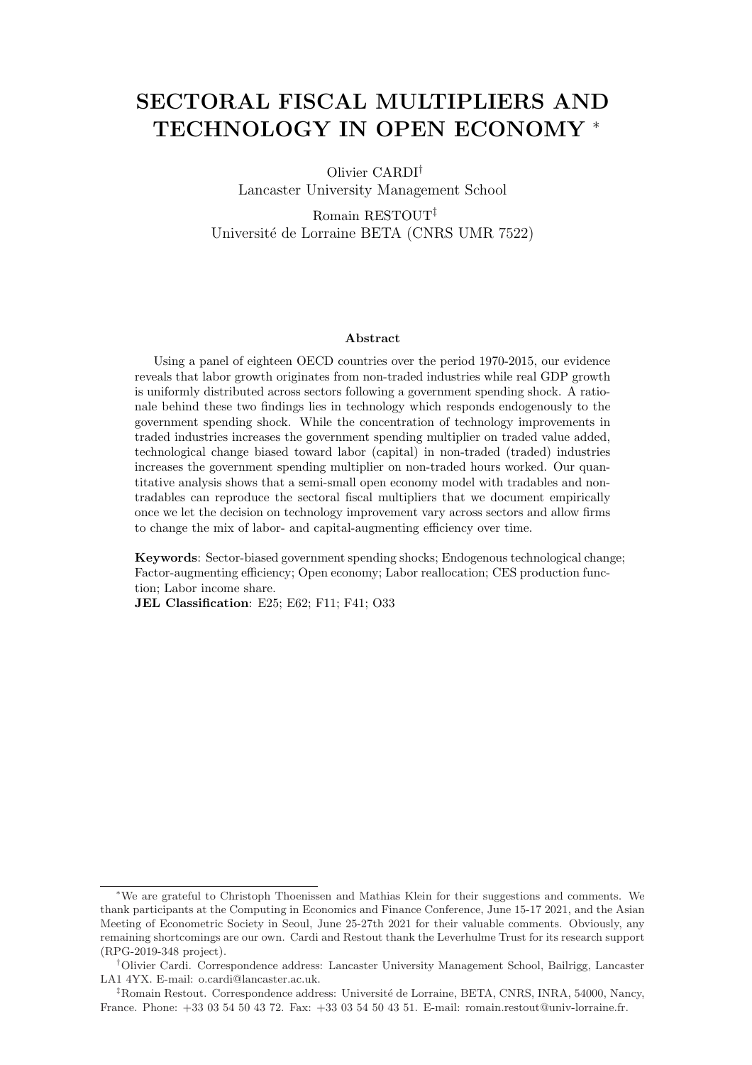# SECTORAL FISCAL MULTIPLIERS AND TECHNOLOGY IN OPEN ECONOMY [*]

Olivier CARDI[†]
Lancaster University Management School

Romain RESTOUT[‡]
Université de Lorraine BETA (CNRS UMR 7522)

### Abstract

Using a panel of eighteen OECD countries over the period 1970-2015, our evidence reveals that labor growth originates from non-traded industries while real GDP growth is uniformly distributed across sectors following a government spending shock. A rationale behind these two findings lies in technology which responds endogenously to the government spending shock. While the concentration of technology improvements in traded industries increases the government spending multiplier on traded value added, technological change biased toward labor (capital) in non-traded (traded) industries increases the government spending multiplier on non-traded hours worked. Our quantitative analysis shows that a semi-small open economy model with tradables and non-tradables can reproduce the sectoral fiscal multipliers that we document empirically once we let the decision on technology improvement vary across sectors and allow firms to change the mix of labor- and capital-augmenting efficiency over time.

**Keywords**: Sector-biased government spending shocks; Endogenous technological change; Factor-augmenting efficiency; Open economy; Labor reallocation; CES production function; Labor income share.
**JEL Classification**: E25; E62; F11; F41; O33

---

[*] We are grateful to Christoph Thoenissen and Mathias Klein for their suggestions and comments. We thank participants at the Computing in Economics and Finance Conference, June 15-17 2021, and the Asian Meeting of Econometric Society in Seoul, June 25-27th 2021 for their valuable comments. Obviously, any remaining shortcomings are our own. Cardi and Restout thank the Leverhulme Trust for its research support (RPG-2019-348 project).

[†] Olivier Cardi. Correspondence address: Lancaster University Management School, Bailrigg, Lancaster LA1 4YX. E-mail: o.cardi@lancaster.ac.uk.

[‡] Romain Restout. Correspondence address: Université de Lorraine, BETA, CNRS, INRA, 54000, Nancy, France. Phone: +33 03 54 50 43 72. Fax: +33 03 54 50 43 51. E-mail: romain.restout@univ-lorraine.fr.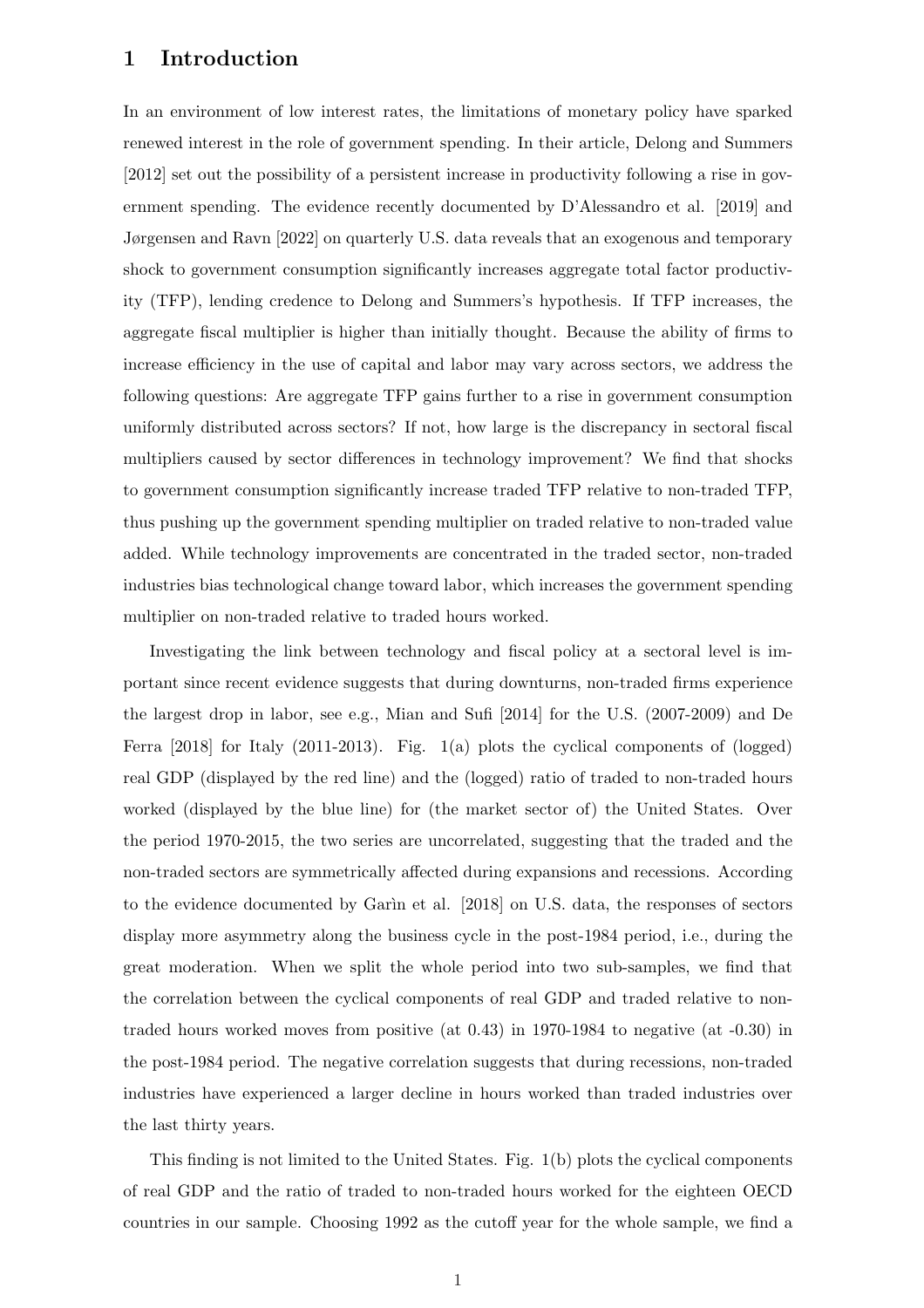# 1 Introduction

In an environment of low interest rates, the limitations of monetary policy have sparked renewed interest in the role of government spending. In their article, Delong and Summers [2012] set out the possibility of a persistent increase in productivity following a rise in government spending. The evidence recently documented by D'Alessandro et al. [2019] and Jørgensen and Ravn [2022] on quarterly U.S. data reveals that an exogenous and temporary shock to government consumption significantly increases aggregate total factor productivity (TFP), lending credence to Delong and Summers's hypothesis. If TFP increases, the aggregate fiscal multiplier is higher than initially thought. Because the ability of firms to increase efficiency in the use of capital and labor may vary across sectors, we address the following questions: Are aggregate TFP gains further to a rise in government consumption uniformly distributed across sectors? If not, how large is the discrepancy in sectoral fiscal multipliers caused by sector differences in technology improvement? We find that shocks to government consumption significantly increase traded TFP relative to non-traded TFP, thus pushing up the government spending multiplier on traded relative to non-traded value added. While technology improvements are concentrated in the traded sector, non-traded industries bias technological change toward labor, which increases the government spending multiplier on non-traded relative to traded hours worked.

Investigating the link between technology and fiscal policy at a sectoral level is important since recent evidence suggests that during downturns, non-traded firms experience the largest drop in labor, see e.g., Mian and Sufi [2014] for the U.S. (2007-2009) and De Ferra [2018] for Italy (2011-2013). Fig. 1(a) plots the cyclical components of (logged) real GDP (displayed by the red line) and the (logged) ratio of traded to non-traded hours worked (displayed by the blue line) for (the market sector of) the United States. Over the period 1970-2015, the two series are uncorrelated, suggesting that the traded and the non-traded sectors are symmetrically affected during expansions and recessions. According to the evidence documented by Garìn et al. [2018] on U.S. data, the responses of sectors display more asymmetry along the business cycle in the post-1984 period, i.e., during the great moderation. When we split the whole period into two sub-samples, we find that the correlation between the cyclical components of real GDP and traded relative to non-traded hours worked moves from positive (at 0.43) in 1970-1984 to negative (at -0.30) in the post-1984 period. The negative correlation suggests that during recessions, non-traded industries have experienced a larger decline in hours worked than traded industries over the last thirty years.

This finding is not limited to the United States. Fig. 1(b) plots the cyclical components of real GDP and the ratio of traded to non-traded hours worked for the eighteen OECD countries in our sample. Choosing 1992 as the cutoff year for the whole sample, we find a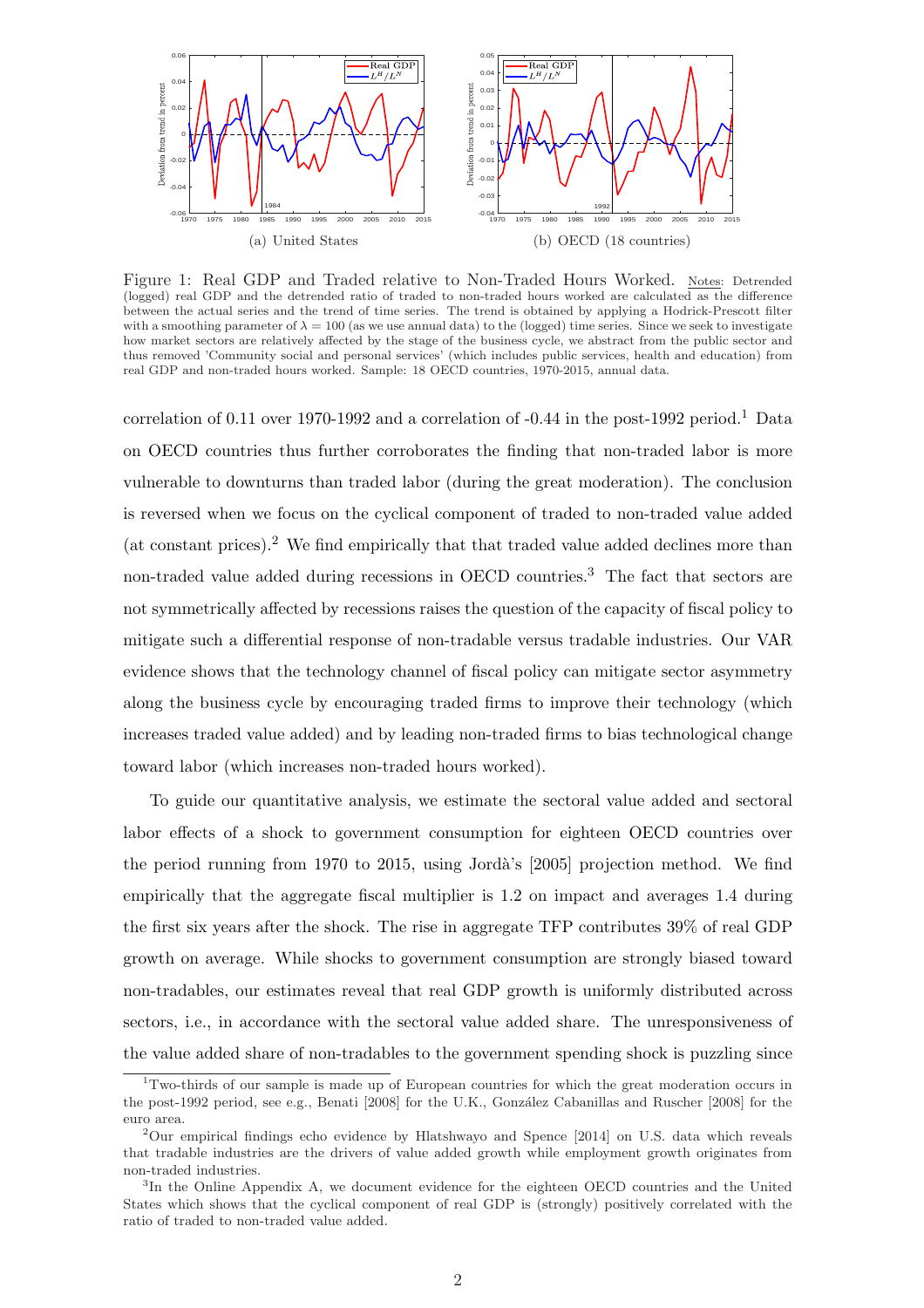Figure 1: Real GDP and Traded relative to Non-Traded Hours Worked. Notes: Detrended (logged) real GDP and the detrended ratio of traded to non-traded hours worked are calculated as the difference between the actual series and the trend of time series. The trend is obtained by applying a Hodrick-Prescott filter with a smoothing parameter of $\lambda = 100$ (as we use annual data) to the (logged) time series. Since we seek to investigate how market sectors are relatively affected by the stage of the business cycle, we abstract from the public sector and thus removed 'Community social and personal services' (which includes public services, health and education) from real GDP and non-traded hours worked. Sample: 18 OECD countries, 1970-2015, annual data.

(a) United States

(b) OECD (18 countries)

correlation of 0.11 over 1970-1992 and a correlation of -0.44 in the post-1992 period.[1] Data on OECD countries thus further corroborates the finding that non-traded labor is more vulnerable to downturns than traded labor (during the great moderation). The conclusion is reversed when we focus on the cyclical component of traded to non-traded value added (at constant prices).[2] We find empirically that that traded value added declines more than non-traded value added during recessions in OECD countries.[3] The fact that sectors are not symmetrically affected by recessions raises the question of the capacity of fiscal policy to mitigate such a differential response of non-tradable versus tradable industries. Our VAR evidence shows that the technology channel of fiscal policy can mitigate sector asymmetry along the business cycle by encouraging traded firms to improve their technology (which increases traded value added) and by leading non-traded firms to bias technological change toward labor (which increases non-traded hours worked).

To guide our quantitative analysis, we estimate the sectoral value added and sectoral labor effects of a shock to government consumption for eighteen OECD countries over the period running from 1970 to 2015, using Jordà's [2005] projection method. We find empirically that the aggregate fiscal multiplier is 1.2 on impact and averages 1.4 during the first six years after the shock. The rise in aggregate TFP contributes 39% of real GDP growth on average. While shocks to government consumption are strongly biased toward non-tradables, our estimates reveal that real GDP growth is uniformly distributed across sectors, i.e., in accordance with the sectoral value added share. The unresponsiveness of the value added share of non-tradables to the government spending shock is puzzling since

[1] Two-thirds of our sample is made up of European countries for which the great moderation occurs in the post-1992 period, see e.g., Benati [2008] for the U.K., González Cabanillas and Ruscher [2008] for the euro area.

[2] Our empirical findings echo evidence by Hlatshwayo and Spence [2014] on U.S. data which reveals that tradable industries are the drivers of value added growth while employment growth originates from non-traded industries.

[3] In the Online Appendix A, we document evidence for the eighteen OECD countries and the United States which shows that the cyclical component of real GDP is (strongly) positively correlated with the ratio of traded to non-traded value added.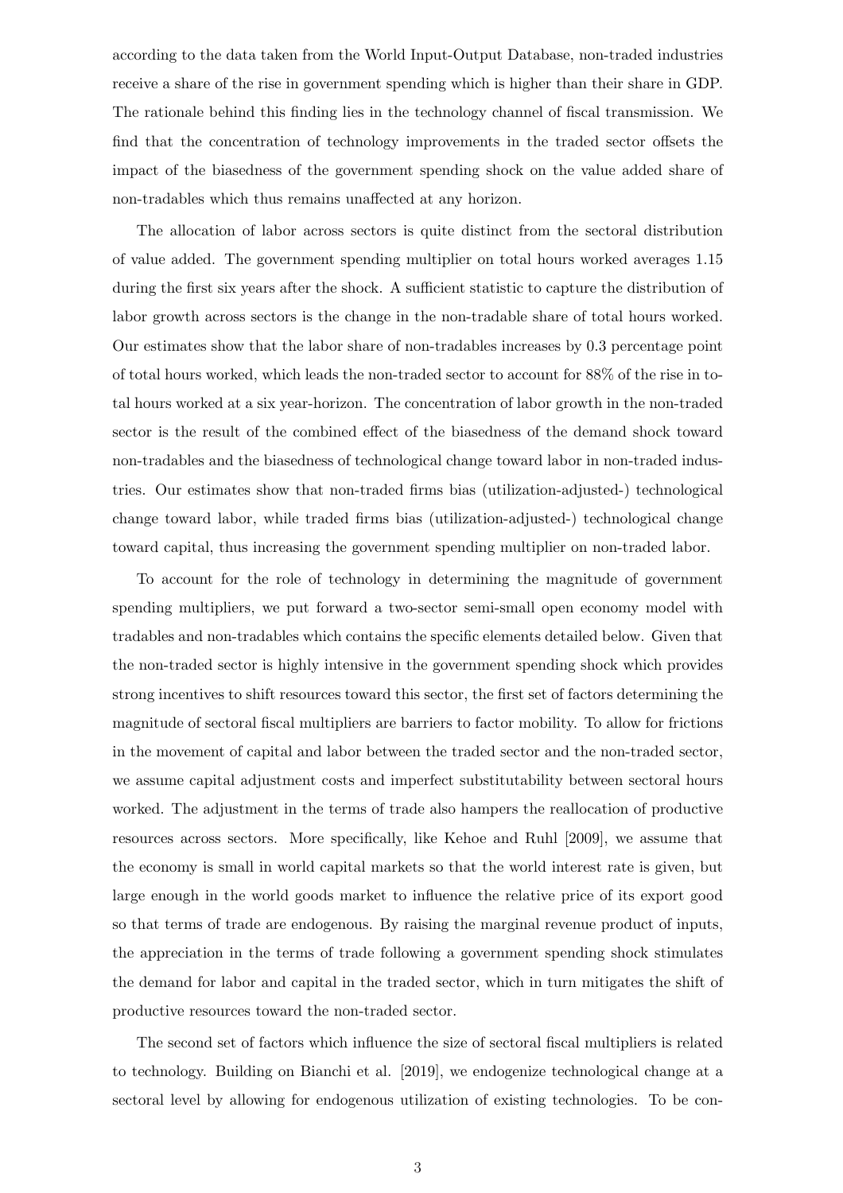according to the data taken from the World Input-Output Database, non-traded industries receive a share of the rise in government spending which is higher than their share in GDP. The rationale behind this finding lies in the technology channel of fiscal transmission. We find that the concentration of technology improvements in the traded sector offsets the impact of the biasedness of the government spending shock on the value added share of non-tradables which thus remains unaffected at any horizon.

The allocation of labor across sectors is quite distinct from the sectoral distribution of value added. The government spending multiplier on total hours worked averages 1.15 during the first six years after the shock. A sufficient statistic to capture the distribution of labor growth across sectors is the change in the non-tradable share of total hours worked. Our estimates show that the labor share of non-tradables increases by 0.3 percentage point of total hours worked, which leads the non-traded sector to account for 88% of the rise in total hours worked at a six year-horizon. The concentration of labor growth in the non-traded sector is the result of the combined effect of the biasedness of the demand shock toward non-tradables and the biasedness of technological change toward labor in non-traded industries. Our estimates show that non-traded firms bias (utilization-adjusted-) technological change toward labor, while traded firms bias (utilization-adjusted-) technological change toward capital, thus increasing the government spending multiplier on non-traded labor.

To account for the role of technology in determining the magnitude of government spending multipliers, we put forward a two-sector semi-small open economy model with tradables and non-tradables which contains the specific elements detailed below. Given that the non-traded sector is highly intensive in the government spending shock which provides strong incentives to shift resources toward this sector, the first set of factors determining the magnitude of sectoral fiscal multipliers are barriers to factor mobility. To allow for frictions in the movement of capital and labor between the traded sector and the non-traded sector, we assume capital adjustment costs and imperfect substitutability between sectoral hours worked. The adjustment in the terms of trade also hampers the reallocation of productive resources across sectors. More specifically, like Kehoe and Ruhl [2009], we assume that the economy is small in world capital markets so that the world interest rate is given, but large enough in the world goods market to influence the relative price of its export good so that terms of trade are endogenous. By raising the marginal revenue product of inputs, the appreciation in the terms of trade following a government spending shock stimulates the demand for labor and capital in the traded sector, which in turn mitigates the shift of productive resources toward the non-traded sector.

The second set of factors which influence the size of sectoral fiscal multipliers is related to technology. Building on Bianchi et al. [2019], we endogenize technological change at a sectoral level by allowing for endogenous utilization of existing technologies. To be con-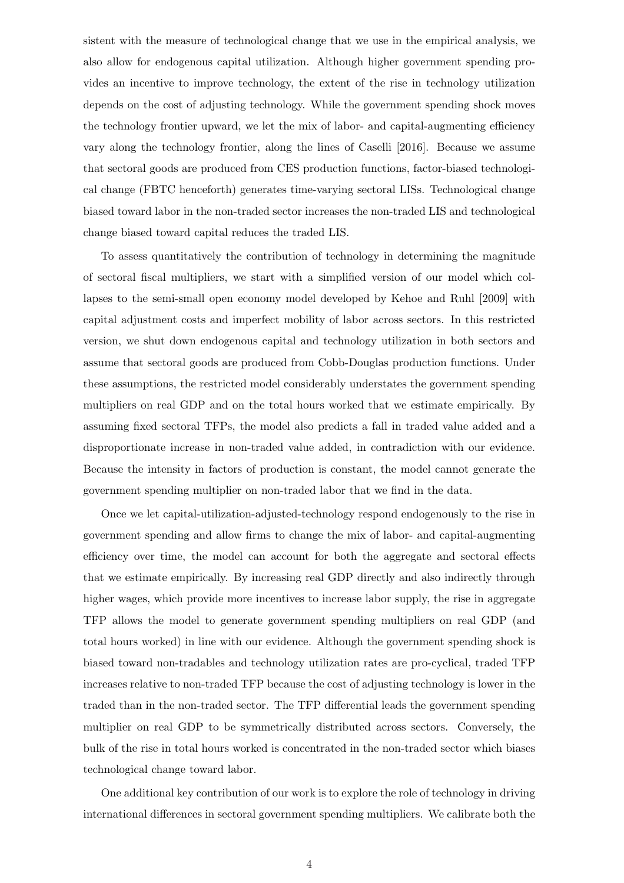sistent with the measure of technological change that we use in the empirical analysis, we also allow for endogenous capital utilization. Although higher government spending provides an incentive to improve technology, the extent of the rise in technology utilization depends on the cost of adjusting technology. While the government spending shock moves the technology frontier upward, we let the mix of labor- and capital-augmenting efficiency vary along the technology frontier, along the lines of Caselli [2016]. Because we assume that sectoral goods are produced from CES production functions, factor-biased technological change (FBTC henceforth) generates time-varying sectoral LISs. Technological change biased toward labor in the non-traded sector increases the non-traded LIS and technological change biased toward capital reduces the traded LIS.

To assess quantitatively the contribution of technology in determining the magnitude of sectoral fiscal multipliers, we start with a simplified version of our model which collapses to the semi-small open economy model developed by Kehoe and Ruhl [2009] with capital adjustment costs and imperfect mobility of labor across sectors. In this restricted version, we shut down endogenous capital and technology utilization in both sectors and assume that sectoral goods are produced from Cobb-Douglas production functions. Under these assumptions, the restricted model considerably understates the government spending multipliers on real GDP and on the total hours worked that we estimate empirically. By assuming fixed sectoral TFPs, the model also predicts a fall in traded value added and a disproportionate increase in non-traded value added, in contradiction with our evidence. Because the intensity in factors of production is constant, the model cannot generate the government spending multiplier on non-traded labor that we find in the data.

Once we let capital-utilization-adjusted-technology respond endogenously to the rise in government spending and allow firms to change the mix of labor- and capital-augmenting efficiency over time, the model can account for both the aggregate and sectoral effects that we estimate empirically. By increasing real GDP directly and also indirectly through higher wages, which provide more incentives to increase labor supply, the rise in aggregate TFP allows the model to generate government spending multipliers on real GDP (and total hours worked) in line with our evidence. Although the government spending shock is biased toward non-tradables and technology utilization rates are pro-cyclical, traded TFP increases relative to non-traded TFP because the cost of adjusting technology is lower in the traded than in the non-traded sector. The TFP differential leads the government spending multiplier on real GDP to be symmetrically distributed across sectors. Conversely, the bulk of the rise in total hours worked is concentrated in the non-traded sector which biases technological change toward labor.

One additional key contribution of our work is to explore the role of technology in driving international differences in sectoral government spending multipliers. We calibrate both the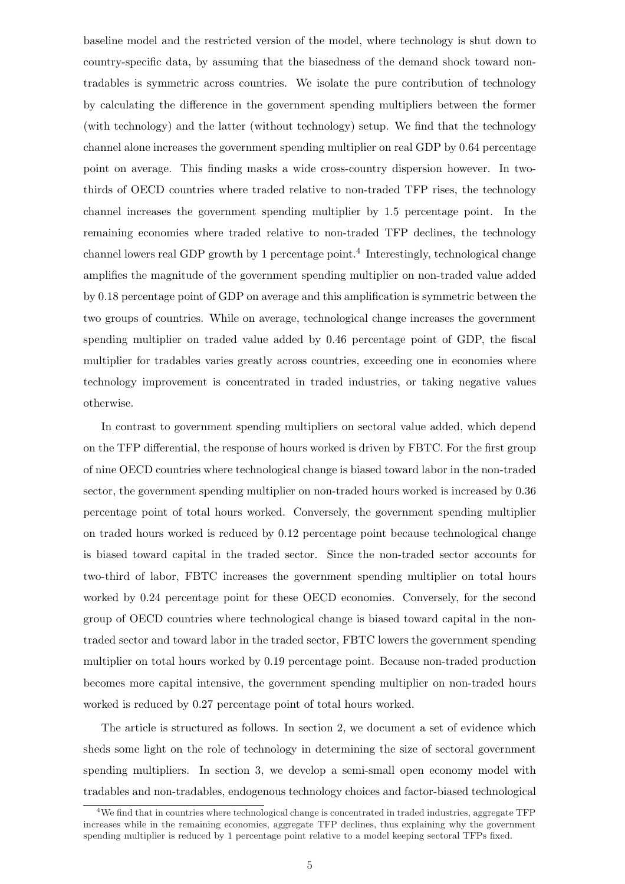baseline model and the restricted version of the model, where technology is shut down to country-specific data, by assuming that the biasedness of the demand shock toward non-tradables is symmetric across countries. We isolate the pure contribution of technology by calculating the difference in the government spending multipliers between the former (with technology) and the latter (without technology) setup. We find that the technology channel alone increases the government spending multiplier on real GDP by 0.64 percentage point on average. This finding masks a wide cross-country dispersion however. In two-thirds of OECD countries where traded relative to non-traded TFP rises, the technology channel increases the government spending multiplier by 1.5 percentage point. In the remaining economies where traded relative to non-traded TFP declines, the technology channel lowers real GDP growth by 1 percentage point.[4] Interestingly, technological change amplifies the magnitude of the government spending multiplier on non-traded value added by 0.18 percentage point of GDP on average and this amplification is symmetric between the two groups of countries. While on average, technological change increases the government spending multiplier on traded value added by 0.46 percentage point of GDP, the fiscal multiplier for tradables varies greatly across countries, exceeding one in economies where technology improvement is concentrated in traded industries, or taking negative values otherwise.

In contrast to government spending multipliers on sectoral value added, which depend on the TFP differential, the response of hours worked is driven by FBTC. For the first group of nine OECD countries where technological change is biased toward labor in the non-traded sector, the government spending multiplier on non-traded hours worked is increased by 0.36 percentage point of total hours worked. Conversely, the government spending multiplier on traded hours worked is reduced by 0.12 percentage point because technological change is biased toward capital in the traded sector. Since the non-traded sector accounts for two-third of labor, FBTC increases the government spending multiplier on total hours worked by 0.24 percentage point for these OECD economies. Conversely, for the second group of OECD countries where technological change is biased toward capital in the non-traded sector and toward labor in the traded sector, FBTC lowers the government spending multiplier on total hours worked by 0.19 percentage point. Because non-traded production becomes more capital intensive, the government spending multiplier on non-traded hours worked is reduced by 0.27 percentage point of total hours worked.

The article is structured as follows. In section 2, we document a set of evidence which sheds some light on the role of technology in determining the size of sectoral government spending multipliers. In section 3, we develop a semi-small open economy model with tradables and non-tradables, endogenous technology choices and factor-biased technological

[4] We find that in countries where technological change is concentrated in traded industries, aggregate TFP increases while in the remaining economies, aggregate TFP declines, thus explaining why the government spending multiplier is reduced by 1 percentage point relative to a model keeping sectoral TFPs fixed.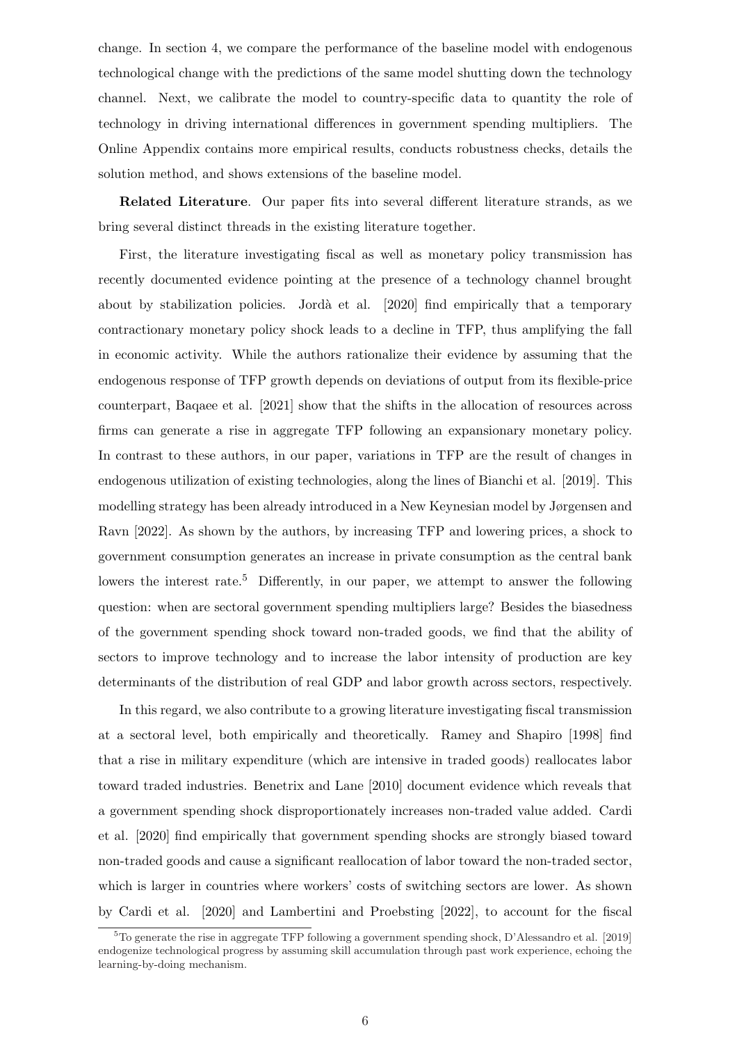change. In section 4, we compare the performance of the baseline model with endogenous technological change with the predictions of the same model shutting down the technology channel. Next, we calibrate the model to country-specific data to quantity the role of technology in driving international differences in government spending multipliers. The Online Appendix contains more empirical results, conducts robustness checks, details the solution method, and shows extensions of the baseline model.

**Related Literature**. Our paper fits into several different literature strands, as we bring several distinct threads in the existing literature together.

First, the literature investigating fiscal as well as monetary policy transmission has recently documented evidence pointing at the presence of a technology channel brought about by stabilization policies. Jordà et al. [2020] find empirically that a temporary contractionary monetary policy shock leads to a decline in TFP, thus amplifying the fall in economic activity. While the authors rationalize their evidence by assuming that the endogenous response of TFP growth depends on deviations of output from its flexible-price counterpart, Baqaee et al. [2021] show that the shifts in the allocation of resources across firms can generate a rise in aggregate TFP following an expansionary monetary policy. In contrast to these authors, in our paper, variations in TFP are the result of changes in endogenous utilization of existing technologies, along the lines of Bianchi et al. [2019]. This modelling strategy has been already introduced in a New Keynesian model by Jørgensen and Ravn [2022]. As shown by the authors, by increasing TFP and lowering prices, a shock to government consumption generates an increase in private consumption as the central bank lowers the interest rate.[5] Differently, in our paper, we attempt to answer the following question: when are sectoral government spending multipliers large? Besides the biasedness of the government spending shock toward non-traded goods, we find that the ability of sectors to improve technology and to increase the labor intensity of production are key determinants of the distribution of real GDP and labor growth across sectors, respectively.

In this regard, we also contribute to a growing literature investigating fiscal transmission at a sectoral level, both empirically and theoretically. Ramey and Shapiro [1998] find that a rise in military expenditure (which are intensive in traded goods) reallocates labor toward traded industries. Benetrix and Lane [2010] document evidence which reveals that a government spending shock disproportionately increases non-traded value added. Cardi et al. [2020] find empirically that government spending shocks are strongly biased toward non-traded goods and cause a significant reallocation of labor toward the non-traded sector, which is larger in countries where workers' costs of switching sectors are lower. As shown by Cardi et al. [2020] and Lambertini and Proebsting [2022], to account for the fiscal

[5] To generate the rise in aggregate TFP following a government spending shock, D'Alessandro et al. [2019] endogenize technological progress by assuming skill accumulation through past work experience, echoing the learning-by-doing mechanism.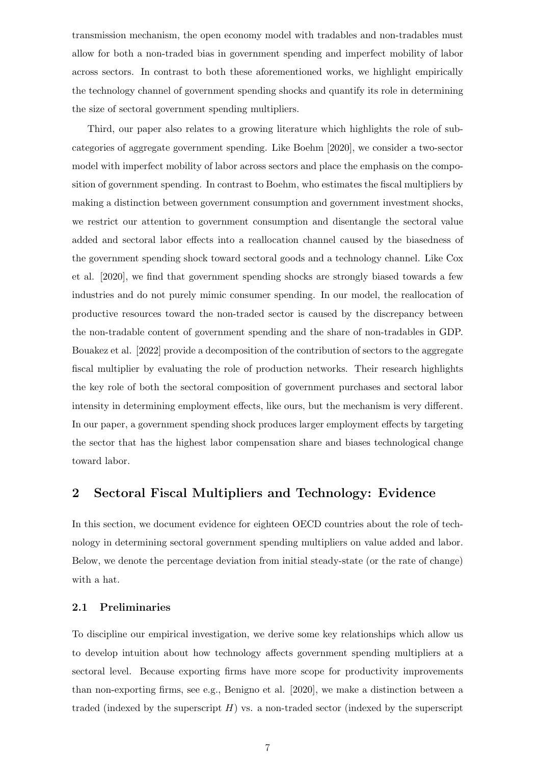transmission mechanism, the open economy model with tradables and non-tradables must allow for both a non-traded bias in government spending and imperfect mobility of labor across sectors. In contrast to both these aforementioned works, we highlight empirically the technology channel of government spending shocks and quantify its role in determining the size of sectoral government spending multipliers.

Third, our paper also relates to a growing literature which highlights the role of subcategories of aggregate government spending. Like Boehm [2020], we consider a two-sector model with imperfect mobility of labor across sectors and place the emphasis on the composition of government spending. In contrast to Boehm, who estimates the fiscal multipliers by making a distinction between government consumption and government investment shocks, we restrict our attention to government consumption and disentangle the sectoral value added and sectoral labor effects into a reallocation channel caused by the biasedness of the government spending shock toward sectoral goods and a technology channel. Like Cox et al. [2020], we find that government spending shocks are strongly biased towards a few industries and do not purely mimic consumer spending. In our model, the reallocation of productive resources toward the non-traded sector is caused by the discrepancy between the non-tradable content of government spending and the share of non-tradables in GDP. Bouakez et al. [2022] provide a decomposition of the contribution of sectors to the aggregate fiscal multiplier by evaluating the role of production networks. Their research highlights the key role of both the sectoral composition of government purchases and sectoral labor intensity in determining employment effects, like ours, but the mechanism is very different. In our paper, a government spending shock produces larger employment effects by targeting the sector that has the highest labor compensation share and biases technological change toward labor.

## 2 Sectoral Fiscal Multipliers and Technology: Evidence

In this section, we document evidence for eighteen OECD countries about the role of technology in determining sectoral government spending multipliers on value added and labor. Below, we denote the percentage deviation from initial steady-state (or the rate of change) with a hat.

### 2.1 Preliminaries

To discipline our empirical investigation, we derive some key relationships which allow us to develop intuition about how technology affects government spending multipliers at a sectoral level. Because exporting firms have more scope for productivity improvements than non-exporting firms, see e.g., Benigno et al. [2020], we make a distinction between a traded (indexed by the superscript $H$) vs. a non-traded sector (indexed by the superscript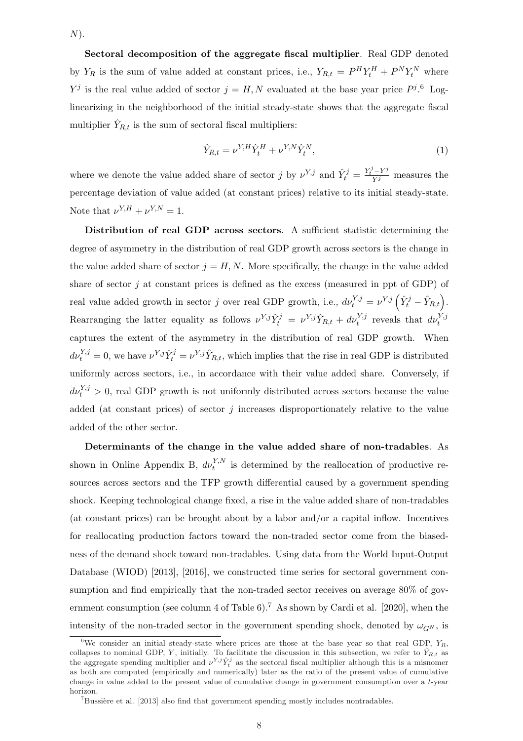$N$).

**Sectoral decomposition of the aggregate fiscal multiplier**. Real GDP denoted by $Y_R$ is the sum of value added at constant prices, i.e., $Y_{R,t} = P^H Y_t^H + P^N Y_t^N$ where $Y^j$ is the real value added of sector $j = H, N$ evaluated at the base year price $P^j$.[6] Log-linearizing in the neighborhood of the initial steady-state shows that the aggregate fiscal multiplier $\hat{Y}_{R,t}$ is the sum of sectoral fiscal multipliers:

$$\hat{Y}_{R,t} = \nu^{Y,H}\hat{Y}_t^H + \nu^{Y,N}\hat{Y}_t^N, \tag{1}$$

where we denote the value added share of sector $j$ by $\nu^{Y,j}$ and $\hat{Y}_t^j = \frac{Y_t^j - Y^j}{Y^j}$ measures the percentage deviation of value added (at constant prices) relative to its initial steady-state. Note that $\nu^{Y,H} + \nu^{Y,N} = 1$.

**Distribution of real GDP across sectors**. A sufficient statistic determining the degree of asymmetry in the distribution of real GDP growth across sectors is the change in the value added share of sector $j = H, N$. More specifically, the change in the value added share of sector $j$ at constant prices is defined as the excess (measured in ppt of GDP) of real value added growth in sector $j$ over real GDP growth, i.e., $d\nu_t^{Y,j} = \nu^{Y,j}\left(\hat{Y}_t^j - \hat{Y}_{R,t}\right)$. Rearranging the latter equality as follows $\nu^{Y,j}\hat{Y}_t^j = \nu^{Y,j}\hat{Y}_{R,t} + d\nu_t^{Y,j}$ reveals that $d\nu_t^{Y,j}$ captures the extent of the asymmetry in the distribution of real GDP growth. When $d\nu_t^{Y,j} = 0$, we have $\nu^{Y,j}\hat{Y}_t^j = \nu^{Y,j}\hat{Y}_{R,t}$, which implies that the rise in real GDP is distributed uniformly across sectors, i.e., in accordance with their value added share. Conversely, if $d\nu_t^{Y,j} > 0$, real GDP growth is not uniformly distributed across sectors because the value added (at constant prices) of sector $j$ increases disproportionately relative to the value added of the other sector.

**Determinants of the change in the value added share of non-tradables**. As shown in Online Appendix B, $d\nu_t^{Y,N}$ is determined by the reallocation of productive resources across sectors and the TFP growth differential caused by a government spending shock. Keeping technological change fixed, a rise in the value added share of non-tradables (at constant prices) can be brought about by a labor and/or a capital inflow. Incentives for reallocating production factors toward the non-traded sector come from the biasedness of the demand shock toward non-tradables. Using data from the World Input-Output Database (WIOD) [2013], [2016], we constructed time series for sectoral government consumption and find empirically that the non-traded sector receives on average 80% of government consumption (see column 4 of Table 6).[7] As shown by Cardi et al. [2020], when the intensity of the non-traded sector in the government spending shock, denoted by $\omega_{G^N}$, is

---

[6] We consider an initial steady-state where prices are those at the base year so that real GDP, $Y_R$, collapses to nominal GDP, $Y$, initially. To facilitate the discussion in this subsection, we refer to $\hat{Y}_{R,t}$ as the aggregate spending multiplier and $\nu^{Y,j}\hat{Y}_t^j$ as the sectoral fiscal multiplier although this is a misnomer as both are computed (empirically and numerically) later as the ratio of the present value of cumulative change in value added to the present value of cumulative change in government consumption over a $t$-year horizon.

[7] Bussière et al. [2013] also find that government spending mostly includes nontradables.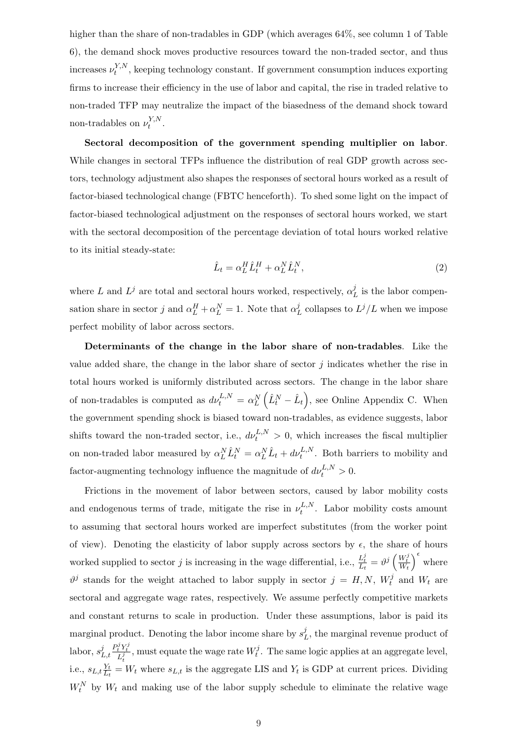higher than the share of non-tradables in GDP (which averages 64%, see column 1 of Table 6), the demand shock moves productive resources toward the non-traded sector, and thus increases $\nu_t^{Y,N}$, keeping technology constant. If government consumption induces exporting firms to increase their efficiency in the use of labor and capital, the rise in traded relative to non-traded TFP may neutralize the impact of the biasedness of the demand shock toward non-tradables on $\nu_t^{Y,N}$.

**Sectoral decomposition of the government spending multiplier on labor**. While changes in sectoral TFPs influence the distribution of real GDP growth across sectors, technology adjustment also shapes the responses of sectoral hours worked as a result of factor-biased technological change (FBTC henceforth). To shed some light on the impact of factor-biased technological adjustment on the responses of sectoral hours worked, we start with the sectoral decomposition of the percentage deviation of total hours worked relative to its initial steady-state:

$$\hat{L}_t = \alpha_L^H \hat{L}_t^H + \alpha_L^N \hat{L}_t^N, \tag{2}$$

where $L$ and $L^j$ are total and sectoral hours worked, respectively, $\alpha_L^j$ is the labor compensation share in sector $j$ and $\alpha_L^H + \alpha_L^N = 1$. Note that $\alpha_L^j$ collapses to $L^j/L$ when we impose perfect mobility of labor across sectors.

**Determinants of the change in the labor share of non-tradables**. Like the value added share, the change in the labor share of sector $j$ indicates whether the rise in total hours worked is uniformly distributed across sectors. The change in the labor share of non-tradables is computed as $d\nu_t^{L,N} = \alpha_L^N \left(\hat{L}_t^N - \hat{L}_t\right)$, see Online Appendix C. When the government spending shock is biased toward non-tradables, as evidence suggests, labor shifts toward the non-traded sector, i.e., $d\nu_t^{L,N} > 0$, which increases the fiscal multiplier on non-traded labor measured by $\alpha_L^N \hat{L}_t^N = \alpha_L^N \hat{L}_t + d\nu_t^{L,N}$. Both barriers to mobility and factor-augmenting technology influence the magnitude of $d\nu_t^{L,N} > 0$.

Frictions in the movement of labor between sectors, caused by labor mobility costs and endogenous terms of trade, mitigate the rise in $\nu_t^{L,N}$. Labor mobility costs amount to assuming that sectoral hours worked are imperfect substitutes (from the worker point of view). Denoting the elasticity of labor supply across sectors by $\epsilon$, the share of hours worked supplied to sector $j$ is increasing in the wage differential, i.e., $\frac{L_t^j}{L_t} = \vartheta^j \left(\frac{W_t^j}{W_t}\right)^{\epsilon}$ where $\vartheta^j$ stands for the weight attached to labor supply in sector $j = H, N$, $W_t^j$ and $W_t$ are sectoral and aggregate wage rates, respectively. We assume perfectly competitive markets and constant returns to scale in production. Under these assumptions, labor is paid its marginal product. Denoting the labor income share by $s_L^j$, the marginal revenue product of labor, $s_{L,t}^j \frac{P_t^j Y_t^j}{L_t^j}$, must equate the wage rate $W_t^j$. The same logic applies at an aggregate level, i.e., $s_{L,t} \frac{Y_t}{L_t} = W_t$ where $s_{L,t}$ is the aggregate LIS and $Y_t$ is GDP at current prices. Dividing $W_t^N$ by $W_t$ and making use of the labor supply schedule to eliminate the relative wage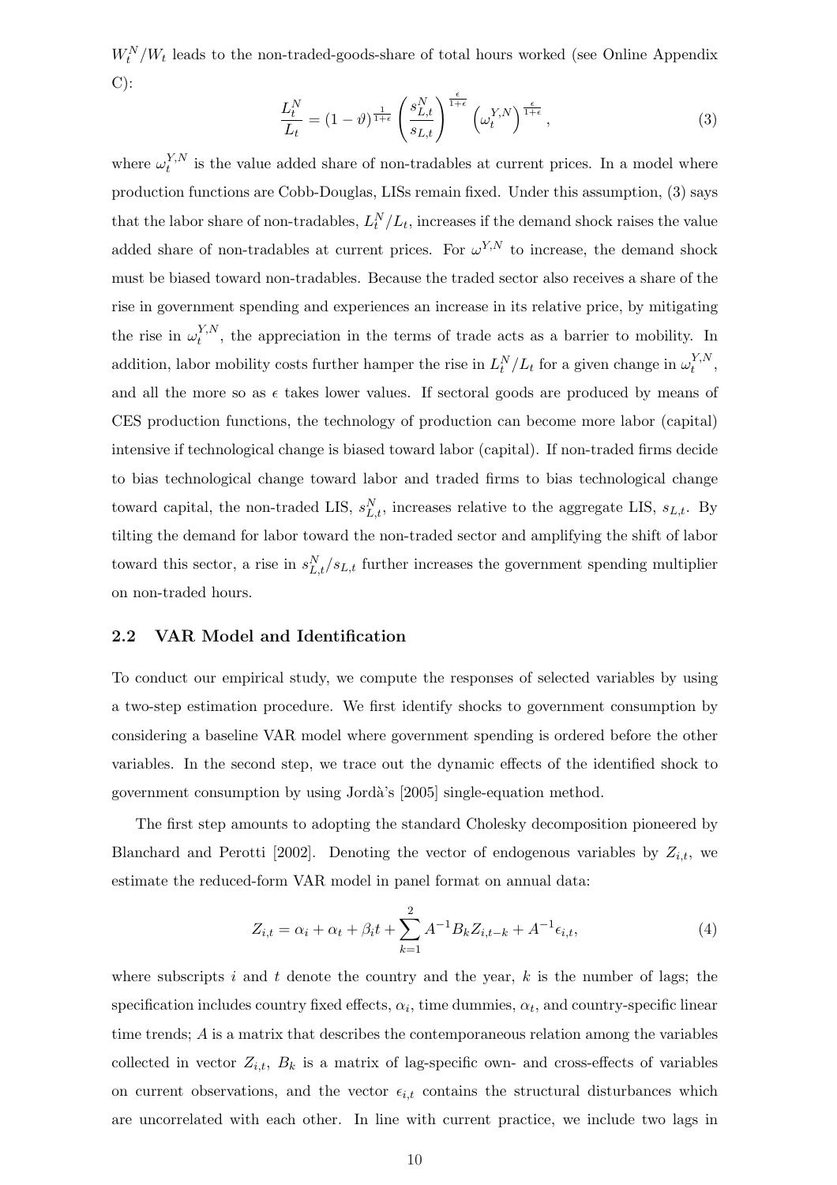$W_t^N/W_t$ leads to the non-traded-goods-share of total hours worked (see Online Appendix C):

$$\frac{L_t^N}{L_t} = (1-\vartheta)^{\frac{1}{1+\epsilon}} \left(\frac{s_{L,t}^N}{s_{L,t}}\right)^{\frac{\epsilon}{1+\epsilon}} \left(\omega_t^{Y,N}\right)^{\frac{\epsilon}{1+\epsilon}}, \tag{3}$$

where $\omega_t^{Y,N}$ is the value added share of non-tradables at current prices. In a model where production functions are Cobb-Douglas, LISs remain fixed. Under this assumption, (3) says that the labor share of non-tradables, $L_t^N/L_t$, increases if the demand shock raises the value added share of non-tradables at current prices. For $\omega^{Y,N}$ to increase, the demand shock must be biased toward non-tradables. Because the traded sector also receives a share of the rise in government spending and experiences an increase in its relative price, by mitigating the rise in $\omega_t^{Y,N}$, the appreciation in the terms of trade acts as a barrier to mobility. In addition, labor mobility costs further hamper the rise in $L_t^N/L_t$ for a given change in $\omega_t^{Y,N}$, and all the more so as $\epsilon$ takes lower values. If sectoral goods are produced by means of CES production functions, the technology of production can become more labor (capital) intensive if technological change is biased toward labor (capital). If non-traded firms decide to bias technological change toward labor and traded firms to bias technological change toward capital, the non-traded LIS, $s_{L,t}^N$, increases relative to the aggregate LIS, $s_{L,t}$. By tilting the demand for labor toward the non-traded sector and amplifying the shift of labor toward this sector, a rise in $s_{L,t}^N/s_{L,t}$ further increases the government spending multiplier on non-traded hours.

## 2.2 VAR Model and Identification

To conduct our empirical study, we compute the responses of selected variables by using a two-step estimation procedure. We first identify shocks to government consumption by considering a baseline VAR model where government spending is ordered before the other variables. In the second step, we trace out the dynamic effects of the identified shock to government consumption by using Jordà's [2005] single-equation method.

The first step amounts to adopting the standard Cholesky decomposition pioneered by Blanchard and Perotti [2002]. Denoting the vector of endogenous variables by $Z_{i,t}$, we estimate the reduced-form VAR model in panel format on annual data:

$$Z_{i,t} = \alpha_i + \alpha_t + \beta_i t + \sum_{k=1}^{2} A^{-1} B_k Z_{i,t-k} + A^{-1}\epsilon_{i,t}, \tag{4}$$

where subscripts $i$ and $t$ denote the country and the year, $k$ is the number of lags; the specification includes country fixed effects, $\alpha_i$, time dummies, $\alpha_t$, and country-specific linear time trends; $A$ is a matrix that describes the contemporaneous relation among the variables collected in vector $Z_{i,t}$, $B_k$ is a matrix of lag-specific own- and cross-effects of variables on current observations, and the vector $\epsilon_{i,t}$ contains the structural disturbances which are uncorrelated with each other. In line with current practice, we include two lags in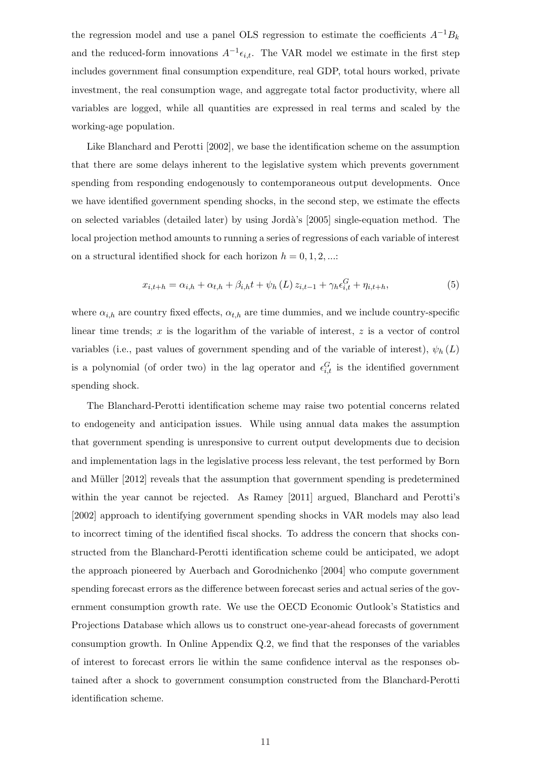the regression model and use a panel OLS regression to estimate the coefficients $A^{-1}B_k$ and the reduced-form innovations $A^{-1}\epsilon_{i,t}$. The VAR model we estimate in the first step includes government final consumption expenditure, real GDP, total hours worked, private investment, the real consumption wage, and aggregate total factor productivity, where all variables are logged, while all quantities are expressed in real terms and scaled by the working-age population.

Like Blanchard and Perotti [2002], we base the identification scheme on the assumption that there are some delays inherent to the legislative system which prevents government spending from responding endogenously to contemporaneous output developments. Once we have identified government spending shocks, in the second step, we estimate the effects on selected variables (detailed later) by using Jordà's [2005] single-equation method. The local projection method amounts to running a series of regressions of each variable of interest on a structural identified shock for each horizon $h = 0, 1, 2, ...$:

$$x_{i,t+h} = \alpha_{i,h} + \alpha_{t,h} + \beta_{i,h}t + \psi_h(L)\, z_{i,t-1} + \gamma_h \epsilon^G_{i,t} + \eta_{i,t+h}, \tag{5}$$

where $\alpha_{i,h}$ are country fixed effects, $\alpha_{t,h}$ are time dummies, and we include country-specific linear time trends; $x$ is the logarithm of the variable of interest, $z$ is a vector of control variables (i.e., past values of government spending and of the variable of interest), $\psi_h(L)$ is a polynomial (of order two) in the lag operator and $\epsilon^G_{i,t}$ is the identified government spending shock.

The Blanchard-Perotti identification scheme may raise two potential concerns related to endogeneity and anticipation issues. While using annual data makes the assumption that government spending is unresponsive to current output developments due to decision and implementation lags in the legislative process less relevant, the test performed by Born and Müller [2012] reveals that the assumption that government spending is predetermined within the year cannot be rejected. As Ramey [2011] argued, Blanchard and Perotti's [2002] approach to identifying government spending shocks in VAR models may also lead to incorrect timing of the identified fiscal shocks. To address the concern that shocks constructed from the Blanchard-Perotti identification scheme could be anticipated, we adopt the approach pioneered by Auerbach and Gorodnichenko [2004] who compute government spending forecast errors as the difference between forecast series and actual series of the government consumption growth rate. We use the OECD Economic Outlook's Statistics and Projections Database which allows us to construct one-year-ahead forecasts of government consumption growth. In Online Appendix Q.2, we find that the responses of the variables of interest to forecast errors lie within the same confidence interval as the responses obtained after a shock to government consumption constructed from the Blanchard-Perotti identification scheme.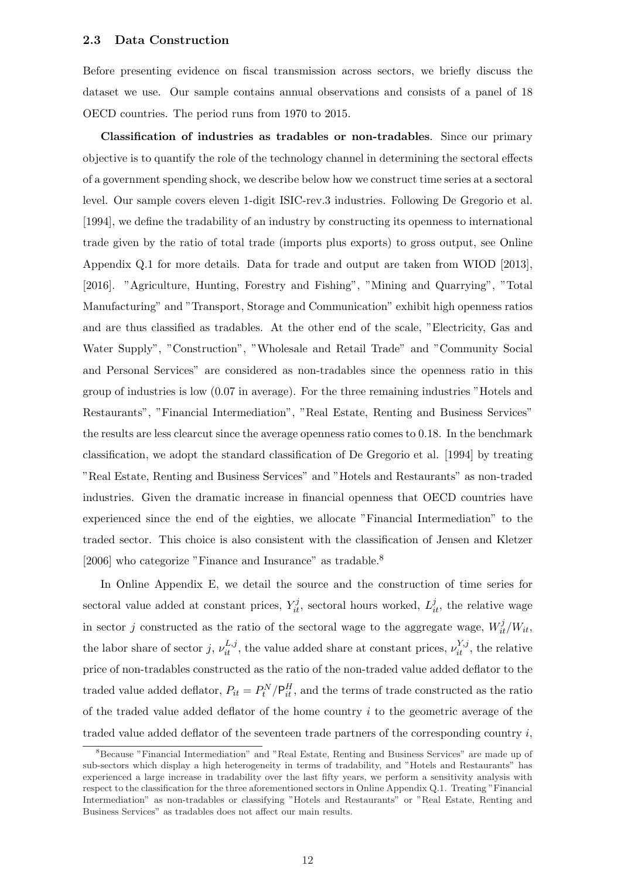### 2.3 Data Construction

Before presenting evidence on fiscal transmission across sectors, we briefly discuss the dataset we use. Our sample contains annual observations and consists of a panel of 18 OECD countries. The period runs from 1970 to 2015.

**Classification of industries as tradables or non-tradables**. Since our primary objective is to quantify the role of the technology channel in determining the sectoral effects of a government spending shock, we describe below how we construct time series at a sectoral level. Our sample covers eleven 1-digit ISIC-rev.3 industries. Following De Gregorio et al. [1994], we define the tradability of an industry by constructing its openness to international trade given by the ratio of total trade (imports plus exports) to gross output, see Online Appendix Q.1 for more details. Data for trade and output are taken from WIOD [2013], [2016]. "Agriculture, Hunting, Forestry and Fishing", "Mining and Quarrying", "Total Manufacturing" and "Transport, Storage and Communication" exhibit high openness ratios and are thus classified as tradables. At the other end of the scale, "Electricity, Gas and Water Supply", "Construction", "Wholesale and Retail Trade" and "Community Social and Personal Services" are considered as non-tradables since the openness ratio in this group of industries is low (0.07 in average). For the three remaining industries "Hotels and Restaurants", "Financial Intermediation", "Real Estate, Renting and Business Services" the results are less clearcut since the average openness ratio comes to 0.18. In the benchmark classification, we adopt the standard classification of De Gregorio et al. [1994] by treating "Real Estate, Renting and Business Services" and "Hotels and Restaurants" as non-traded industries. Given the dramatic increase in financial openness that OECD countries have experienced since the end of the eighties, we allocate "Financial Intermediation" to the traded sector. This choice is also consistent with the classification of Jensen and Kletzer [2006] who categorize "Finance and Insurance" as tradable.[8]

In Online Appendix E, we detail the source and the construction of time series for sectoral value added at constant prices, $Y_{it}^{j}$, sectoral hours worked, $L_{it}^{j}$, the relative wage in sector $j$ constructed as the ratio of the sectoral wage to the aggregate wage, $W_{it}^{j}/W_{it}$, the labor share of sector $j$, $\nu_{it}^{L,j}$, the value added share at constant prices, $\nu_{it}^{Y,j}$, the relative price of non-tradables constructed as the ratio of the non-traded value added deflator to the traded value added deflator, $P_{it} = P_{t}^{N}/\mathsf{P}_{it}^{H}$, and the terms of trade constructed as the ratio of the traded value added deflator of the home country $i$ to the geometric average of the traded value added deflator of the seventeen trade partners of the corresponding country $i$,

[8] Because "Financial Intermediation" and "Real Estate, Renting and Business Services" are made up of sub-sectors which display a high heterogeneity in terms of tradability, and "Hotels and Restaurants" has experienced a large increase in tradability over the last fifty years, we perform a sensitivity analysis with respect to the classification for the three aforementioned sectors in Online Appendix Q.1. Treating "Financial Intermediation" as non-tradables or classifying "Hotels and Restaurants" or "Real Estate, Renting and Business Services" as tradables does not affect our main results.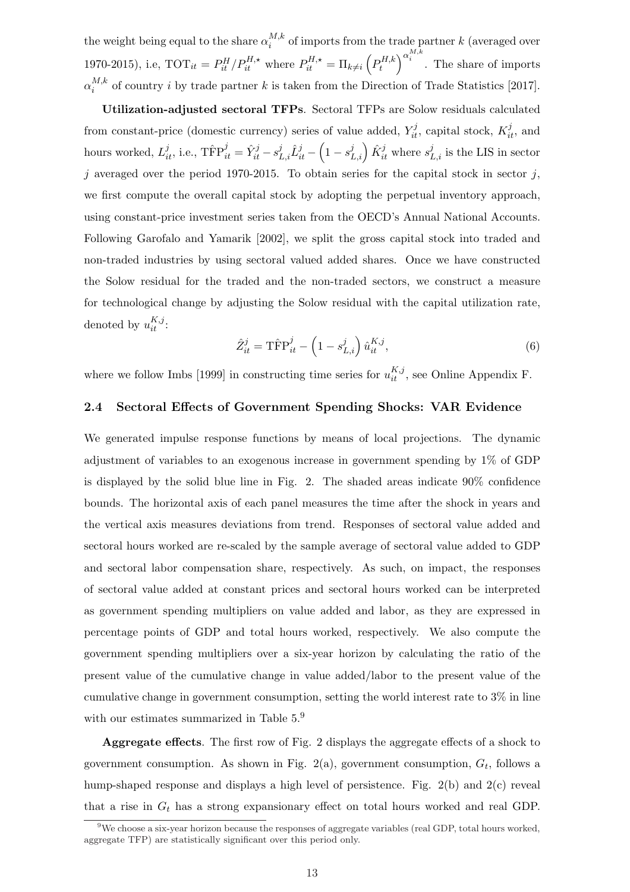the weight being equal to the share $\alpha_i^{M,k}$ of imports from the trade partner $k$ (averaged over 1970-2015), i.e, $\text{TOT}_{it} = P_{it}^H / P_{it}^{H,\star}$ where $P_{it}^{H,\star} = \Pi_{k \neq i} \left(P_t^{H,k}\right)^{\alpha_i^{M,k}}$. The share of imports $\alpha_i^{M,k}$ of country $i$ by trade partner $k$ is taken from the Direction of Trade Statistics [2017].

**Utilization-adjusted sectoral TFPs**. Sectoral TFPs are Solow residuals calculated from constant-price (domestic currency) series of value added, $Y_{it}^j$, capital stock, $K_{it}^j$, and hours worked, $L_{it}^j$, i.e., $\hat{\text{TFP}}_{it}^j = \hat{Y}_{it}^j - s_{L,i}^j \hat{L}_{it}^j - \left(1 - s_{L,i}^j\right) \hat{K}_{it}^j$ where $s_{L,i}^j$ is the LIS in sector $j$ averaged over the period 1970-2015. To obtain series for the capital stock in sector $j$, we first compute the overall capital stock by adopting the perpetual inventory approach, using constant-price investment series taken from the OECD's Annual National Accounts. Following Garofalo and Yamarik [2002], we split the gross capital stock into traded and non-traded industries by using sectoral valued added shares. Once we have constructed the Solow residual for the traded and the non-traded sectors, we construct a measure for technological change by adjusting the Solow residual with the capital utilization rate, denoted by $u_{it}^{K,j}$:

$$\hat{Z}_{it}^j = \hat{\text{TFP}}_{it}^j - \left(1 - s_{L,i}^j\right) \hat{u}_{it}^{K,j}, \tag{6}$$

where we follow Imbs [1999] in constructing time series for $u_{it}^{K,j}$, see Online Appendix F.

### 2.4 Sectoral Effects of Government Spending Shocks: VAR Evidence

We generated impulse response functions by means of local projections. The dynamic adjustment of variables to an exogenous increase in government spending by 1% of GDP is displayed by the solid blue line in Fig. 2. The shaded areas indicate 90% confidence bounds. The horizontal axis of each panel measures the time after the shock in years and the vertical axis measures deviations from trend. Responses of sectoral value added and sectoral hours worked are re-scaled by the sample average of sectoral value added to GDP and sectoral labor compensation share, respectively. As such, on impact, the responses of sectoral value added at constant prices and sectoral hours worked can be interpreted as government spending multipliers on value added and labor, as they are expressed in percentage points of GDP and total hours worked, respectively. We also compute the government spending multipliers over a six-year horizon by calculating the ratio of the present value of the cumulative change in value added/labor to the present value of the cumulative change in government consumption, setting the world interest rate to 3% in line with our estimates summarized in Table 5.[9]

**Aggregate effects**. The first row of Fig. 2 displays the aggregate effects of a shock to government consumption. As shown in Fig. 2(a), government consumption, $G_t$, follows a hump-shaped response and displays a high level of persistence. Fig. 2(b) and 2(c) reveal that a rise in $G_t$ has a strong expansionary effect on total hours worked and real GDP.

[9] We choose a six-year horizon because the responses of aggregate variables (real GDP, total hours worked, aggregate TFP) are statistically significant over this period only.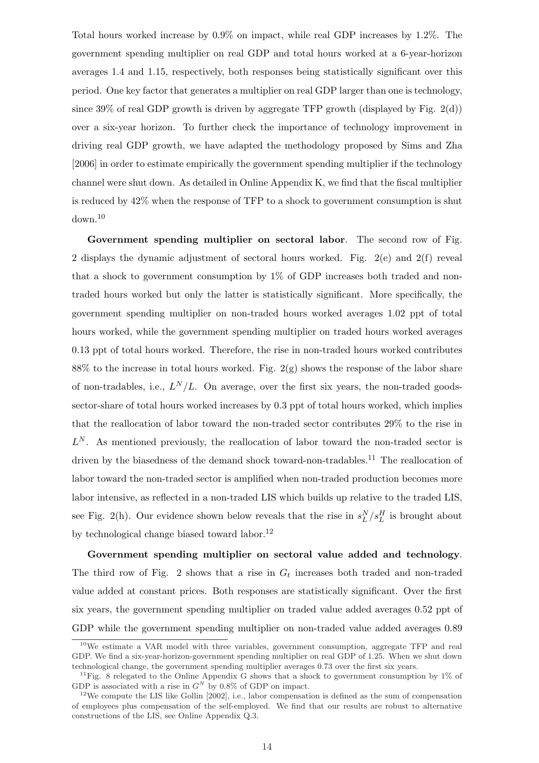Total hours worked increase by 0.9% on impact, while real GDP increases by 1.2%. The government spending multiplier on real GDP and total hours worked at a 6-year-horizon averages 1.4 and 1.15, respectively, both responses being statistically significant over this period. One key factor that generates a multiplier on real GDP larger than one is technology, since 39% of real GDP growth is driven by aggregate TFP growth (displayed by Fig. 2(d)) over a six-year horizon. To further check the importance of technology improvement in driving real GDP growth, we have adapted the methodology proposed by Sims and Zha [2006] in order to estimate empirically the government spending multiplier if the technology channel were shut down. As detailed in Online Appendix K, we find that the fiscal multiplier is reduced by 42% when the response of TFP to a shock to government consumption is shut down.[10]

**Government spending multiplier on sectoral labor**. The second row of Fig. 2 displays the dynamic adjustment of sectoral hours worked. Fig. 2(e) and 2(f) reveal that a shock to government consumption by 1% of GDP increases both traded and non-traded hours worked but only the latter is statistically significant. More specifically, the government spending multiplier on non-traded hours worked averages 1.02 ppt of total hours worked, while the government spending multiplier on traded hours worked averages 0.13 ppt of total hours worked. Therefore, the rise in non-traded hours worked contributes 88% to the increase in total hours worked. Fig. 2(g) shows the response of the labor share of non-tradables, i.e., $L^N/L$. On average, over the first six years, the non-traded goods-sector-share of total hours worked increases by 0.3 ppt of total hours worked, which implies that the reallocation of labor toward the non-traded sector contributes 29% to the rise in $L^N$. As mentioned previously, the reallocation of labor toward the non-traded sector is driven by the biasedness of the demand shock toward-non-tradables.[11] The reallocation of labor toward the non-traded sector is amplified when non-traded production becomes more labor intensive, as reflected in a non-traded LIS which builds up relative to the traded LIS, see Fig. 2(h). Our evidence shown below reveals that the rise in $s_L^N/s_L^H$ is brought about by technological change biased toward labor.[12]

**Government spending multiplier on sectoral value added and technology**. The third row of Fig. 2 shows that a rise in $G_t$ increases both traded and non-traded value added at constant prices. Both responses are statistically significant. Over the first six years, the government spending multiplier on traded value added averages 0.52 ppt of GDP while the government spending multiplier on non-traded value added averages 0.89

---

[10] We estimate a VAR model with three variables, government consumption, aggregate TFP and real GDP. We find a six-year-horizon-government spending multiplier on real GDP of 1.25. When we shut down technological change, the government spending multiplier averages 0.73 over the first six years.

[11] Fig. 8 relegated to the Online Appendix G shows that a shock to government consumption by 1% of GDP is associated with a rise in $G^N$ by 0.8% of GDP on impact.

[12] We compute the LIS like Gollin [2002], i.e., labor compensation is defined as the sum of compensation of employees plus compensation of the self-employed. We find that our results are robust to alternative constructions of the LIS, see Online Appendix Q.3.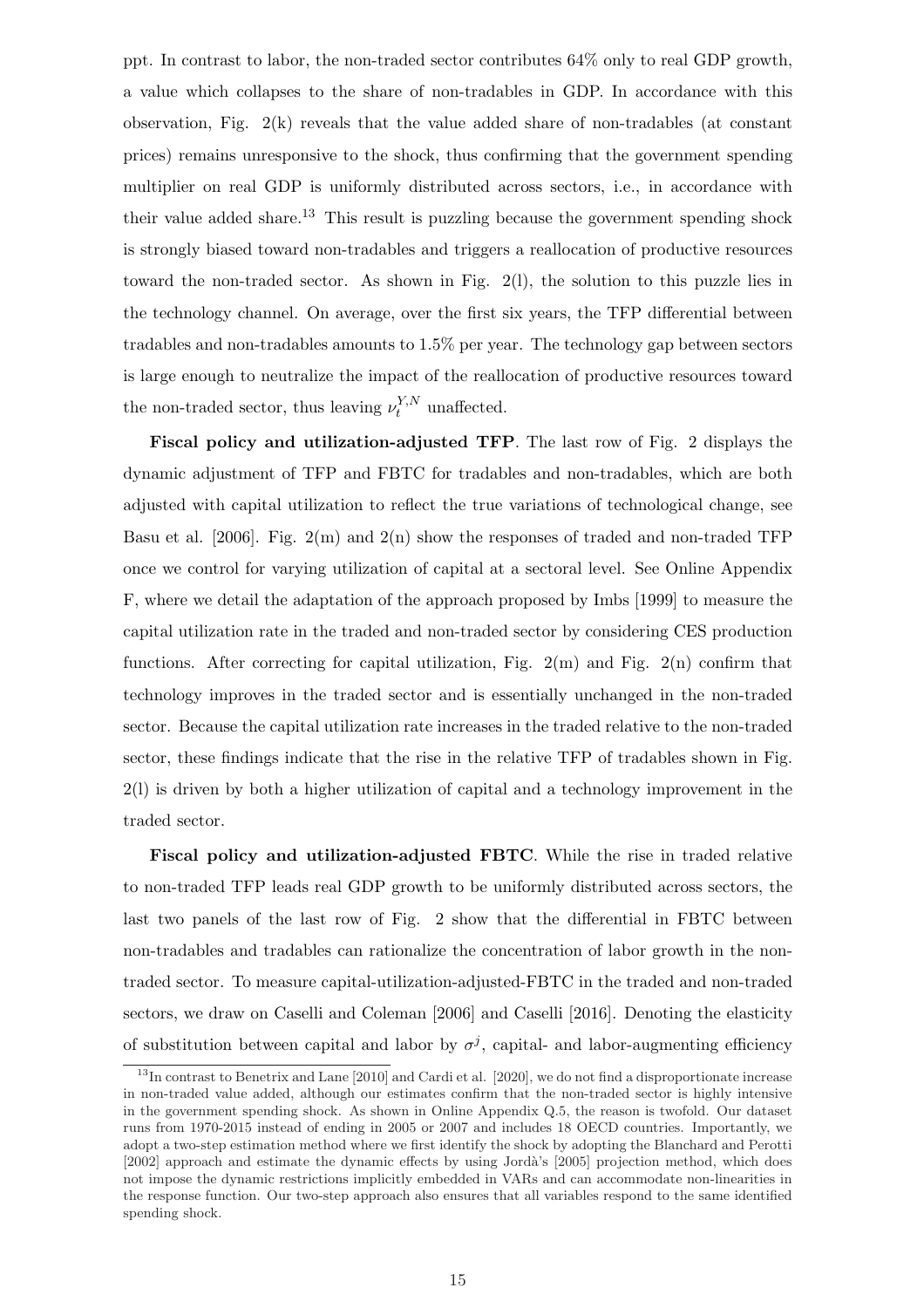ppt. In contrast to labor, the non-traded sector contributes 64% only to real GDP growth, a value which collapses to the share of non-tradables in GDP. In accordance with this observation, Fig. 2(k) reveals that the value added share of non-tradables (at constant prices) remains unresponsive to the shock, thus confirming that the government spending multiplier on real GDP is uniformly distributed across sectors, i.e., in accordance with their value added share.[13] This result is puzzling because the government spending shock is strongly biased toward non-tradables and triggers a reallocation of productive resources toward the non-traded sector. As shown in Fig. 2(l), the solution to this puzzle lies in the technology channel. On average, over the first six years, the TFP differential between tradables and non-tradables amounts to 1.5% per year. The technology gap between sectors is large enough to neutralize the impact of the reallocation of productive resources toward the non-traded sector, thus leaving $\nu_t^{Y,N}$ unaffected.

**Fiscal policy and utilization-adjusted TFP**. The last row of Fig. 2 displays the dynamic adjustment of TFP and FBTC for tradables and non-tradables, which are both adjusted with capital utilization to reflect the true variations of technological change, see Basu et al. [2006]. Fig. 2(m) and 2(n) show the responses of traded and non-traded TFP once we control for varying utilization of capital at a sectoral level. See Online Appendix F, where we detail the adaptation of the approach proposed by Imbs [1999] to measure the capital utilization rate in the traded and non-traded sector by considering CES production functions. After correcting for capital utilization, Fig. 2(m) and Fig. 2(n) confirm that technology improves in the traded sector and is essentially unchanged in the non-traded sector. Because the capital utilization rate increases in the traded relative to the non-traded sector, these findings indicate that the rise in the relative TFP of tradables shown in Fig. 2(l) is driven by both a higher utilization of capital and a technology improvement in the traded sector.

**Fiscal policy and utilization-adjusted FBTC**. While the rise in traded relative to non-traded TFP leads real GDP growth to be uniformly distributed across sectors, the last two panels of the last row of Fig. 2 show that the differential in FBTC between non-tradables and tradables can rationalize the concentration of labor growth in the non-traded sector. To measure capital-utilization-adjusted-FBTC in the traded and non-traded sectors, we draw on Caselli and Coleman [2006] and Caselli [2016]. Denoting the elasticity of substitution between capital and labor by $\sigma^j$, capital- and labor-augmenting efficiency

[13] In contrast to Benetrix and Lane [2010] and Cardi et al. [2020], we do not find a disproportionate increase in non-traded value added, although our estimates confirm that the non-traded sector is highly intensive in the government spending shock. As shown in Online Appendix Q.5, the reason is twofold. Our dataset runs from 1970-2015 instead of ending in 2005 or 2007 and includes 18 OECD countries. Importantly, we adopt a two-step estimation method where we first identify the shock by adopting the Blanchard and Perotti [2002] approach and estimate the dynamic effects by using Jordà's [2005] projection method, which does not impose the dynamic restrictions implicitly embedded in VARs and can accommodate non-linearities in the response function. Our two-step approach also ensures that all variables respond to the same identified spending shock.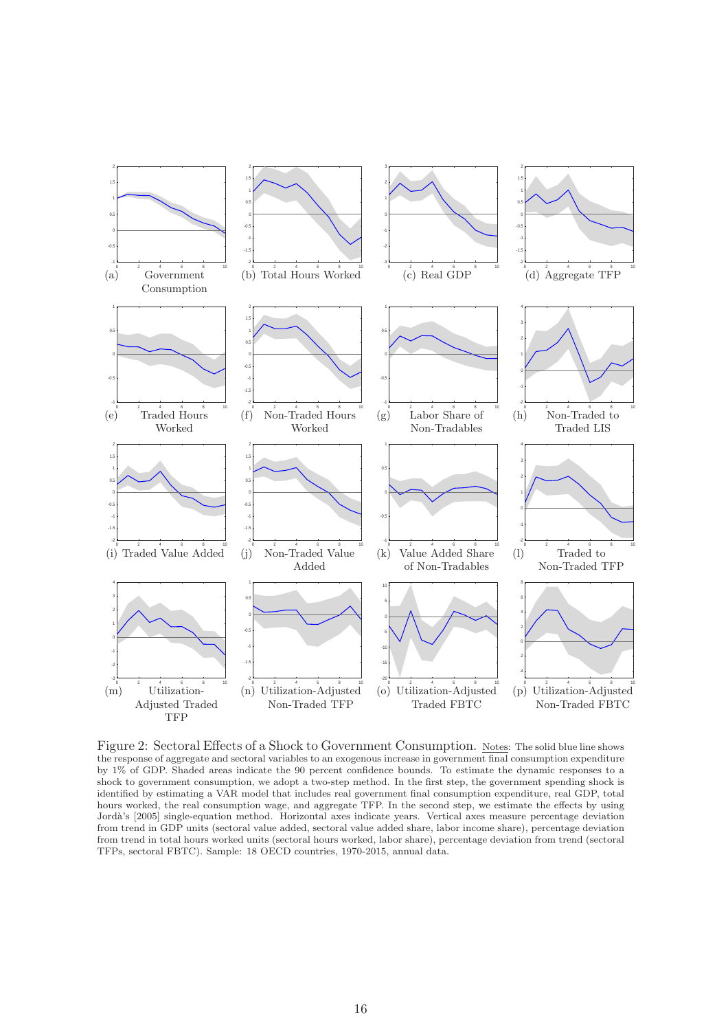(a) Government Consumption

(b) Total Hours Worked

(c) Real GDP

(d) Aggregate TFP

(e) Traded Hours Worked

(f) Non-Traded Hours Worked

(g) Labor Share of Non-Tradables

(h) Non-Traded to Traded LIS

(i) Traded Value Added

(j) Non-Traded Value Added

(k) Value Added Share of Non-Tradables

(l) Traded to Non-Traded TFP

(m) Utilization-Adjusted Traded TFP

(n) Utilization-Adjusted Non-Traded TFP

(o) Utilization-Adjusted Traded FBTC

(p) Utilization-Adjusted Non-Traded FBTC

Figure 2: Sectoral Effects of a Shock to Government Consumption. Notes: The solid blue line shows the response of aggregate and sectoral variables to an exogenous increase in government final consumption expenditure by 1% of GDP. Shaded areas indicate the 90 percent confidence bounds. To estimate the dynamic responses to a shock to government consumption, we adopt a two-step method. In the first step, the government spending shock is identified by estimating a VAR model that includes real government final consumption expenditure, real GDP, total hours worked, the real consumption wage, and aggregate TFP. In the second step, we estimate the effects by using Jordà's [2005] single-equation method. Horizontal axes indicate years. Vertical axes measure percentage deviation from trend in GDP units (sectoral value added, sectoral value added share, labor income share), percentage deviation from trend in total hours worked units (sectoral hours worked, labor share), percentage deviation from trend (sectoral TFPs, sectoral FBTC). Sample: 18 OECD countries, 1970-2015, annual data.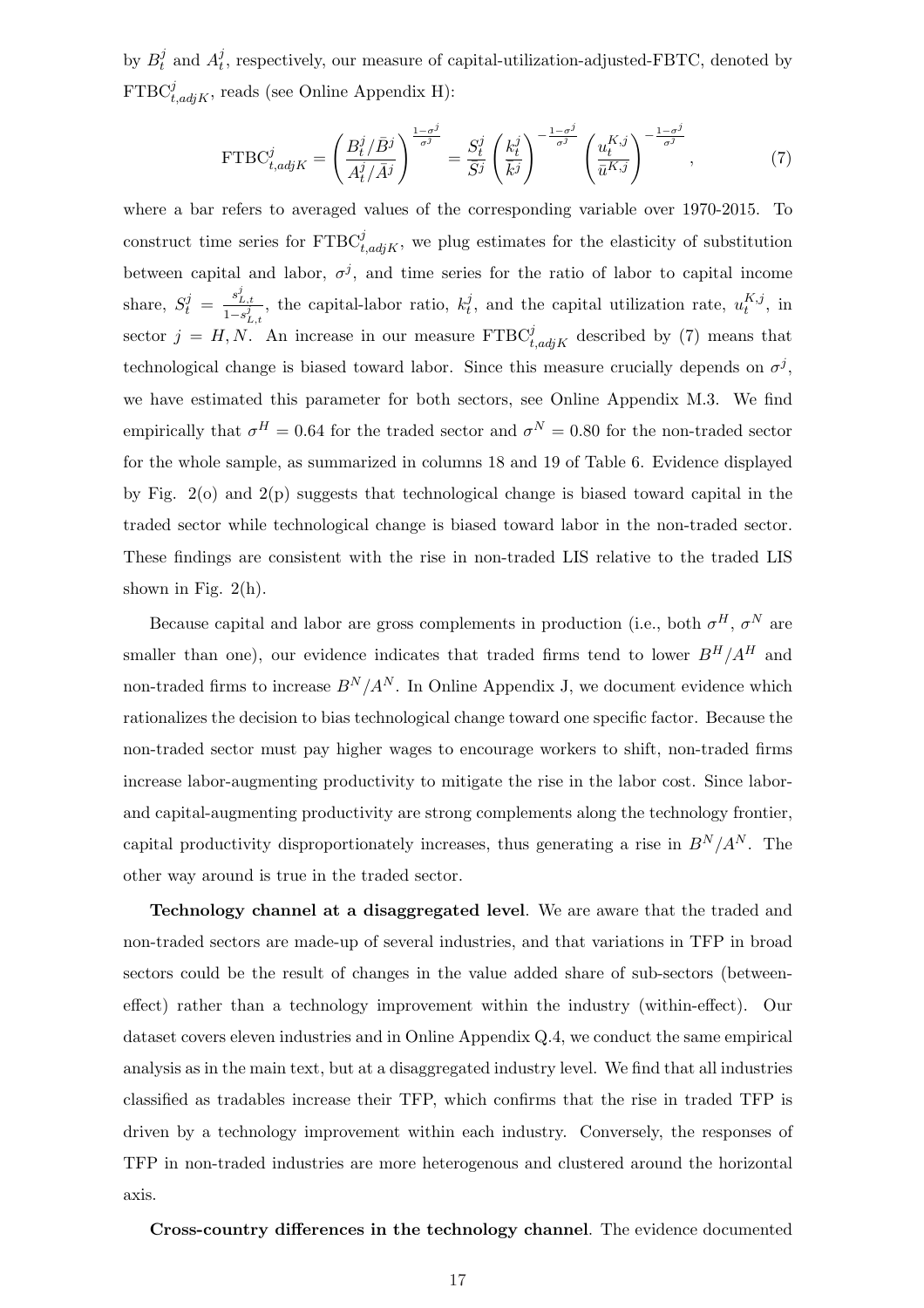by $B_t^j$ and $A_t^j$, respectively, our measure of capital-utilization-adjusted-FBTC, denoted by $\text{FTBC}_{t,adjK}^j$, reads (see Online Appendix H):

$$\text{FTBC}_{t,adjK}^j = \left(\frac{B_t^j/\bar{B}^j}{A_t^j/\bar{A}^j}\right)^{\frac{1-\sigma^j}{\sigma^j}} = \frac{S_t^j}{\bar{S}^j}\left(\frac{k_t^j}{\bar{k}^j}\right)^{-\frac{1-\sigma^j}{\sigma^j}}\left(\frac{u_t^{K,j}}{\bar{u}^{K,j}}\right)^{-\frac{1-\sigma^j}{\sigma^j}}, \tag{7}$$

where a bar refers to averaged values of the corresponding variable over 1970-2015. To construct time series for $\text{FTBC}_{t,adjK}^j$, we plug estimates for the elasticity of substitution between capital and labor, $\sigma^j$, and time series for the ratio of labor to capital income share, $S_t^j = \frac{s_{L,t}^j}{1-s_{L,t}^j}$, the capital-labor ratio, $k_t^j$, and the capital utilization rate, $u_t^{K,j}$, in sector $j = H, N$. An increase in our measure $\text{FTBC}_{t,adjK}^j$ described by (7) means that technological change is biased toward labor. Since this measure crucially depends on $\sigma^j$, we have estimated this parameter for both sectors, see Online Appendix M.3. We find empirically that $\sigma^H = 0.64$ for the traded sector and $\sigma^N = 0.80$ for the non-traded sector for the whole sample, as summarized in columns 18 and 19 of Table 6. Evidence displayed by Fig. 2(o) and 2(p) suggests that technological change is biased toward capital in the traded sector while technological change is biased toward labor in the non-traded sector. These findings are consistent with the rise in non-traded LIS relative to the traded LIS shown in Fig. 2(h).

Because capital and labor are gross complements in production (i.e., both $\sigma^H$, $\sigma^N$ are smaller than one), our evidence indicates that traded firms tend to lower $B^H/A^H$ and non-traded firms to increase $B^N/A^N$. In Online Appendix J, we document evidence which rationalizes the decision to bias technological change toward one specific factor. Because the non-traded sector must pay higher wages to encourage workers to shift, non-traded firms increase labor-augmenting productivity to mitigate the rise in the labor cost. Since labor- and capital-augmenting productivity are strong complements along the technology frontier, capital productivity disproportionately increases, thus generating a rise in $B^N/A^N$. The other way around is true in the traded sector.

**Technology channel at a disaggregated level**. We are aware that the traded and non-traded sectors are made-up of several industries, and that variations in TFP in broad sectors could be the result of changes in the value added share of sub-sectors (between-effect) rather than a technology improvement within the industry (within-effect). Our dataset covers eleven industries and in Online Appendix Q.4, we conduct the same empirical analysis as in the main text, but at a disaggregated industry level. We find that all industries classified as tradables increase their TFP, which confirms that the rise in traded TFP is driven by a technology improvement within each industry. Conversely, the responses of TFP in non-traded industries are more heterogenous and clustered around the horizontal axis.

**Cross-country differences in the technology channel**. The evidence documented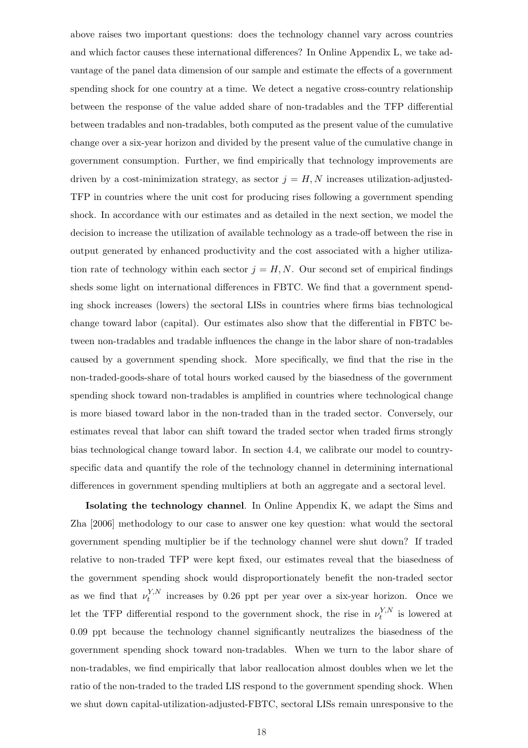above raises two important questions: does the technology channel vary across countries and which factor causes these international differences? In Online Appendix L, we take advantage of the panel data dimension of our sample and estimate the effects of a government spending shock for one country at a time. We detect a negative cross-country relationship between the response of the value added share of non-tradables and the TFP differential between tradables and non-tradables, both computed as the present value of the cumulative change over a six-year horizon and divided by the present value of the cumulative change in government consumption. Further, we find empirically that technology improvements are driven by a cost-minimization strategy, as sector $j = H, N$ increases utilization-adjusted-TFP in countries where the unit cost for producing rises following a government spending shock. In accordance with our estimates and as detailed in the next section, we model the decision to increase the utilization of available technology as a trade-off between the rise in output generated by enhanced productivity and the cost associated with a higher utilization rate of technology within each sector $j = H, N$. Our second set of empirical findings sheds some light on international differences in FBTC. We find that a government spending shock increases (lowers) the sectoral LISs in countries where firms bias technological change toward labor (capital). Our estimates also show that the differential in FBTC between non-tradables and tradable influences the change in the labor share of non-tradables caused by a government spending shock. More specifically, we find that the rise in the non-traded-goods-share of total hours worked caused by the biasedness of the government spending shock toward non-tradables is amplified in countries where technological change is more biased toward labor in the non-traded than in the traded sector. Conversely, our estimates reveal that labor can shift toward the traded sector when traded firms strongly bias technological change toward labor. In section 4.4, we calibrate our model to country-specific data and quantify the role of the technology channel in determining international differences in government spending multipliers at both an aggregate and a sectoral level.

**Isolating the technology channel**. In Online Appendix K, we adapt the Sims and Zha [2006] methodology to our case to answer one key question: what would the sectoral government spending multiplier be if the technology channel were shut down? If traded relative to non-traded TFP were kept fixed, our estimates reveal that the biasedness of the government spending shock would disproportionately benefit the non-traded sector as we find that $\nu_t^{Y,N}$ increases by 0.26 ppt per year over a six-year horizon. Once we let the TFP differential respond to the government shock, the rise in $\nu_t^{Y,N}$ is lowered at 0.09 ppt because the technology channel significantly neutralizes the biasedness of the government spending shock toward non-tradables. When we turn to the labor share of non-tradables, we find empirically that labor reallocation almost doubles when we let the ratio of the non-traded to the traded LIS respond to the government spending shock. When we shut down capital-utilization-adjusted-FBTC, sectoral LISs remain unresponsive to the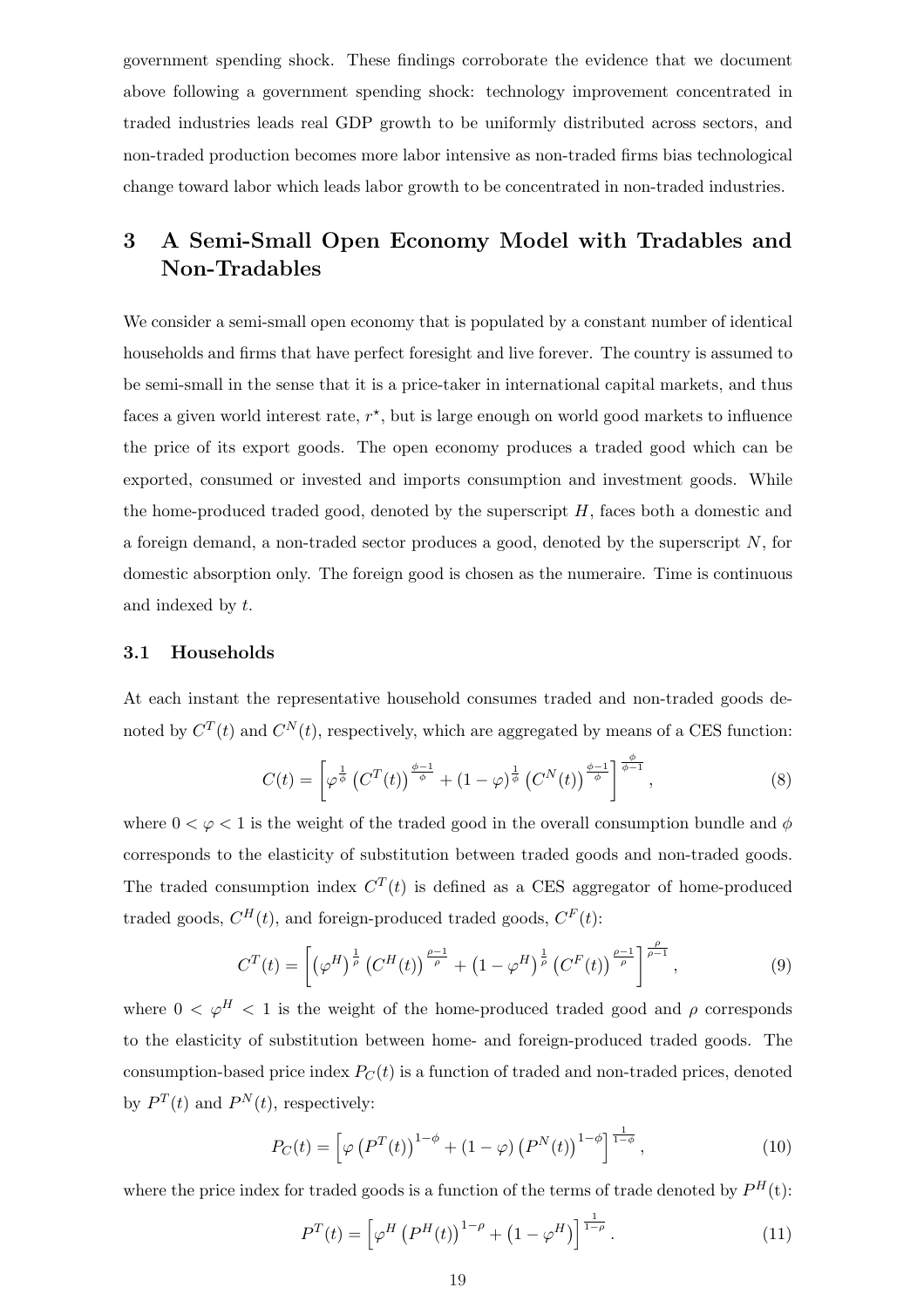government spending shock. These findings corroborate the evidence that we document above following a government spending shock: technology improvement concentrated in traded industries leads real GDP growth to be uniformly distributed across sectors, and non-traded production becomes more labor intensive as non-traded firms bias technological change toward labor which leads labor growth to be concentrated in non-traded industries.

# 3 A Semi-Small Open Economy Model with Tradables and Non-Tradables

We consider a semi-small open economy that is populated by a constant number of identical households and firms that have perfect foresight and live forever. The country is assumed to be semi-small in the sense that it is a price-taker in international capital markets, and thus faces a given world interest rate, $r^{\star}$, but is large enough on world good markets to influence the price of its export goods. The open economy produces a traded good which can be exported, consumed or invested and imports consumption and investment goods. While the home-produced traded good, denoted by the superscript $H$, faces both a domestic and a foreign demand, a non-traded sector produces a good, denoted by the superscript $N$, for domestic absorption only. The foreign good is chosen as the numeraire. Time is continuous and indexed by $t$.

## 3.1 Households

At each instant the representative household consumes traded and non-traded goods denoted by $C^T(t)$ and $C^N(t)$, respectively, which are aggregated by means of a CES function:

$$C(t) = \left[\varphi^{\frac{1}{\phi}} \left(C^T(t)\right)^{\frac{\phi-1}{\phi}} + (1-\varphi)^{\frac{1}{\phi}} \left(C^N(t)\right)^{\frac{\phi-1}{\phi}}\right]^{\frac{\phi}{\phi-1}}, \tag{8}$$

where $0 < \varphi < 1$ is the weight of the traded good in the overall consumption bundle and $\phi$ corresponds to the elasticity of substitution between traded goods and non-traded goods. The traded consumption index $C^T(t)$ is defined as a CES aggregator of home-produced traded goods, $C^H(t)$, and foreign-produced traded goods, $C^F(t)$:

$$C^T(t) = \left[\left(\varphi^H\right)^{\frac{1}{\rho}} \left(C^H(t)\right)^{\frac{\rho-1}{\rho}} + \left(1-\varphi^H\right)^{\frac{1}{\rho}} \left(C^F(t)\right)^{\frac{\rho-1}{\rho}}\right]^{\frac{\rho}{\rho-1}}, \tag{9}$$

where $0 < \varphi^H < 1$ is the weight of the home-produced traded good and $\rho$ corresponds to the elasticity of substitution between home- and foreign-produced traded goods. The consumption-based price index $P_C(t)$ is a function of traded and non-traded prices, denoted by $P^T(t)$ and $P^N(t)$, respectively:

$$P_C(t) = \left[\varphi \left(P^T(t)\right)^{1-\phi} + (1-\varphi) \left(P^N(t)\right)^{1-\phi}\right]^{\frac{1}{1-\phi}}, \tag{10}$$

where the price index for traded goods is a function of the terms of trade denoted by $P^H(\text{t})$:

$$P^T(t) = \left[\varphi^H \left(P^H(t)\right)^{1-\rho} + \left(1-\varphi^H\right)\right]^{\frac{1}{1-\rho}}. \tag{11}$$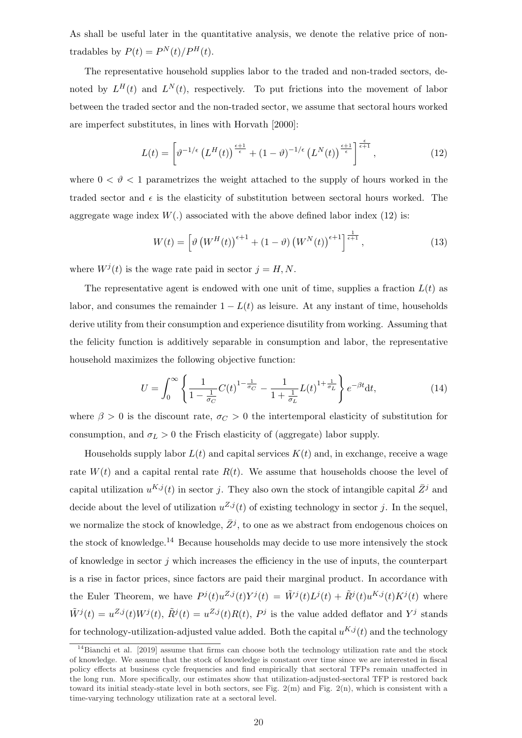As shall be useful later in the quantitative analysis, we denote the relative price of non-tradables by $P(t) = P^N(t)/P^H(t)$.

The representative household supplies labor to the traded and non-traded sectors, denoted by $L^H(t)$ and $L^N(t)$, respectively. To put frictions into the movement of labor between the traded sector and the non-traded sector, we assume that sectoral hours worked are imperfect substitutes, in lines with Horvath [2000]:

$$L(t) = \left[\vartheta^{-1/\epsilon}\left(L^H(t)\right)^{\frac{\epsilon+1}{\epsilon}} + (1-\vartheta)^{-1/\epsilon}\left(L^N(t)\right)^{\frac{\epsilon+1}{\epsilon}}\right]^{\frac{\epsilon}{\epsilon+1}}, \tag{12}$$

where $0 < \vartheta < 1$ parametrizes the weight attached to the supply of hours worked in the traded sector and $\epsilon$ is the elasticity of substitution between sectoral hours worked. The aggregate wage index $W(.)$ associated with the above defined labor index (12) is:

$$W(t) = \left[\vartheta\left(W^H(t)\right)^{\epsilon+1} + (1-\vartheta)\left(W^N(t)\right)^{\epsilon+1}\right]^{\frac{1}{\epsilon+1}}, \tag{13}$$

where $W^j(t)$ is the wage rate paid in sector $j = H, N$.

The representative agent is endowed with one unit of time, supplies a fraction $L(t)$ as labor, and consumes the remainder $1 - L(t)$ as leisure. At any instant of time, households derive utility from their consumption and experience disutility from working. Assuming that the felicity function is additively separable in consumption and labor, the representative household maximizes the following objective function:

$$U = \int_0^\infty \left\{\frac{1}{1-\frac{1}{\sigma_C}} C(t)^{1-\frac{1}{\sigma_C}} - \frac{1}{1+\frac{1}{\sigma_L}} L(t)^{1+\frac{1}{\sigma_L}}\right\} e^{-\beta t} \mathrm{d}t, \tag{14}$$

where $\beta > 0$ is the discount rate, $\sigma_C > 0$ the intertemporal elasticity of substitution for consumption, and $\sigma_L > 0$ the Frisch elasticity of (aggregate) labor supply.

Households supply labor $L(t)$ and capital services $K(t)$ and, in exchange, receive a wage rate $W(t)$ and a capital rental rate $R(t)$. We assume that households choose the level of capital utilization $u^{K,j}(t)$ in sector $j$. They also own the stock of intangible capital $\bar{Z}^j$ and decide about the level of utilization $u^{Z,j}(t)$ of existing technology in sector $j$. In the sequel, we normalize the stock of knowledge, $\bar{Z}^j$, to one as we abstract from endogenous choices on the stock of knowledge.[14] Because households may decide to use more intensively the stock of knowledge in sector $j$ which increases the efficiency in the use of inputs, the counterpart is a rise in factor prices, since factors are paid their marginal product. In accordance with the Euler Theorem, we have $P^j(t)u^{Z,j}(t)Y^j(t) = \tilde{W}^j(t)L^j(t) + \tilde{R}^j(t)u^{K,j}(t)K^j(t)$ where $\tilde{W}^j(t) = u^{Z,j}(t)W^j(t)$, $\tilde{R}^j(t) = u^{Z,j}(t)R(t)$, $P^j$ is the value added deflator and $Y^j$ stands for technology-utilization-adjusted value added. Both the capital $u^{K,j}(t)$ and the technology

[14] Bianchi et al. [2019] assume that firms can choose both the technology utilization rate and the stock of knowledge. We assume that the stock of knowledge is constant over time since we are interested in fiscal policy effects at business cycle frequencies and find empirically that sectoral TFPs remain unaffected in the long run. More specifically, our estimates show that utilization-adjusted-sectoral TFP is restored back toward its initial steady-state level in both sectors, see Fig. 2(m) and Fig. 2(n), which is consistent with a time-varying technology utilization rate at a sectoral level.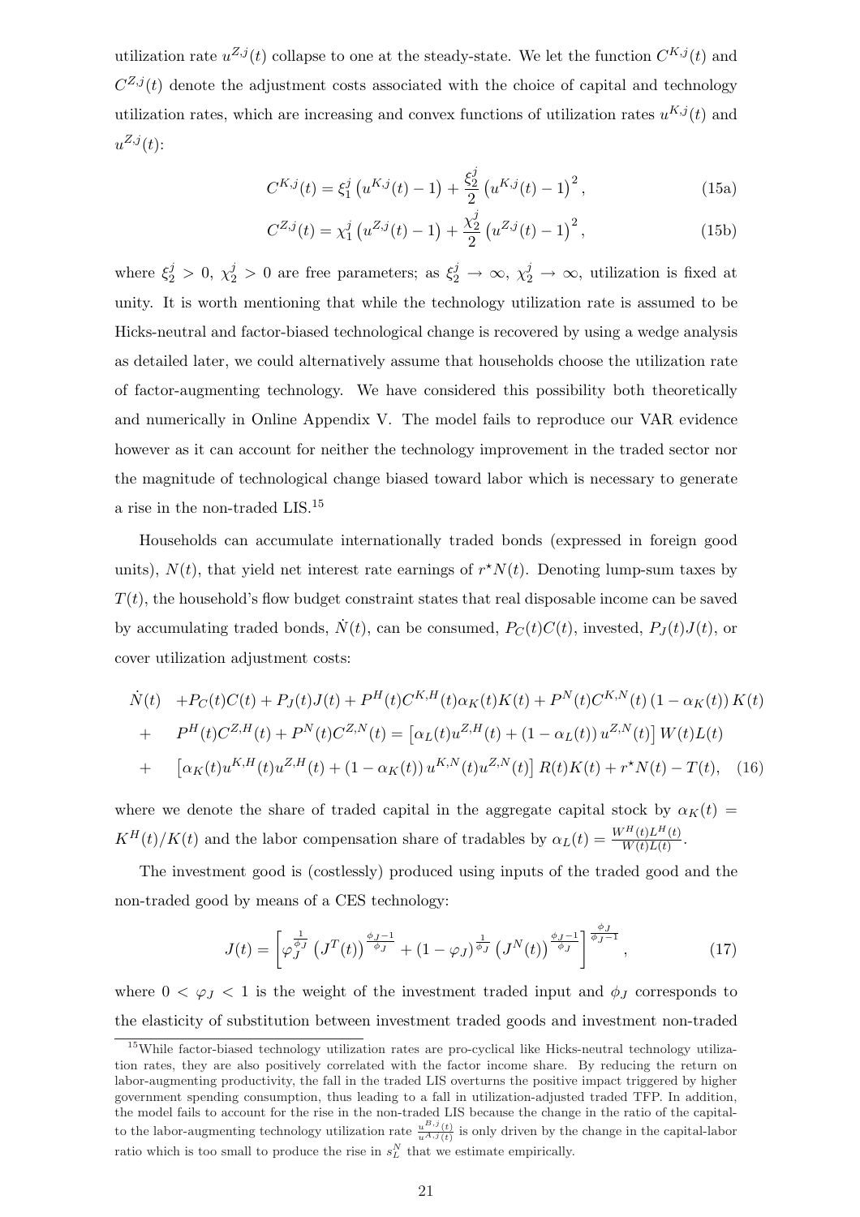utilization rate $u^{Z,j}(t)$ collapse to one at the steady-state. We let the function $C^{K,j}(t)$ and $C^{Z,j}(t)$ denote the adjustment costs associated with the choice of capital and technology utilization rates, which are increasing and convex functions of utilization rates $u^{K,j}(t)$ and $u^{Z,j}(t)$:

$$C^{K,j}(t) = \xi_1^j \left(u^{K,j}(t) - 1\right) + \frac{\xi_2^j}{2} \left(u^{K,j}(t) - 1\right)^2, \tag{15a}$$

$$C^{Z,j}(t) = \chi_1^j \left(u^{Z,j}(t) - 1\right) + \frac{\chi_2^j}{2} \left(u^{Z,j}(t) - 1\right)^2, \tag{15b}$$

where $\xi_2^j > 0$, $\chi_2^j > 0$ are free parameters; as $\xi_2^j \to \infty$, $\chi_2^j \to \infty$, utilization is fixed at unity. It is worth mentioning that while the technology utilization rate is assumed to be Hicks-neutral and factor-biased technological change is recovered by using a wedge analysis as detailed later, we could alternatively assume that households choose the utilization rate of factor-augmenting technology. We have considered this possibility both theoretically and numerically in Online Appendix V. The model fails to reproduce our VAR evidence however as it can account for neither the technology improvement in the traded sector nor the magnitude of technological change biased toward labor which is necessary to generate a rise in the non-traded LIS.[15]

Households can accumulate internationally traded bonds (expressed in foreign good units), $N(t)$, that yield net interest rate earnings of $r^\star N(t)$. Denoting lump-sum taxes by $T(t)$, the household's flow budget constraint states that real disposable income can be saved by accumulating traded bonds, $\dot{N}(t)$, can be consumed, $P_C(t)C(t)$, invested, $P_J(t)J(t)$, or cover utilization adjustment costs:

$$\begin{aligned}
\dot{N}(t) \quad &+ P_C(t)C(t) + P_J(t)J(t) + P^H(t)C^{K,H}(t)\alpha_K(t)K(t) + P^N(t)C^{K,N}(t)\left(1 - \alpha_K(t)\right)K(t) \\
+ \quad & P^H(t)C^{Z,H}(t) + P^N(t)C^{Z,N}(t) = \left[\alpha_L(t)u^{Z,H}(t) + \left(1 - \alpha_L(t)\right)u^{Z,N}(t)\right]W(t)L(t) \\
+ \quad & \left[\alpha_K(t)u^{K,H}(t)u^{Z,H}(t) + \left(1 - \alpha_K(t)\right)u^{K,N}(t)u^{Z,N}(t)\right]R(t)K(t) + r^\star N(t) - T(t), \quad (16)
\end{aligned}$$

where we denote the share of traded capital in the aggregate capital stock by $\alpha_K(t) = K^H(t)/K(t)$ and the labor compensation share of tradables by $\alpha_L(t) = \frac{W^H(t)L^H(t)}{W(t)L(t)}$.

The investment good is (costlessly) produced using inputs of the traded good and the non-traded good by means of a CES technology:

$$J(t) = \left[\varphi_J^{\frac{1}{\phi_J}} \left(J^T(t)\right)^{\frac{\phi_J - 1}{\phi_J}} + \left(1 - \varphi_J\right)^{\frac{1}{\phi_J}} \left(J^N(t)\right)^{\frac{\phi_J - 1}{\phi_J}}\right]^{\frac{\phi_J}{\phi_J - 1}}, \tag{17}$$

where $0 < \varphi_J < 1$ is the weight of the investment traded input and $\phi_J$ corresponds to the elasticity of substitution between investment traded goods and investment non-traded

[15]While factor-biased technology utilization rates are pro-cyclical like Hicks-neutral technology utilization rates, they are also positively correlated with the factor income share. By reducing the return on labor-augmenting productivity, the fall in the traded LIS overturns the positive impact triggered by higher government spending consumption, thus leading to a fall in utilization-adjusted traded TFP. In addition, the model fails to account for the rise in the non-traded LIS because the change in the ratio of the capital-to the labor-augmenting technology utilization rate $\frac{u^{B,j}(t)}{u^{A,j}(t)}$ is only driven by the change in the capital-labor ratio which is too small to produce the rise in $s_L^N$ that we estimate empirically.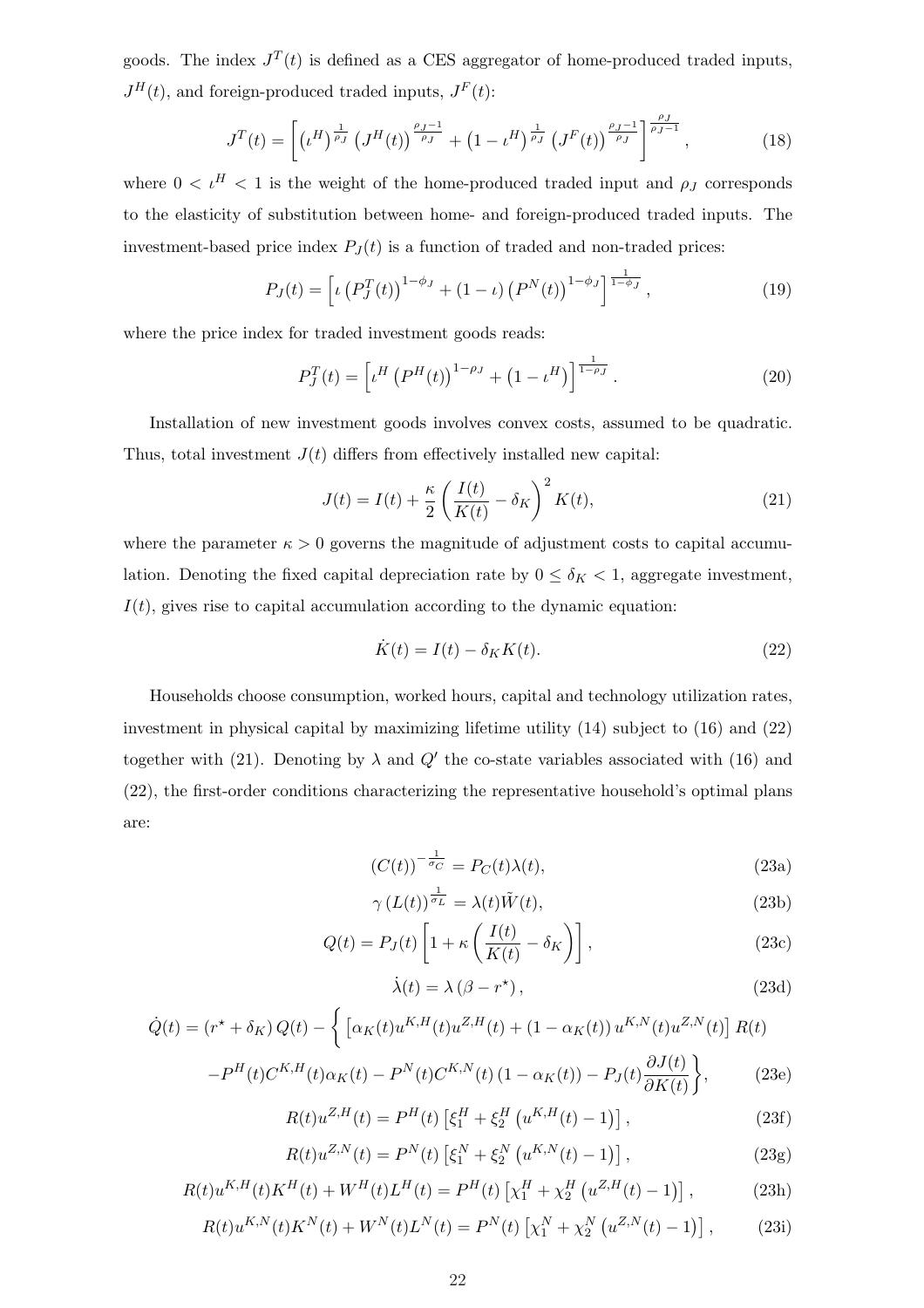goods. The index $J^T(t)$ is defined as a CES aggregator of home-produced traded inputs, $J^H(t)$, and foreign-produced traded inputs, $J^F(t)$:

$$J^T(t) = \left[ \left(\iota^H\right)^{\frac{1}{\rho_J}} \left(J^H(t)\right)^{\frac{\rho_J - 1}{\rho_J}} + \left(1 - \iota^H\right)^{\frac{1}{\rho_J}} \left(J^F(t)\right)^{\frac{\rho_J - 1}{\rho_J}} \right]^{\frac{\rho_J}{\rho_J - 1}}, \tag{18}$$

where $0 < \iota^H < 1$ is the weight of the home-produced traded input and $\rho_J$ corresponds to the elasticity of substitution between home- and foreign-produced traded inputs. The investment-based price index $P_J(t)$ is a function of traded and non-traded prices:

$$P_J(t) = \left[ \iota \left(P_J^T(t)\right)^{1-\phi_J} + (1-\iota) \left(P^N(t)\right)^{1-\phi_J} \right]^{\frac{1}{1-\phi_J}}, \tag{19}$$

where the price index for traded investment goods reads:

$$P_J^T(t) = \left[ \iota^H \left(P^H(t)\right)^{1-\rho_J} + \left(1 - \iota^H\right) \right]^{\frac{1}{1-\rho_J}}. \tag{20}$$

Installation of new investment goods involves convex costs, assumed to be quadratic. Thus, total investment $J(t)$ differs from effectively installed new capital:

$$J(t) = I(t) + \frac{\kappa}{2} \left( \frac{I(t)}{K(t)} - \delta_K \right)^2 K(t), \tag{21}$$

where the parameter $\kappa > 0$ governs the magnitude of adjustment costs to capital accumulation. Denoting the fixed capital depreciation rate by $0 \leq \delta_K < 1$, aggregate investment, $I(t)$, gives rise to capital accumulation according to the dynamic equation:

$$\dot{K}(t) = I(t) - \delta_K K(t). \tag{22}$$

Households choose consumption, worked hours, capital and technology utilization rates, investment in physical capital by maximizing lifetime utility (14) subject to (16) and (22) together with (21). Denoting by $\lambda$ and $Q'$ the co-state variables associated with (16) and (22), the first-order conditions characterizing the representative household's optimal plans are:

$$(C(t))^{-\frac{1}{\sigma_C}} = P_C(t)\lambda(t), \tag{23a}$$

$$\gamma \left(L(t)\right)^{\frac{1}{\sigma_L}} = \lambda(t)\tilde{W}(t), \tag{23b}$$

$$Q(t) = P_J(t) \left[ 1 + \kappa \left( \frac{I(t)}{K(t)} - \delta_K \right) \right], \tag{23c}$$

$$\dot{\lambda}(t) = \lambda \left(\beta - r^\star\right), \tag{23d}$$

$$\dot{Q}(t) = (r^\star + \delta_K) Q(t) - \Big\{ \left[ \alpha_K(t) u^{K,H}(t) u^{Z,H}(t) + \left(1 - \alpha_K(t)\right) u^{K,N}(t) u^{Z,N}(t) \right] R(t)$$
$$- P^H(t) C^{K,H}(t) \alpha_K(t) - P^N(t) C^{K,N}(t) \left(1 - \alpha_K(t)\right) - P_J(t) \frac{\partial J(t)}{\partial K(t)} \Big\}, \tag{23e}$$

$$R(t) u^{Z,H}(t) = P^H(t) \left[ \xi_1^H + \xi_2^H \left( u^{K,H}(t) - 1 \right) \right], \tag{23f}$$

$$R(t) u^{Z,N}(t) = P^N(t) \left[ \xi_1^N + \xi_2^N \left( u^{K,N}(t) - 1 \right) \right], \tag{23g}$$

$$R(t) u^{K,H}(t) K^H(t) + W^H(t) L^H(t) = P^H(t) \left[ \chi_1^H + \chi_2^H \left( u^{Z,H}(t) - 1 \right) \right], \tag{23h}$$

$$R(t) u^{K,N}(t) K^N(t) + W^N(t) L^N(t) = P^N(t) \left[ \chi_1^N + \chi_2^N \left( u^{Z,N}(t) - 1 \right) \right], \tag{23i}$$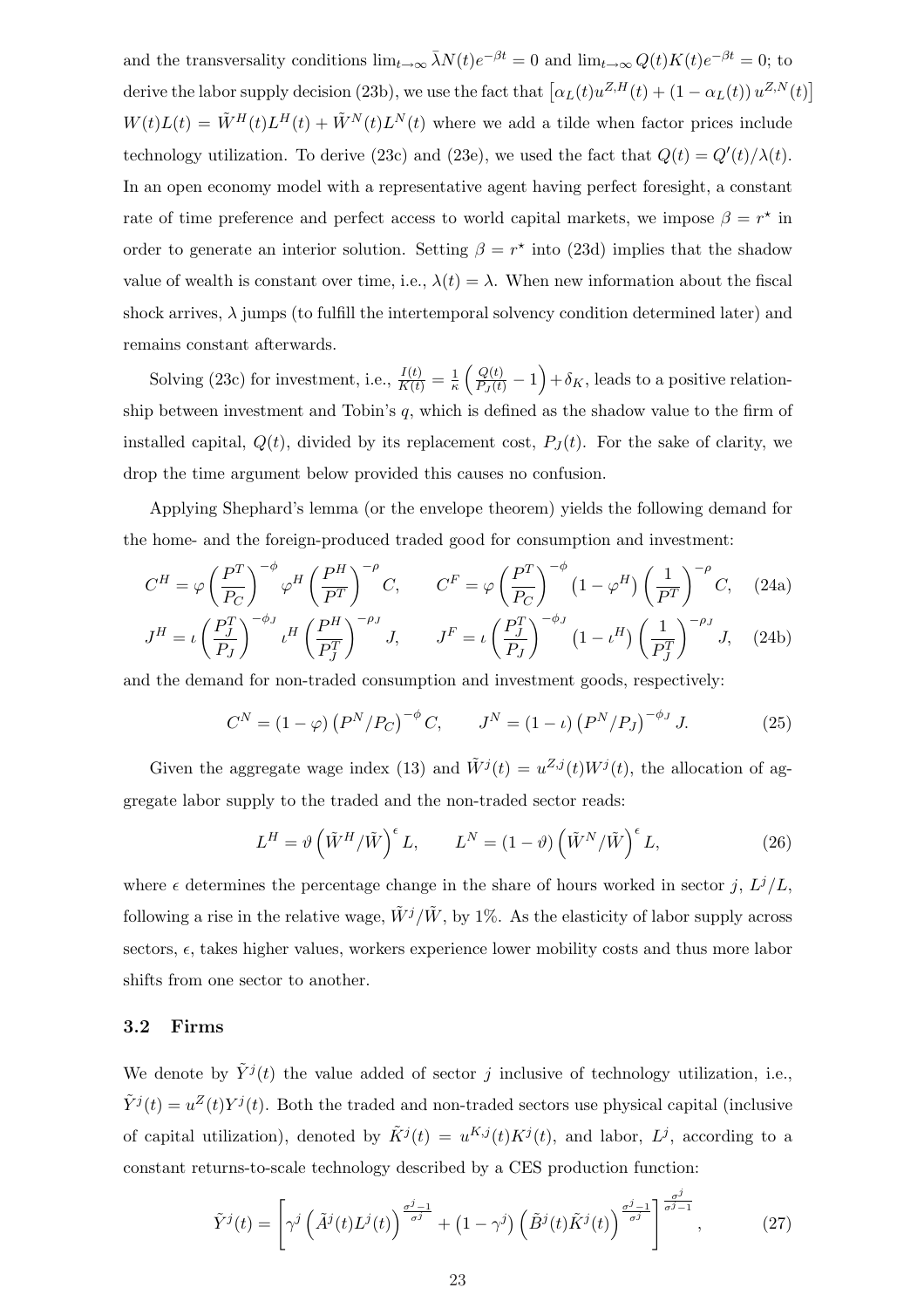and the transversality conditions $\lim_{t\to\infty} \bar{\lambda} N(t) e^{-\beta t} = 0$ and $\lim_{t\to\infty} Q(t) K(t) e^{-\beta t} = 0$; to derive the labor supply decision (23b), we use the fact that $\left[\alpha_L(t) u^{Z,H}(t) + (1-\alpha_L(t))\, u^{Z,N}(t)\right] W(t) L(t) = \tilde{W}^H(t) L^H(t) + \tilde{W}^N(t) L^N(t)$ where we add a tilde when factor prices include technology utilization. To derive (23c) and (23e), we used the fact that $Q(t) = Q'(t)/\lambda(t)$. In an open economy model with a representative agent having perfect foresight, a constant rate of time preference and perfect access to world capital markets, we impose $\beta = r^\star$ in order to generate an interior solution. Setting $\beta = r^\star$ into (23d) implies that the shadow value of wealth is constant over time, i.e., $\lambda(t) = \lambda$. When new information about the fiscal shock arrives, $\lambda$ jumps (to fulfill the intertemporal solvency condition determined later) and remains constant afterwards.

Solving (23c) for investment, i.e., $\frac{I(t)}{K(t)} = \frac{1}{\kappa}\left(\frac{Q(t)}{P_J(t)} - 1\right) + \delta_K$, leads to a positive relationship between investment and Tobin's $q$, which is defined as the shadow value to the firm of installed capital, $Q(t)$, divided by its replacement cost, $P_J(t)$. For the sake of clarity, we drop the time argument below provided this causes no confusion.

Applying Shephard's lemma (or the envelope theorem) yields the following demand for the home- and the foreign-produced traded good for consumption and investment:

$$C^H = \varphi \left(\frac{P^T}{P_C}\right)^{-\phi} \varphi^H \left(\frac{P^H}{P^T}\right)^{-\rho} C, \qquad C^F = \varphi \left(\frac{P^T}{P_C}\right)^{-\phi} \left(1-\varphi^H\right) \left(\frac{1}{P^T}\right)^{-\rho} C, \quad \text{(24a)}$$

$$J^H = \iota \left(\frac{P_J^T}{P_J}\right)^{-\phi_J} \iota^H \left(\frac{P^H}{P_J^T}\right)^{-\rho_J} J, \qquad J^F = \iota \left(\frac{P_J^T}{P_J}\right)^{-\phi_J} \left(1-\iota^H\right) \left(\frac{1}{P_J^T}\right)^{-\rho_J} J, \quad \text{(24b)}$$

and the demand for non-traded consumption and investment goods, respectively:

$$C^N = (1-\varphi)\left(P^N/P_C\right)^{-\phi} C, \qquad J^N = (1-\iota)\left(P^N/P_J\right)^{-\phi_J} J. \quad (25)$$

Given the aggregate wage index (13) and $\tilde{W}^j(t) = u^{Z,j}(t) W^j(t)$, the allocation of aggregate labor supply to the traded and the non-traded sector reads:

$$L^H = \vartheta \left(\tilde{W}^H/\tilde{W}\right)^{\epsilon} L, \qquad L^N = (1-\vartheta)\left(\tilde{W}^N/\tilde{W}\right)^{\epsilon} L, \quad (26)$$

where $\epsilon$ determines the percentage change in the share of hours worked in sector $j$, $L^j/L$, following a rise in the relative wage, $\tilde{W}^j/\tilde{W}$, by 1%. As the elasticity of labor supply across sectors, $\epsilon$, takes higher values, workers experience lower mobility costs and thus more labor shifts from one sector to another.

### 3.2 Firms

We denote by $\tilde{Y}^j(t)$ the value added of sector $j$ inclusive of technology utilization, i.e., $\tilde{Y}^j(t) = u^Z(t) Y^j(t)$. Both the traded and non-traded sectors use physical capital (inclusive of capital utilization), denoted by $\tilde{K}^j(t) = u^{K,j}(t) K^j(t)$, and labor, $L^j$, according to a constant returns-to-scale technology described by a CES production function:

$$\tilde{Y}^j(t) = \left[\gamma^j \left(\tilde{A}^j(t) L^j(t)\right)^{\frac{\sigma^j-1}{\sigma^j}} + \left(1-\gamma^j\right)\left(\tilde{B}^j(t)\tilde{K}^j(t)\right)^{\frac{\sigma^j-1}{\sigma^j}}\right]^{\frac{\sigma^j}{\sigma^j-1}}, \quad (27)$$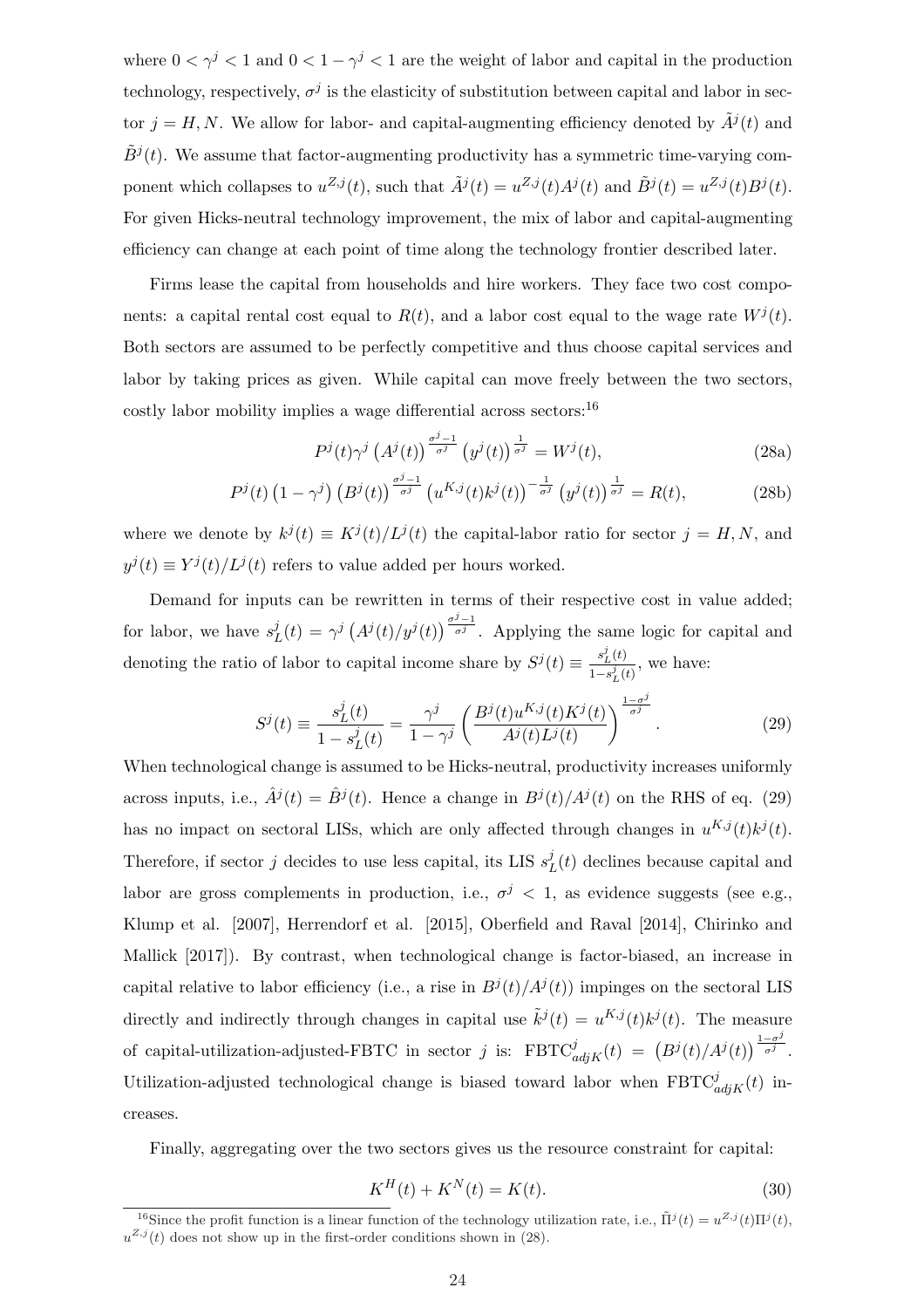where $0 < \gamma^j < 1$ and $0 < 1 - \gamma^j < 1$ are the weight of labor and capital in the production technology, respectively, $\sigma^j$ is the elasticity of substitution between capital and labor in sector $j = H, N$. We allow for labor- and capital-augmenting efficiency denoted by $\tilde{A}^j(t)$ and $\tilde{B}^j(t)$. We assume that factor-augmenting productivity has a symmetric time-varying component which collapses to $u^{Z,j}(t)$, such that $\tilde{A}^j(t) = u^{Z,j}(t)A^j(t)$ and $\tilde{B}^j(t) = u^{Z,j}(t)B^j(t)$. For given Hicks-neutral technology improvement, the mix of labor and capital-augmenting efficiency can change at each point of time along the technology frontier described later.

Firms lease the capital from households and hire workers. They face two cost components: a capital rental cost equal to $R(t)$, and a labor cost equal to the wage rate $W^j(t)$. Both sectors are assumed to be perfectly competitive and thus choose capital services and labor by taking prices as given. While capital can move freely between the two sectors, costly labor mobility implies a wage differential across sectors:[16]

$$P^j(t)\gamma^j \left(A^j(t)\right)^{\frac{\sigma^j-1}{\sigma^j}} \left(y^j(t)\right)^{\frac{1}{\sigma^j}} = W^j(t), \tag{28a}$$

$$P^j(t)\left(1-\gamma^j\right)\left(B^j(t)\right)^{\frac{\sigma^j-1}{\sigma^j}} \left(u^{K,j}(t)k^j(t)\right)^{-\frac{1}{\sigma^j}} \left(y^j(t)\right)^{\frac{1}{\sigma^j}} = R(t), \tag{28b}$$

where we denote by $k^j(t) \equiv K^j(t)/L^j(t)$ the capital-labor ratio for sector $j = H, N$, and $y^j(t) \equiv Y^j(t)/L^j(t)$ refers to value added per hours worked.

Demand for inputs can be rewritten in terms of their respective cost in value added; for labor, we have $s_L^j(t) = \gamma^j \left(A^j(t)/y^j(t)\right)^{\frac{\sigma^j-1}{\sigma^j}}$. Applying the same logic for capital and denoting the ratio of labor to capital income share by $S^j(t) \equiv \frac{s_L^j(t)}{1-s_L^j(t)}$, we have:

$$S^j(t) \equiv \frac{s_L^j(t)}{1-s_L^j(t)} = \frac{\gamma^j}{1-\gamma^j}\left(\frac{B^j(t)u^{K,j}(t)K^j(t)}{A^j(t)L^j(t)}\right)^{\frac{1-\sigma^j}{\sigma^j}}. \tag{29}$$

When technological change is assumed to be Hicks-neutral, productivity increases uniformly across inputs, i.e., $\hat{A}^j(t) = \hat{B}^j(t)$. Hence a change in $B^j(t)/A^j(t)$ on the RHS of eq. (29) has no impact on sectoral LISs, which are only affected through changes in $u^{K,j}(t)k^j(t)$. Therefore, if sector $j$ decides to use less capital, its LIS $s_L^j(t)$ declines because capital and labor are gross complements in production, i.e., $\sigma^j < 1$, as evidence suggests (see e.g., Klump et al. [2007], Herrendorf et al. [2015], Oberfield and Raval [2014], Chirinko and Mallick [2017]). By contrast, when technological change is factor-biased, an increase in capital relative to labor efficiency (i.e., a rise in $B^j(t)/A^j(t)$) impinges on the sectoral LIS directly and indirectly through changes in capital use $\tilde{k}^j(t) = u^{K,j}(t)k^j(t)$. The measure of capital-utilization-adjusted-FBTC in sector $j$ is: $\text{FBTC}^j_{adjK}(t) = \left(B^j(t)/A^j(t)\right)^{\frac{1-\sigma^j}{\sigma^j}}$. Utilization-adjusted technological change is biased toward labor when $\text{FBTC}^j_{adjK}(t)$ increases.

Finally, aggregating over the two sectors gives us the resource constraint for capital:

$$K^H(t) + K^N(t) = K(t). \tag{30}$$

[16] Since the profit function is a linear function of the technology utilization rate, i.e., $\tilde{\Pi}^j(t) = u^{Z,j}(t)\Pi^j(t)$, $u^{Z,j}(t)$ does not show up in the first-order conditions shown in (28).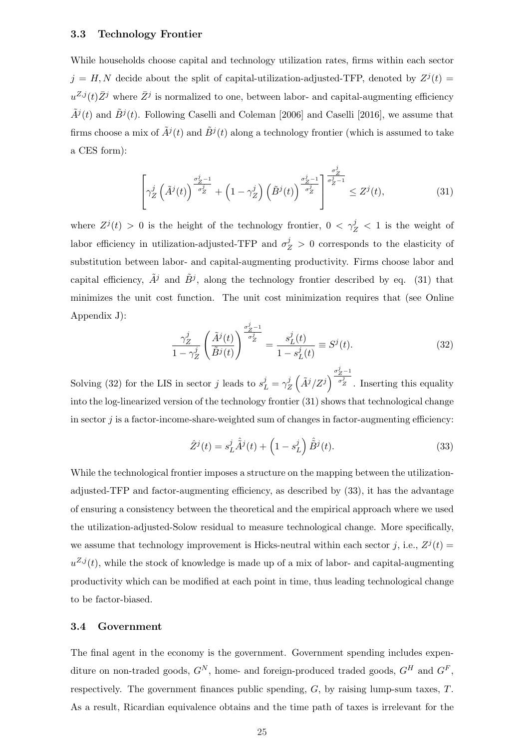### 3.3 Technology Frontier

While households choose capital and technology utilization rates, firms within each sector $j = H, N$ decide about the split of capital-utilization-adjusted-TFP, denoted by $Z^j(t) = u^{Z,j}(t)\bar{Z}^j$ where $\bar{Z}^j$ is normalized to one, between labor- and capital-augmenting efficiency $\tilde{A}^j(t)$ and $\tilde{B}^j(t)$. Following Caselli and Coleman [2006] and Caselli [2016], we assume that firms choose a mix of $\tilde{A}^j(t)$ and $\tilde{B}^j(t)$ along a technology frontier (which is assumed to take a CES form):

$$\left[\gamma_Z^j \left(\tilde{A}^j(t)\right)^{\frac{\sigma_Z^j - 1}{\sigma_Z^j}} + \left(1 - \gamma_Z^j\right)\left(\tilde{B}^j(t)\right)^{\frac{\sigma_Z^j - 1}{\sigma_Z^j}}\right]^{\frac{\sigma_Z^j}{\sigma_Z^j - 1}} \leq Z^j(t), \tag{31}$$

where $Z^j(t) > 0$ is the height of the technology frontier, $0 < \gamma_Z^j < 1$ is the weight of labor efficiency in utilization-adjusted-TFP and $\sigma_Z^j > 0$ corresponds to the elasticity of substitution between labor- and capital-augmenting productivity. Firms choose labor and capital efficiency, $\tilde{A}^j$ and $\tilde{B}^j$, along the technology frontier described by eq. (31) that minimizes the unit cost function. The unit cost minimization requires that (see Online Appendix J):

$$\frac{\gamma_Z^j}{1 - \gamma_Z^j}\left(\frac{\tilde{A}^j(t)}{\tilde{B}^j(t)}\right)^{\frac{\sigma_Z^j - 1}{\sigma_Z^j}} = \frac{s_L^j(t)}{1 - s_L^j(t)} \equiv S^j(t). \tag{32}$$

Solving (32) for the LIS in sector $j$ leads to $s_L^j = \gamma_Z^j \left(\tilde{A}^j / Z^j\right)^{\frac{\sigma_Z^j - 1}{\sigma_Z^j}}$. Inserting this equality into the log-linearized version of the technology frontier (31) shows that technological change in sector $j$ is a factor-income-share-weighted sum of changes in factor-augmenting efficiency:

$$\hat{Z}^j(t) = s_L^j \hat{\tilde{A}}^j(t) + \left(1 - s_L^j\right)\hat{\tilde{B}}^j(t). \tag{33}$$

While the technological frontier imposes a structure on the mapping between the utilization-adjusted-TFP and factor-augmenting efficiency, as described by (33), it has the advantage of ensuring a consistency between the theoretical and the empirical approach where we used the utilization-adjusted-Solow residual to measure technological change. More specifically, we assume that technology improvement is Hicks-neutral within each sector $j$, i.e., $Z^j(t) = u^{Z,j}(t)$, while the stock of knowledge is made up of a mix of labor- and capital-augmenting productivity which can be modified at each point in time, thus leading technological change to be factor-biased.

### 3.4 Government

The final agent in the economy is the government. Government spending includes expenditure on non-traded goods, $G^N$, home- and foreign-produced traded goods, $G^H$ and $G^F$, respectively. The government finances public spending, $G$, by raising lump-sum taxes, $T$. As a result, Ricardian equivalence obtains and the time path of taxes is irrelevant for the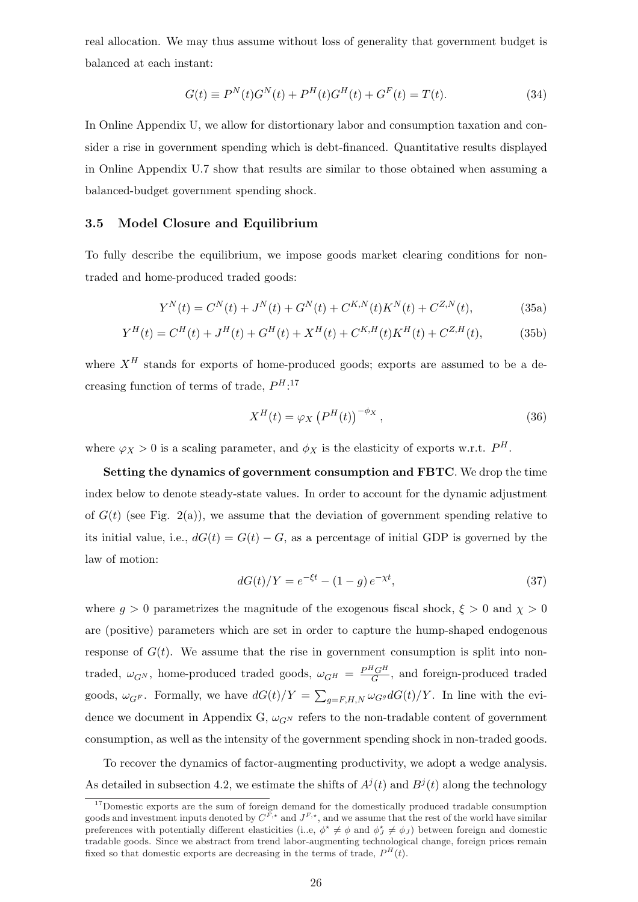real allocation. We may thus assume without loss of generality that government budget is balanced at each instant:

$$G(t) \equiv P^N(t)G^N(t) + P^H(t)G^H(t) + G^F(t) = T(t). \tag{34}$$

In Online Appendix U, we allow for distortionary labor and consumption taxation and consider a rise in government spending which is debt-financed. Quantitative results displayed in Online Appendix U.7 show that results are similar to those obtained when assuming a balanced-budget government spending shock.

### 3.5 Model Closure and Equilibrium

To fully describe the equilibrium, we impose goods market clearing conditions for non-traded and home-produced traded goods:

$$Y^N(t) = C^N(t) + J^N(t) + G^N(t) + C^{K,N}(t)K^N(t) + C^{Z,N}(t), \tag{35a}$$

$$Y^H(t) = C^H(t) + J^H(t) + G^H(t) + X^H(t) + C^{K,H}(t)K^H(t) + C^{Z,H}(t), \tag{35b}$$

where $X^H$ stands for exports of home-produced goods; exports are assumed to be a decreasing function of terms of trade, $P^H$:[17]

$$X^H(t) = \varphi_X \left(P^H(t)\right)^{-\phi_X}, \tag{36}$$

where $\varphi_X > 0$ is a scaling parameter, and $\phi_X$ is the elasticity of exports w.r.t. $P^H$.

**Setting the dynamics of government consumption and FBTC**. We drop the time index below to denote steady-state values. In order to account for the dynamic adjustment of $G(t)$ (see Fig. 2(a)), we assume that the deviation of government spending relative to its initial value, i.e., $dG(t) = G(t) - G$, as a percentage of initial GDP is governed by the law of motion:

$$dG(t)/Y = e^{-\xi t} - (1-g)\, e^{-\chi t}, \tag{37}$$

where $g > 0$ parametrizes the magnitude of the exogenous fiscal shock, $\xi > 0$ and $\chi > 0$ are (positive) parameters which are set in order to capture the hump-shaped endogenous response of $G(t)$. We assume that the rise in government consumption is split into non-traded, $\omega_{G^N}$, home-produced traded goods, $\omega_{G^H} = \frac{P^H G^H}{G}$, and foreign-produced traded goods, $\omega_{G^F}$. Formally, we have $dG(t)/Y = \sum_{g=F,H,N} \omega_{G^g} dG(t)/Y$. In line with the evidence we document in Appendix G, $\omega_{G^N}$ refers to the non-tradable content of government consumption, as well as the intensity of the government spending shock in non-traded goods.

To recover the dynamics of factor-augmenting productivity, we adopt a wedge analysis. As detailed in subsection 4.2, we estimate the shifts of $A^j(t)$ and $B^j(t)$ along the technology

[17] Domestic exports are the sum of foreign demand for the domestically produced tradable consumption goods and investment inputs denoted by $C^{F,\star}$ and $J^{F,\star}$, and we assume that the rest of the world have similar preferences with potentially different elasticities (i..e, $\phi^\star \neq \phi$ and $\phi_J^\star \neq \phi_J$) between foreign and domestic tradable goods. Since we abstract from trend labor-augmenting technological change, foreign prices remain fixed so that domestic exports are decreasing in the terms of trade, $P^H(t)$.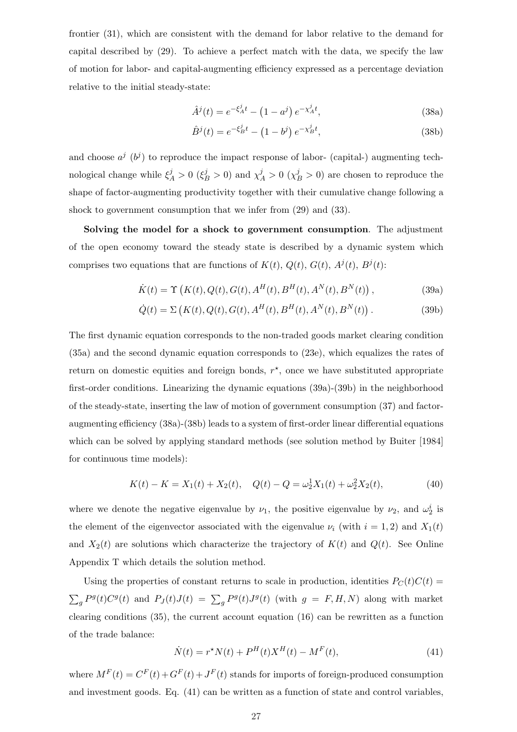frontier (31), which are consistent with the demand for labor relative to the demand for capital described by (29). To achieve a perfect match with the data, we specify the law of motion for labor- and capital-augmenting efficiency expressed as a percentage deviation relative to the initial steady-state:

$$\hat{A}^j(t) = e^{-\xi_A^j t} - \left(1 - a^j\right) e^{-\chi_A^j t}, \tag{38a}$$

$$\hat{B}^j(t) = e^{-\xi_B^j t} - \left(1 - b^j\right) e^{-\chi_B^j t}, \tag{38b}$$

and choose $a^j$ ($b^j$) to reproduce the impact response of labor- (capital-) augmenting technological change while $\xi_A^j > 0$ ($\xi_B^j > 0$) and $\chi_A^j > 0$ ($\chi_B^j > 0$) are chosen to reproduce the shape of factor-augmenting productivity together with their cumulative change following a shock to government consumption that we infer from (29) and (33).

**Solving the model for a shock to government consumption**. The adjustment of the open economy toward the steady state is described by a dynamic system which comprises two equations that are functions of $K(t)$, $Q(t)$, $G(t)$, $A^j(t)$, $B^j(t)$:

$$\dot{K}(t) = \Upsilon\left(K(t), Q(t), G(t), A^H(t), B^H(t), A^N(t), B^N(t)\right), \tag{39a}$$

$$\dot{Q}(t) = \Sigma\left(K(t), Q(t), G(t), A^H(t), B^H(t), A^N(t), B^N(t)\right). \tag{39b}$$

The first dynamic equation corresponds to the non-traded goods market clearing condition (35a) and the second dynamic equation corresponds to (23e), which equalizes the rates of return on domestic equities and foreign bonds, $r^\star$, once we have substituted appropriate first-order conditions. Linearizing the dynamic equations (39a)-(39b) in the neighborhood of the steady-state, inserting the law of motion of government consumption (37) and factor-augmenting efficiency (38a)-(38b) leads to a system of first-order linear differential equations which can be solved by applying standard methods (see solution method by Buiter [1984] for continuous time models):

$$K(t) - K = X_1(t) + X_2(t), \quad Q(t) - Q = \omega_2^1 X_1(t) + \omega_2^2 X_2(t), \tag{40}$$

where we denote the negative eigenvalue by $\nu_1$, the positive eigenvalue by $\nu_2$, and $\omega_2^i$ is the element of the eigenvector associated with the eigenvalue $\nu_i$ (with $i = 1, 2$) and $X_1(t)$ and $X_2(t)$ are solutions which characterize the trajectory of $K(t)$ and $Q(t)$. See Online Appendix T which details the solution method.

Using the properties of constant returns to scale in production, identities $P_C(t)C(t) = \sum_g P^g(t)C^g(t)$ and $P_J(t)J(t) = \sum_g P^g(t)J^g(t)$ (with $g = F, H, N$) along with market clearing conditions (35), the current account equation (16) can be rewritten as a function of the trade balance:

$$\dot{N}(t) = r^\star N(t) + P^H(t)X^H(t) - M^F(t), \tag{41}$$

where $M^F(t) = C^F(t) + G^F(t) + J^F(t)$ stands for imports of foreign-produced consumption and investment goods. Eq. (41) can be written as a function of state and control variables,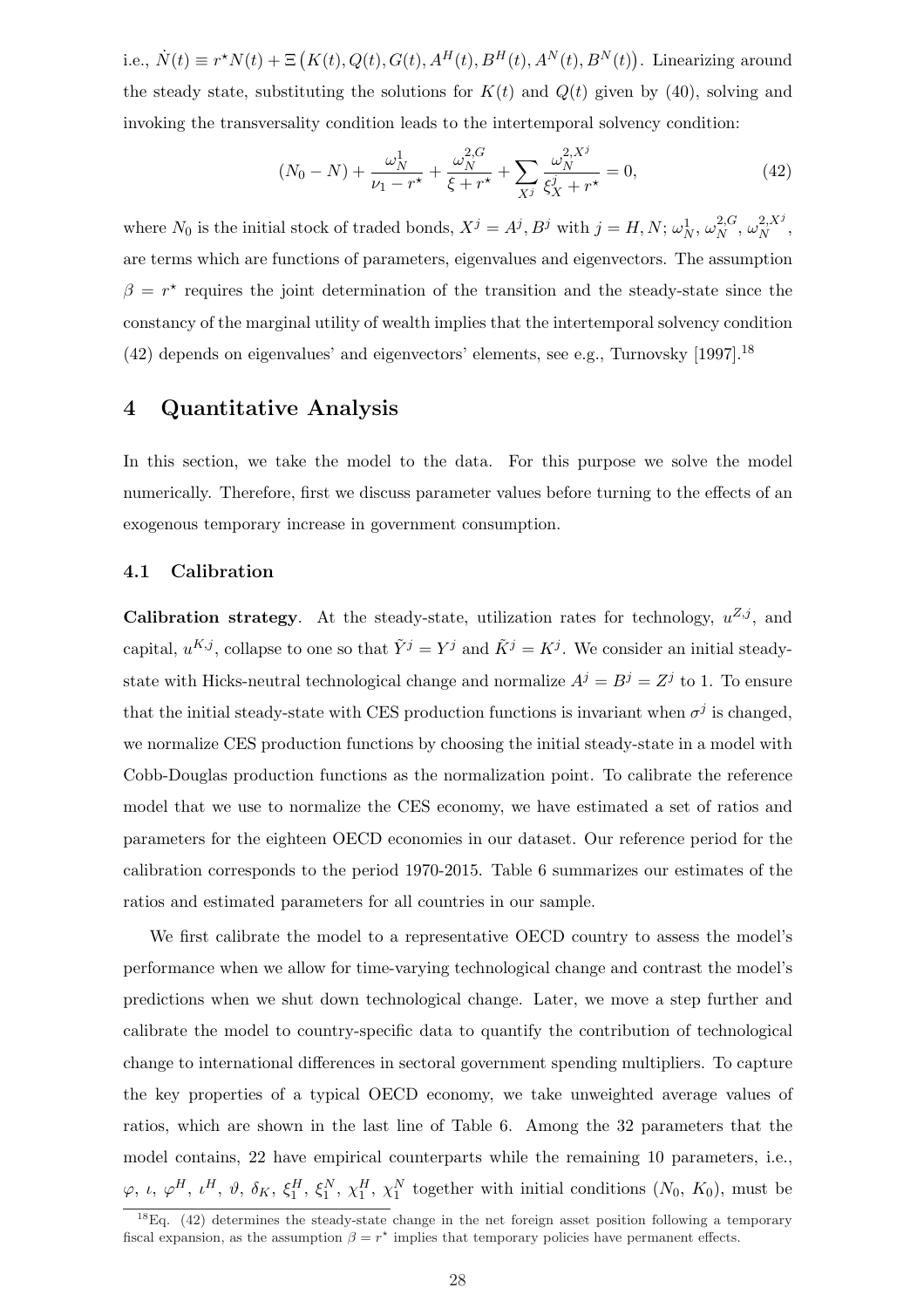i.e., $\dot{N}(t) \equiv r^\star N(t) + \Xi\left(K(t), Q(t), G(t), A^H(t), B^H(t), A^N(t), B^N(t)\right)$. Linearizing around the steady state, substituting the solutions for $K(t)$ and $Q(t)$ given by (40), solving and invoking the transversality condition leads to the intertemporal solvency condition:

$$(N_0 - N) + \frac{\omega_N^1}{\nu_1 - r^\star} + \frac{\omega_N^{2,G}}{\xi + r^\star} + \sum_{X^j} \frac{\omega_N^{2,X^j}}{\xi_X^j + r^\star} = 0, \tag{42}$$

where $N_0$ is the initial stock of traded bonds, $X^j = A^j, B^j$ with $j = H, N$; $\omega_N^1$, $\omega_N^{2,G}$, $\omega_N^{2,X^j}$, are terms which are functions of parameters, eigenvalues and eigenvectors. The assumption $\beta = r^\star$ requires the joint determination of the transition and the steady-state since the constancy of the marginal utility of wealth implies that the intertemporal solvency condition (42) depends on eigenvalues' and eigenvectors' elements, see e.g., Turnovsky [1997].[18]

# 4 Quantitative Analysis

In this section, we take the model to the data. For this purpose we solve the model numerically. Therefore, first we discuss parameter values before turning to the effects of an exogenous temporary increase in government consumption.

## 4.1 Calibration

**Calibration strategy**. At the steady-state, utilization rates for technology, $u^{Z,j}$, and capital, $u^{K,j}$, collapse to one so that $\tilde{Y}^j = Y^j$ and $\tilde{K}^j = K^j$. We consider an initial steady-state with Hicks-neutral technological change and normalize $A^j = B^j = Z^j$ to 1. To ensure that the initial steady-state with CES production functions is invariant when $\sigma^j$ is changed, we normalize CES production functions by choosing the initial steady-state in a model with Cobb-Douglas production functions as the normalization point. To calibrate the reference model that we use to normalize the CES economy, we have estimated a set of ratios and parameters for the eighteen OECD economies in our dataset. Our reference period for the calibration corresponds to the period 1970-2015. Table 6 summarizes our estimates of the ratios and estimated parameters for all countries in our sample.

We first calibrate the model to a representative OECD country to assess the model's performance when we allow for time-varying technological change and contrast the model's predictions when we shut down technological change. Later, we move a step further and calibrate the model to country-specific data to quantify the contribution of technological change to international differences in sectoral government spending multipliers. To capture the key properties of a typical OECD economy, we take unweighted average values of ratios, which are shown in the last line of Table 6. Among the 32 parameters that the model contains, 22 have empirical counterparts while the remaining 10 parameters, i.e., $\varphi$, $\iota$, $\varphi^H$, $\iota^H$, $\vartheta$, $\delta_K$, $\xi_1^H$, $\xi_1^N$, $\chi_1^H$, $\chi_1^N$ together with initial conditions ($N_0$, $K_0$), must be

[18] Eq. (42) determines the steady-state change in the net foreign asset position following a temporary fiscal expansion, as the assumption $\beta = r^\star$ implies that temporary policies have permanent effects.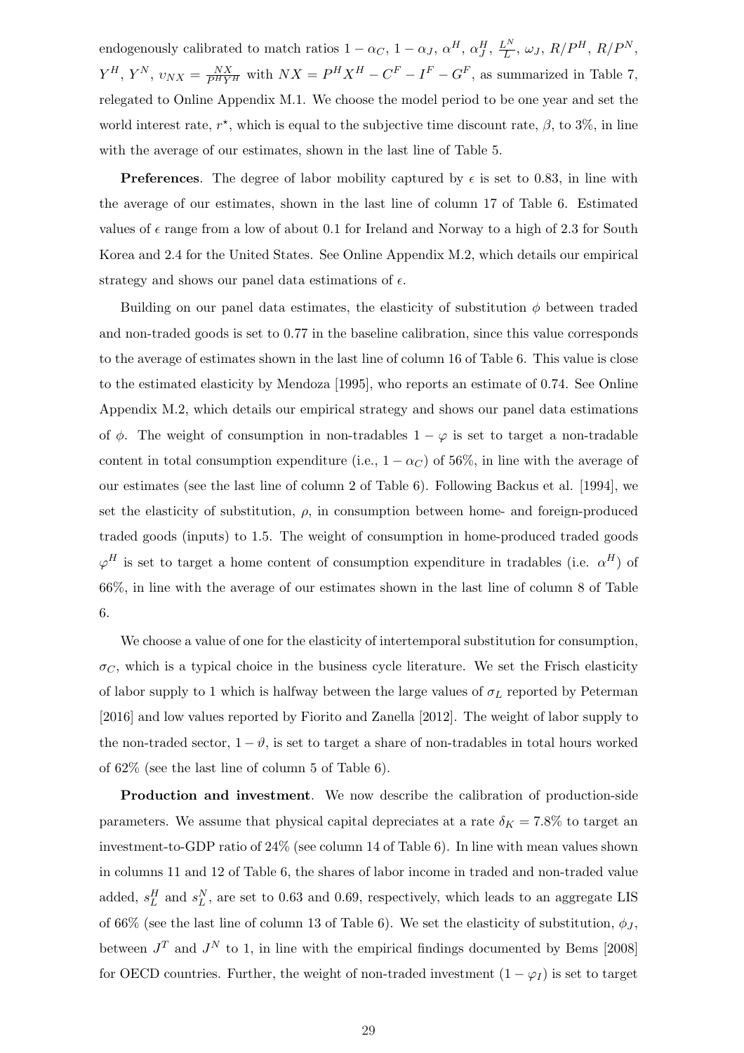endogenously calibrated to match ratios $1-\alpha_C$, $1-\alpha_J$, $\alpha^H$, $\alpha_J^H$, $\frac{L^N}{L}$, $\omega_J$, $R/P^H$, $R/P^N$, $Y^H$, $Y^N$, $\upsilon_{NX} = \frac{NX}{P^H Y^H}$ with $NX = P^H X^H - C^F - I^F - G^F$, as summarized in Table 7, relegated to Online Appendix M.1. We choose the model period to be one year and set the world interest rate, $r^\star$, which is equal to the subjective time discount rate, $\beta$, to 3%, in line with the average of our estimates, shown in the last line of Table 5.

**Preferences**. The degree of labor mobility captured by $\epsilon$ is set to 0.83, in line with the average of our estimates, shown in the last line of column 17 of Table 6. Estimated values of $\epsilon$ range from a low of about 0.1 for Ireland and Norway to a high of 2.3 for South Korea and 2.4 for the United States. See Online Appendix M.2, which details our empirical strategy and shows our panel data estimations of $\epsilon$.

Building on our panel data estimates, the elasticity of substitution $\phi$ between traded and non-traded goods is set to 0.77 in the baseline calibration, since this value corresponds to the average of estimates shown in the last line of column 16 of Table 6. This value is close to the estimated elasticity by Mendoza [1995], who reports an estimate of 0.74. See Online Appendix M.2, which details our empirical strategy and shows our panel data estimations of $\phi$. The weight of consumption in non-tradables $1-\varphi$ is set to target a non-tradable content in total consumption expenditure (i.e., $1-\alpha_C$) of 56%, in line with the average of our estimates (see the last line of column 2 of Table 6). Following Backus et al. [1994], we set the elasticity of substitution, $\rho$, in consumption between home- and foreign-produced traded goods (inputs) to 1.5. The weight of consumption in home-produced traded goods $\varphi^H$ is set to target a home content of consumption expenditure in tradables (i.e. $\alpha^H$) of 66%, in line with the average of our estimates shown in the last line of column 8 of Table 6.

We choose a value of one for the elasticity of intertemporal substitution for consumption, $\sigma_C$, which is a typical choice in the business cycle literature. We set the Frisch elasticity of labor supply to 1 which is halfway between the large values of $\sigma_L$ reported by Peterman [2016] and low values reported by Fiorito and Zanella [2012]. The weight of labor supply to the non-traded sector, $1-\vartheta$, is set to target a share of non-tradables in total hours worked of 62% (see the last line of column 5 of Table 6).

**Production and investment**. We now describe the calibration of production-side parameters. We assume that physical capital depreciates at a rate $\delta_K = 7.8\%$ to target an investment-to-GDP ratio of 24% (see column 14 of Table 6). In line with mean values shown in columns 11 and 12 of Table 6, the shares of labor income in traded and non-traded value added, $s_L^H$ and $s_L^N$, are set to 0.63 and 0.69, respectively, which leads to an aggregate LIS of 66% (see the last line of column 13 of Table 6). We set the elasticity of substitution, $\phi_J$, between $J^T$ and $J^N$ to 1, in line with the empirical findings documented by Bems [2008] for OECD countries. Further, the weight of non-traded investment $(1-\varphi_I)$ is set to target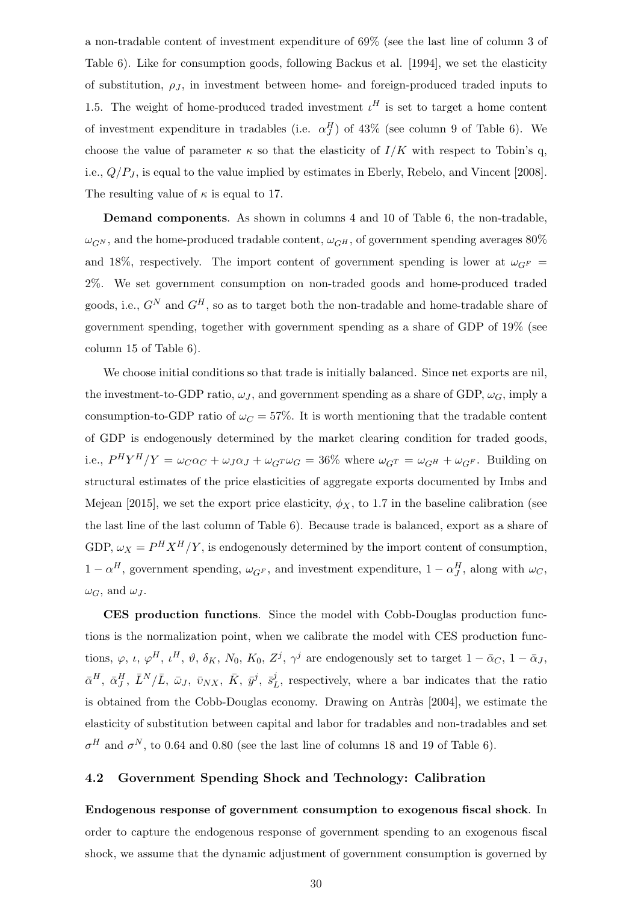a non-tradable content of investment expenditure of 69% (see the last line of column 3 of Table 6). Like for consumption goods, following Backus et al. [1994], we set the elasticity of substitution, $\rho_J$, in investment between home- and foreign-produced traded inputs to 1.5. The weight of home-produced traded investment $\iota^H$ is set to target a home content of investment expenditure in tradables (i.e. $\alpha_J^H$) of 43% (see column 9 of Table 6). We choose the value of parameter $\kappa$ so that the elasticity of $I/K$ with respect to Tobin's q, i.e., $Q/P_J$, is equal to the value implied by estimates in Eberly, Rebelo, and Vincent [2008]. The resulting value of $\kappa$ is equal to 17.

**Demand components**. As shown in columns 4 and 10 of Table 6, the non-tradable, $\omega_{G^N}$, and the home-produced tradable content, $\omega_{G^H}$, of government spending averages 80% and 18%, respectively. The import content of government spending is lower at $\omega_{G^F} = 2\%$. We set government consumption on non-traded goods and home-produced traded goods, i.e., $G^N$ and $G^H$, so as to target both the non-tradable and home-tradable share of government spending, together with government spending as a share of GDP of 19% (see column 15 of Table 6).

We choose initial conditions so that trade is initially balanced. Since net exports are nil, the investment-to-GDP ratio, $\omega_J$, and government spending as a share of GDP, $\omega_G$, imply a consumption-to-GDP ratio of $\omega_C = 57\%$. It is worth mentioning that the tradable content of GDP is endogenously determined by the market clearing condition for traded goods, i.e., $P^H Y^H/Y = \omega_C \alpha_C + \omega_J \alpha_J + \omega_{G^T}\omega_G = 36\%$ where $\omega_{G^T} = \omega_{G^H} + \omega_{G^F}$. Building on structural estimates of the price elasticities of aggregate exports documented by Imbs and Mejean [2015], we set the export price elasticity, $\phi_X$, to 1.7 in the baseline calibration (see the last line of the last column of Table 6). Because trade is balanced, export as a share of GDP, $\omega_X = P^H X^H/Y$, is endogenously determined by the import content of consumption, $1 - \alpha^H$, government spending, $\omega_{G^F}$, and investment expenditure, $1 - \alpha_J^H$, along with $\omega_C$, $\omega_G$, and $\omega_J$.

**CES production functions**. Since the model with Cobb-Douglas production functions is the normalization point, when we calibrate the model with CES production functions, $\varphi$, $\iota$, $\varphi^H$, $\iota^H$, $\vartheta$, $\delta_K$, $N_0$, $K_0$, $Z^j$, $\gamma^j$ are endogenously set to target $1 - \bar{\alpha}_C$, $1 - \bar{\alpha}_J$, $\bar{\alpha}^H$, $\bar{\alpha}_J^H$, $\bar{L}^N/\bar{L}$, $\bar{\omega}_J$, $\bar{\upsilon}_{NX}$, $\bar{K}$, $\bar{y}^j$, $\bar{s}_L^j$, respectively, where a bar indicates that the ratio is obtained from the Cobb-Douglas economy. Drawing on Antràs [2004], we estimate the elasticity of substitution between capital and labor for tradables and non-tradables and set $\sigma^H$ and $\sigma^N$, to 0.64 and 0.80 (see the last line of columns 18 and 19 of Table 6).

## 4.2 Government Spending Shock and Technology: Calibration

**Endogenous response of government consumption to exogenous fiscal shock**. In order to capture the endogenous response of government spending to an exogenous fiscal shock, we assume that the dynamic adjustment of government consumption is governed by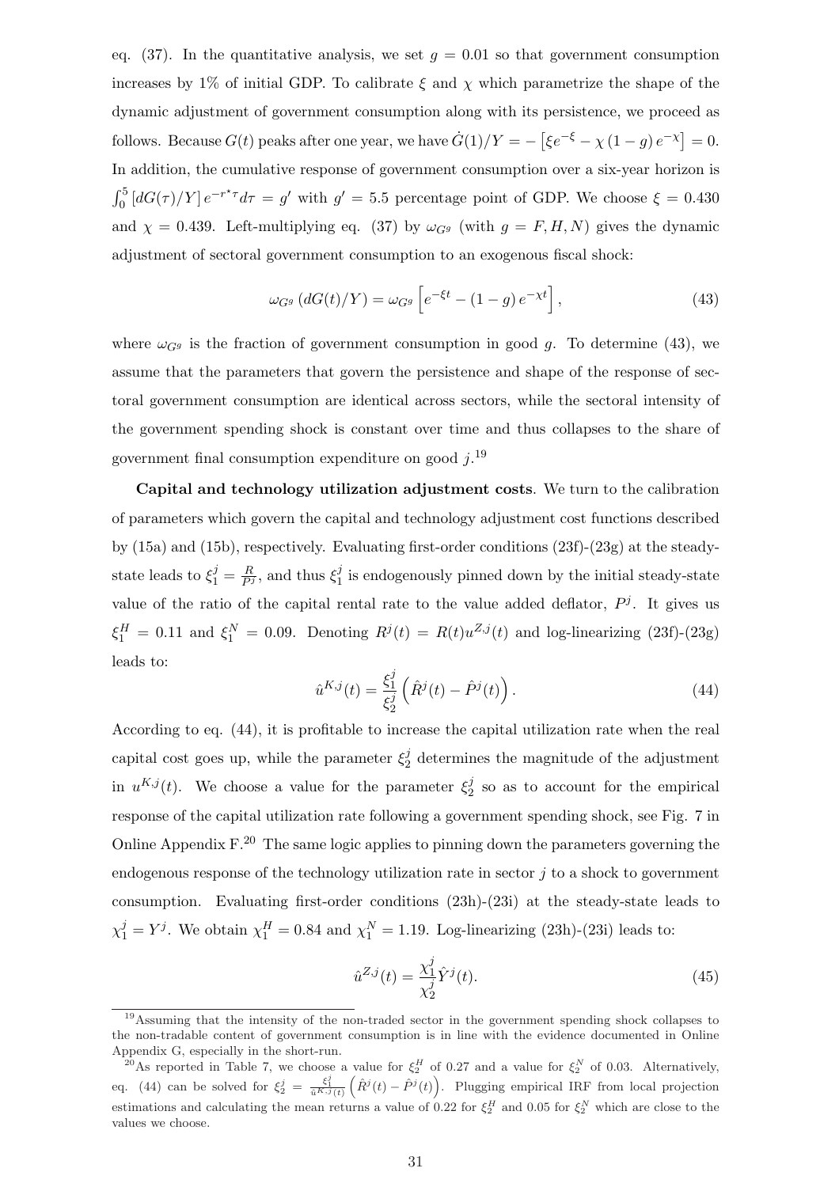eq. (37). In the quantitative analysis, we set $g = 0.01$ so that government consumption increases by 1% of initial GDP. To calibrate $\xi$ and $\chi$ which parametrize the shape of the dynamic adjustment of government consumption along with its persistence, we proceed as follows. Because $G(t)$ peaks after one year, we have $\dot{G}(1)/Y = -\left[\xi e^{-\xi} - \chi (1-g) e^{-\chi}\right] = 0$. In addition, the cumulative response of government consumption over a six-year horizon is $\int_0^5 \left[dG(\tau)/Y\right] e^{-r^\star \tau} d\tau = g'$ with $g' = 5.5$ percentage point of GDP. We choose $\xi = 0.430$ and $\chi = 0.439$. Left-multiplying eq. (37) by $\omega_{G^g}$ (with $g = F, H, N$) gives the dynamic adjustment of sectoral government consumption to an exogenous fiscal shock:

$$\omega_{G^g} \left(dG(t)/Y\right) = \omega_{G^g} \left[e^{-\xi t} - (1-g) e^{-\chi t}\right], \tag{43}$$

where $\omega_{G^g}$ is the fraction of government consumption in good $g$. To determine (43), we assume that the parameters that govern the persistence and shape of the response of sectoral government consumption are identical across sectors, while the sectoral intensity of the government spending shock is constant over time and thus collapses to the share of government final consumption expenditure on good $j$.[19]

**Capital and technology utilization adjustment costs**. We turn to the calibration of parameters which govern the capital and technology adjustment cost functions described by (15a) and (15b), respectively. Evaluating first-order conditions (23f)-(23g) at the steady-state leads to $\xi_1^j = \frac{R}{P^j}$, and thus $\xi_1^j$ is endogenously pinned down by the initial steady-state value of the ratio of the capital rental rate to the value added deflator, $P^j$. It gives us $\xi_1^H = 0.11$ and $\xi_1^N = 0.09$. Denoting $R^j(t) = R(t) u^{Z,j}(t)$ and log-linearizing (23f)-(23g) leads to:

$$\hat{u}^{K,j}(t) = \frac{\xi_1^j}{\xi_2^j} \left(\hat{R}^j(t) - \hat{P}^j(t)\right). \tag{44}$$

According to eq. (44), it is profitable to increase the capital utilization rate when the real capital cost goes up, while the parameter $\xi_2^j$ determines the magnitude of the adjustment in $u^{K,j}(t)$. We choose a value for the parameter $\xi_2^j$ so as to account for the empirical response of the capital utilization rate following a government spending shock, see Fig. 7 in Online Appendix F.[20] The same logic applies to pinning down the parameters governing the endogenous response of the technology utilization rate in sector $j$ to a shock to government consumption. Evaluating first-order conditions (23h)-(23i) at the steady-state leads to $\chi_1^j = Y^j$. We obtain $\chi_1^H = 0.84$ and $\chi_1^N = 1.19$. Log-linearizing (23h)-(23i) leads to:

$$\hat{u}^{Z,j}(t) = \frac{\chi_1^j}{\chi_2^j} \hat{Y}^j(t). \tag{45}$$

---

[19] Assuming that the intensity of the non-traded sector in the government spending shock collapses to the non-tradable content of government consumption is in line with the evidence documented in Online Appendix G, especially in the short-run.

[20] As reported in Table 7, we choose a value for $\xi_2^H$ of 0.27 and a value for $\xi_2^N$ of 0.03. Alternatively, eq. (44) can be solved for $\xi_2^j = \frac{\xi_1^j}{\hat{u}^{K,j}(t)} \left(\hat{R}^j(t) - \hat{P}^j(t)\right)$. Plugging empirical IRF from local projection estimations and calculating the mean returns a value of 0.22 for $\xi_2^H$ and 0.05 for $\xi_2^N$ which are close to the values we choose.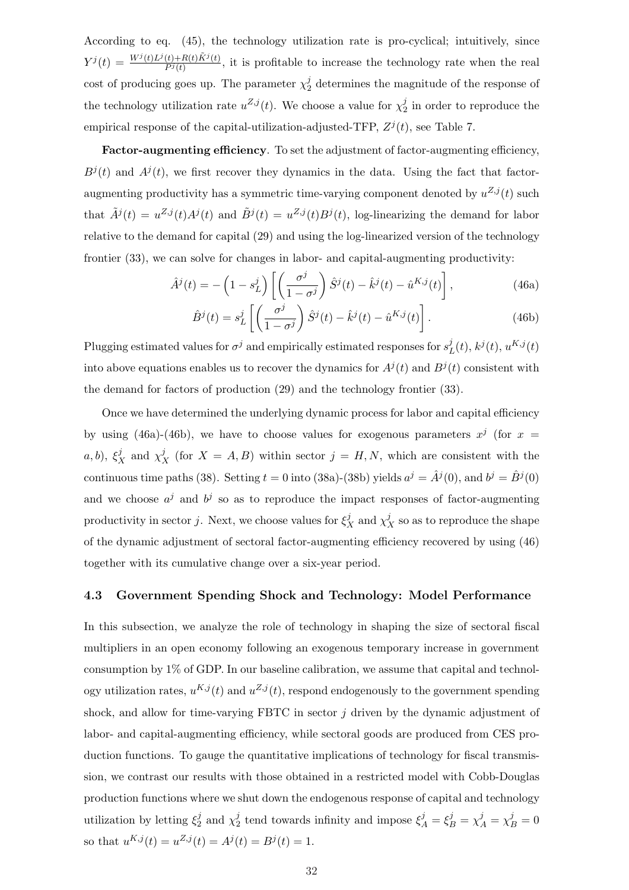According to eq. (45), the technology utilization rate is pro-cyclical; intuitively, since $Y^j(t) = \frac{W^j(t)L^j(t)+R(t)\tilde{K}^j(t)}{P^j(t)}$, it is profitable to increase the technology rate when the real cost of producing goes up. The parameter $\chi_2^j$ determines the magnitude of the response of the technology utilization rate $u^{Z,j}(t)$. We choose a value for $\chi_2^j$ in order to reproduce the empirical response of the capital-utilization-adjusted-TFP, $Z^j(t)$, see Table 7.

**Factor-augmenting efficiency**. To set the adjustment of factor-augmenting efficiency, $B^j(t)$ and $A^j(t)$, we first recover they dynamics in the data. Using the fact that factor-augmenting productivity has a symmetric time-varying component denoted by $u^{Z,j}(t)$ such that $\tilde{A}^j(t) = u^{Z,j}(t)A^j(t)$ and $\tilde{B}^j(t) = u^{Z,j}(t)B^j(t)$, log-linearizing the demand for labor relative to the demand for capital (29) and using the log-linearized version of the technology frontier (33), we can solve for changes in labor- and capital-augmenting productivity:

$$\hat{A}^j(t) = -\left(1 - s_L^j\right)\left[\left(\frac{\sigma^j}{1-\sigma^j}\right)\hat{S}^j(t) - \hat{k}^j(t) - \hat{u}^{K,j}(t)\right], \tag{46a}$$

$$\hat{B}^j(t) = s_L^j\left[\left(\frac{\sigma^j}{1-\sigma^j}\right)\hat{S}^j(t) - \hat{k}^j(t) - \hat{u}^{K,j}(t)\right]. \tag{46b}$$

Plugging estimated values for $\sigma^j$ and empirically estimated responses for $s_L^j(t)$, $k^j(t)$, $u^{K,j}(t)$ into above equations enables us to recover the dynamics for $A^j(t)$ and $B^j(t)$ consistent with the demand for factors of production (29) and the technology frontier (33).

Once we have determined the underlying dynamic process for labor and capital efficiency by using (46a)-(46b), we have to choose values for exogenous parameters $x^j$ (for $x = a, b$), $\xi_X^j$ and $\chi_X^j$ (for $X = A, B$) within sector $j = H, N$, which are consistent with the continuous time paths (38). Setting $t = 0$ into (38a)-(38b) yields $a^j = \hat{A}^j(0)$, and $b^j = \hat{B}^j(0)$ and we choose $a^j$ and $b^j$ so as to reproduce the impact responses of factor-augmenting productivity in sector $j$. Next, we choose values for $\xi_X^j$ and $\chi_X^j$ so as to reproduce the shape of the dynamic adjustment of sectoral factor-augmenting efficiency recovered by using (46) together with its cumulative change over a six-year period.

### 4.3 Government Spending Shock and Technology: Model Performance

In this subsection, we analyze the role of technology in shaping the size of sectoral fiscal multipliers in an open economy following an exogenous temporary increase in government consumption by 1% of GDP. In our baseline calibration, we assume that capital and technology utilization rates, $u^{K,j}(t)$ and $u^{Z,j}(t)$, respond endogenously to the government spending shock, and allow for time-varying FBTC in sector $j$ driven by the dynamic adjustment of labor- and capital-augmenting efficiency, while sectoral goods are produced from CES production functions. To gauge the quantitative implications of technology for fiscal transmission, we contrast our results with those obtained in a restricted model with Cobb-Douglas production functions where we shut down the endogenous response of capital and technology utilization by letting $\xi_2^j$ and $\chi_2^j$ tend towards infinity and impose $\xi_A^j = \xi_B^j = \chi_A^j = \chi_B^j = 0$ so that $u^{K,j}(t) = u^{Z,j}(t) = A^j(t) = B^j(t) = 1$.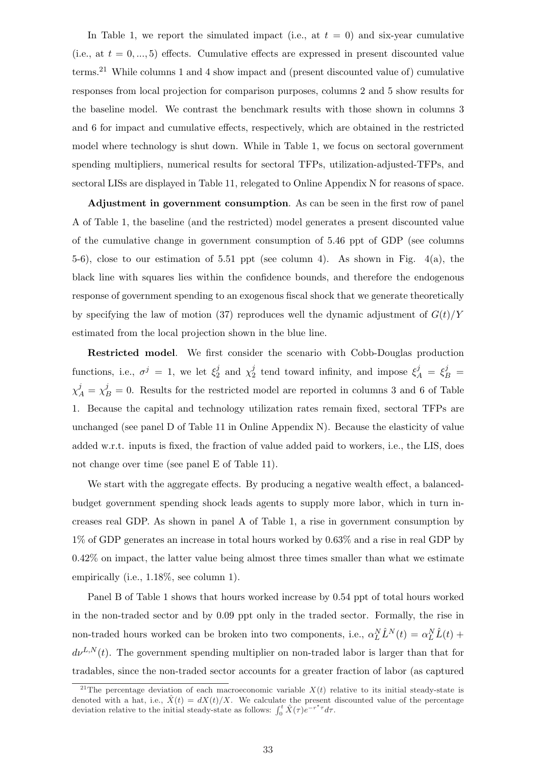In Table 1, we report the simulated impact (i.e., at $t = 0$) and six-year cumulative (i.e., at $t = 0, ..., 5$) effects. Cumulative effects are expressed in present discounted value terms.[21] While columns 1 and 4 show impact and (present discounted value of) cumulative responses from local projection for comparison purposes, columns 2 and 5 show results for the baseline model. We contrast the benchmark results with those shown in columns 3 and 6 for impact and cumulative effects, respectively, which are obtained in the restricted model where technology is shut down. While in Table 1, we focus on sectoral government spending multipliers, numerical results for sectoral TFPs, utilization-adjusted-TFPs, and sectoral LISs are displayed in Table 11, relegated to Online Appendix N for reasons of space.

**Adjustment in government consumption**. As can be seen in the first row of panel A of Table 1, the baseline (and the restricted) model generates a present discounted value of the cumulative change in government consumption of 5.46 ppt of GDP (see columns 5-6), close to our estimation of 5.51 ppt (see column 4). As shown in Fig. 4(a), the black line with squares lies within the confidence bounds, and therefore the endogenous response of government spending to an exogenous fiscal shock that we generate theoretically by specifying the law of motion (37) reproduces well the dynamic adjustment of $G(t)/Y$ estimated from the local projection shown in the blue line.

**Restricted model**. We first consider the scenario with Cobb-Douglas production functions, i.e., $\sigma^j = 1$, we let $\xi_2^j$ and $\chi_2^j$ tend toward infinity, and impose $\xi_A^j = \xi_B^j = \chi_A^j = \chi_B^j = 0$. Results for the restricted model are reported in columns 3 and 6 of Table 1. Because the capital and technology utilization rates remain fixed, sectoral TFPs are unchanged (see panel D of Table 11 in Online Appendix N). Because the elasticity of value added w.r.t. inputs is fixed, the fraction of value added paid to workers, i.e., the LIS, does not change over time (see panel E of Table 11).

We start with the aggregate effects. By producing a negative wealth effect, a balanced-budget government spending shock leads agents to supply more labor, which in turn increases real GDP. As shown in panel A of Table 1, a rise in government consumption by 1% of GDP generates an increase in total hours worked by 0.63% and a rise in real GDP by 0.42% on impact, the latter value being almost three times smaller than what we estimate empirically (i.e., 1.18%, see column 1).

Panel B of Table 1 shows that hours worked increase by 0.54 ppt of total hours worked in the non-traded sector and by 0.09 ppt only in the traded sector. Formally, the rise in non-traded hours worked can be broken into two components, i.e., $\alpha_L^N \hat{L}^N(t) = \alpha_L^N \hat{L}(t) + d\nu^{L,N}(t)$. The government spending multiplier on non-traded labor is larger than that for tradables, since the non-traded sector accounts for a greater fraction of labor (as captured

[21] The percentage deviation of each macroeconomic variable $X(t)$ relative to its initial steady-state is denoted with a hat, i.e., $\hat{X}(t) = dX(t)/X$. We calculate the present discounted value of the percentage deviation relative to the initial steady-state as follows: $\int_0^t \hat{X}(\tau)e^{-r^*\tau}d\tau$.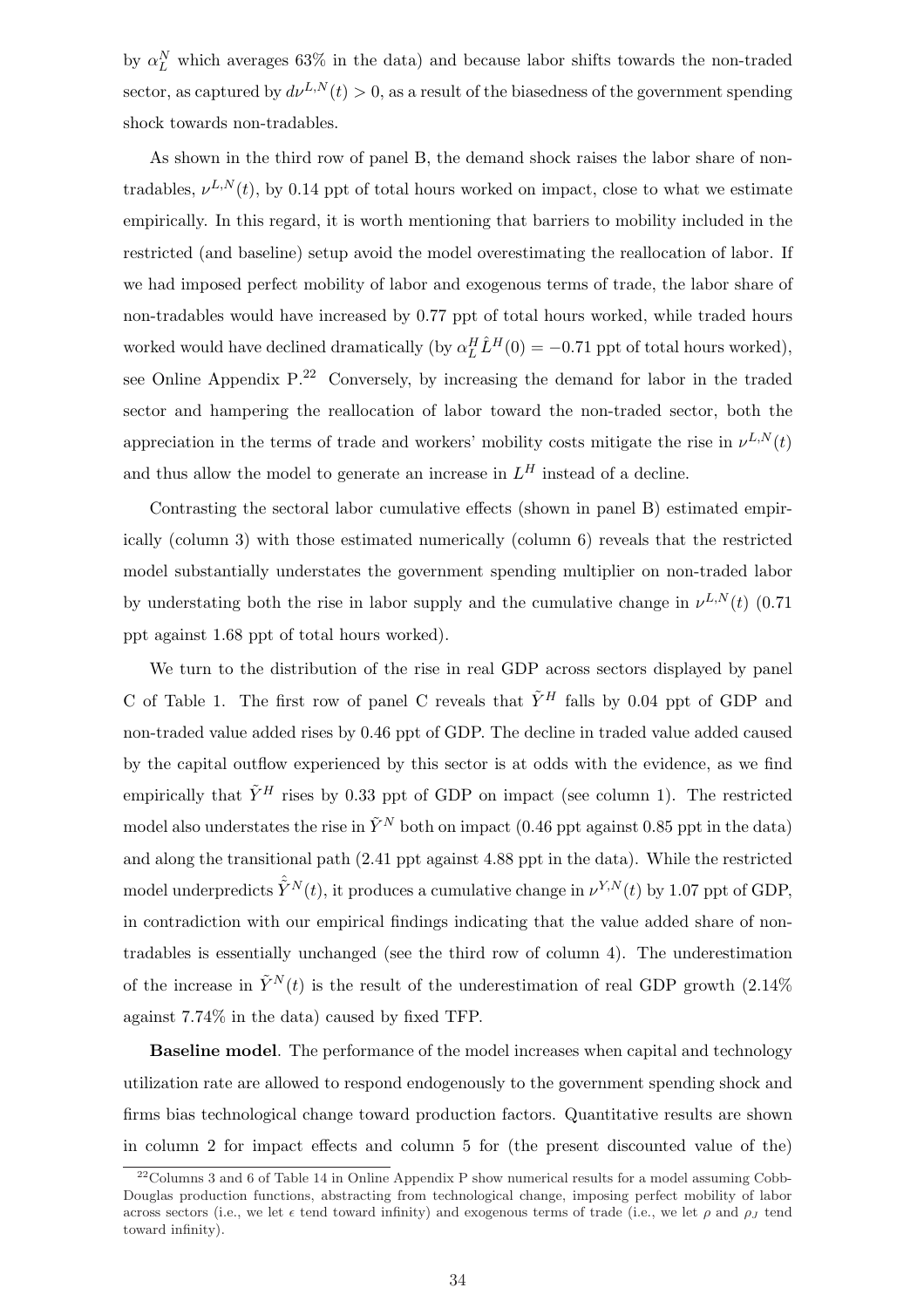by $\alpha_L^N$ which averages 63% in the data) and because labor shifts towards the non-traded sector, as captured by $d\nu^{L,N}(t) > 0$, as a result of the biasedness of the government spending shock towards non-tradables.

As shown in the third row of panel B, the demand shock raises the labor share of non-tradables, $\nu^{L,N}(t)$, by 0.14 ppt of total hours worked on impact, close to what we estimate empirically. In this regard, it is worth mentioning that barriers to mobility included in the restricted (and baseline) setup avoid the model overestimating the reallocation of labor. If we had imposed perfect mobility of labor and exogenous terms of trade, the labor share of non-tradables would have increased by 0.77 ppt of total hours worked, while traded hours worked would have declined dramatically (by $\alpha_L^H \hat{L}^H(0) = -0.71$ ppt of total hours worked), see Online Appendix P.[22] Conversely, by increasing the demand for labor in the traded sector and hampering the reallocation of labor toward the non-traded sector, both the appreciation in the terms of trade and workers' mobility costs mitigate the rise in $\nu^{L,N}(t)$ and thus allow the model to generate an increase in $L^H$ instead of a decline.

Contrasting the sectoral labor cumulative effects (shown in panel B) estimated empirically (column 3) with those estimated numerically (column 6) reveals that the restricted model substantially understates the government spending multiplier on non-traded labor by understating both the rise in labor supply and the cumulative change in $\nu^{L,N}(t)$ (0.71 ppt against 1.68 ppt of total hours worked).

We turn to the distribution of the rise in real GDP across sectors displayed by panel C of Table 1. The first row of panel C reveals that $\tilde{Y}^H$ falls by 0.04 ppt of GDP and non-traded value added rises by 0.46 ppt of GDP. The decline in traded value added caused by the capital outflow experienced by this sector is at odds with the evidence, as we find empirically that $\tilde{Y}^H$ rises by 0.33 ppt of GDP on impact (see column 1). The restricted model also understates the rise in $\tilde{Y}^N$ both on impact (0.46 ppt against 0.85 ppt in the data) and along the transitional path (2.41 ppt against 4.88 ppt in the data). While the restricted model underpredicts $\hat{\tilde{Y}}^N(t)$, it produces a cumulative change in $\nu^{Y,N}(t)$ by 1.07 ppt of GDP, in contradiction with our empirical findings indicating that the value added share of non-tradables is essentially unchanged (see the third row of column 4). The underestimation of the increase in $\tilde{Y}^N(t)$ is the result of the underestimation of real GDP growth (2.14% against 7.74% in the data) caused by fixed TFP.

**Baseline model**. The performance of the model increases when capital and technology utilization rate are allowed to respond endogenously to the government spending shock and firms bias technological change toward production factors. Quantitative results are shown in column 2 for impact effects and column 5 for (the present discounted value of the)

---

[22] Columns 3 and 6 of Table 14 in Online Appendix P show numerical results for a model assuming Cobb-Douglas production functions, abstracting from technological change, imposing perfect mobility of labor across sectors (i.e., we let $\epsilon$ tend toward infinity) and exogenous terms of trade (i.e., we let $\rho$ and $\rho_J$ tend toward infinity).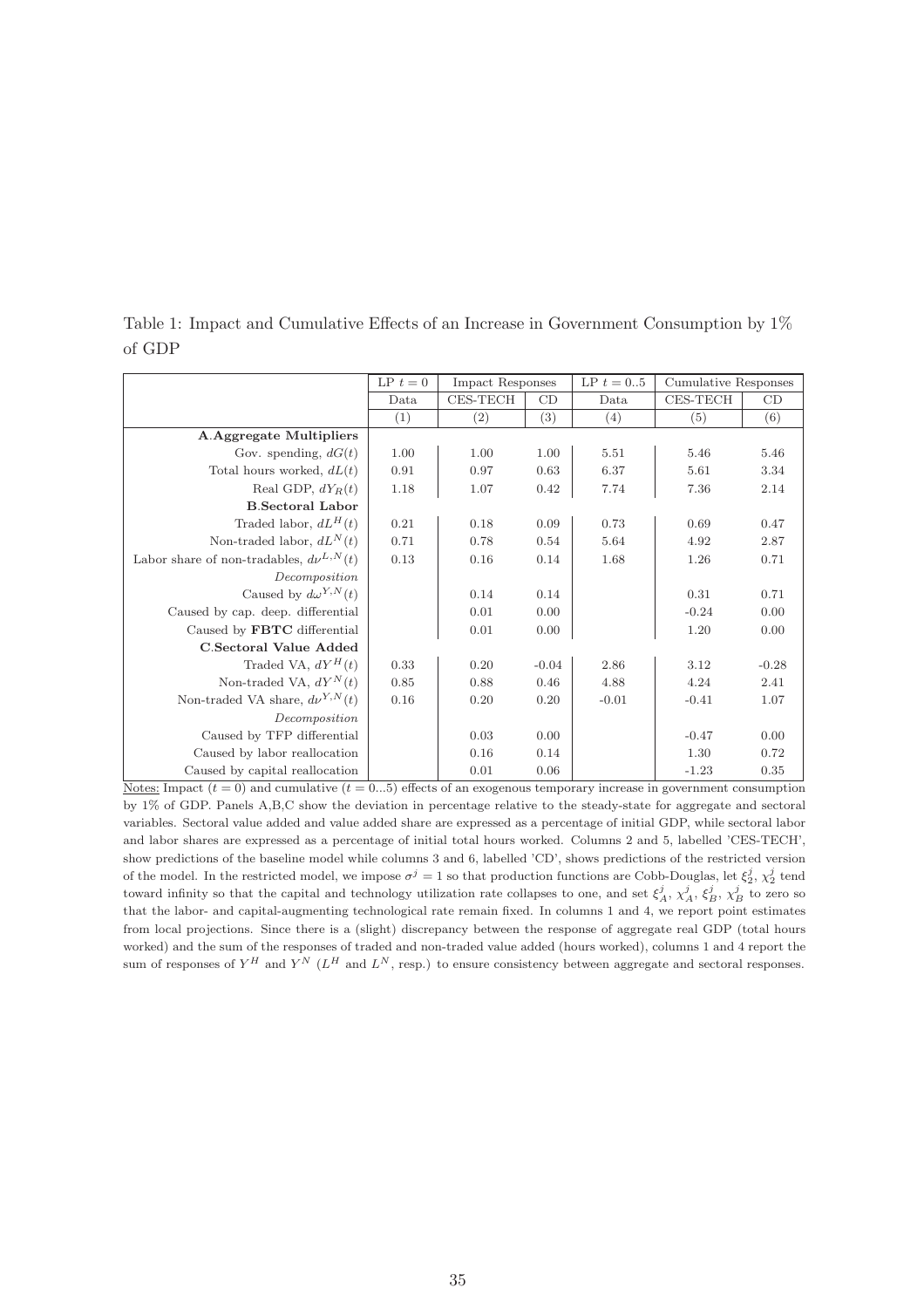Table 1: Impact and Cumulative Effects of an Increase in Government Consumption by 1% of GDP

| | LP $t=0$ | Impact Responses | | LP $t=0..5$ | Cumulative Responses | |
|---|---|---|---|---|---|---|
| | Data | CES-TECH | CD | Data | CES-TECH | CD |
| | (1) | (2) | (3) | (4) | (5) | (6) |
| **A.Aggregate Multipliers** | | | | | | |
| Gov. spending, $dG(t)$ | 1.00 | 1.00 | 1.00 | 5.51 | 5.46 | 5.46 |
| Total hours worked, $dL(t)$ | 0.91 | 0.97 | 0.63 | 6.37 | 5.61 | 3.34 |
| Real GDP, $dY_R(t)$ | 1.18 | 1.07 | 0.42 | 7.74 | 7.36 | 2.14 |
| **B.Sectoral Labor** | | | | | | |
| Traded labor, $dL^H(t)$ | 0.21 | 0.18 | 0.09 | 0.73 | 0.69 | 0.47 |
| Non-traded labor, $dL^N(t)$ | 0.71 | 0.78 | 0.54 | 5.64 | 4.92 | 2.87 |
| Labor share of non-tradables, $d\nu^{L,N}(t)$ | 0.13 | 0.16 | 0.14 | 1.68 | 1.26 | 0.71 |
| *Decomposition* | | | | | | |
| Caused by $d\omega^{Y,N}(t)$ | | 0.14 | 0.14 | | 0.31 | 0.71 |
| Caused by cap. deep. differential | | 0.01 | 0.00 | | -0.24 | 0.00 |
| Caused by **FBTC** differential | | 0.01 | 0.00 | | 1.20 | 0.00 |
| **C.Sectoral Value Added** | | | | | | |
| Traded VA, $dY^H(t)$ | 0.33 | 0.20 | -0.04 | 2.86 | 3.12 | -0.28 |
| Non-traded VA, $dY^N(t)$ | 0.85 | 0.88 | 0.46 | 4.88 | 4.24 | 2.41 |
| Non-traded VA share, $d\nu^{Y,N}(t)$ | 0.16 | 0.20 | 0.20 | -0.01 | -0.41 | 1.07 |
| *Decomposition* | | | | | | |
| Caused by TFP differential | | 0.03 | 0.00 | | -0.47 | 0.00 |
| Caused by labor reallocation | | 0.16 | 0.14 | | 1.30 | 0.72 |
| Caused by capital reallocation | | 0.01 | 0.06 | | -1.23 | 0.35 |

Notes: Impact ($t=0$) and cumulative ($t=0...5$) effects of an exogenous temporary increase in government consumption by 1% of GDP. Panels A,B,C show the deviation in percentage relative to the steady-state for aggregate and sectoral variables. Sectoral value added and value added share are expressed as a percentage of initial GDP, while sectoral labor and labor shares are expressed as a percentage of initial total hours worked. Columns 2 and 5, labelled 'CES-TECH', show predictions of the baseline model while columns 3 and 6, labelled 'CD', shows predictions of the restricted version of the model. In the restricted model, we impose $\sigma^j = 1$ so that production functions are Cobb-Douglas, let $\xi_2^j$, $\chi_2^j$ tend toward infinity so that the capital and technology utilization rate collapses to one, and set $\xi_A^j$, $\chi_A^j$, $\xi_B^j$, $\chi_B^j$ to zero so that the labor- and capital-augmenting technological rate remain fixed. In columns 1 and 4, we report point estimates from local projections. Since there is a (slight) discrepancy between the response of aggregate real GDP (total hours worked) and the sum of the responses of traded and non-traded value added (hours worked), columns 1 and 4 report the sum of responses of $Y^H$ and $Y^N$ ($L^H$ and $L^N$, resp.) to ensure consistency between aggregate and sectoral responses.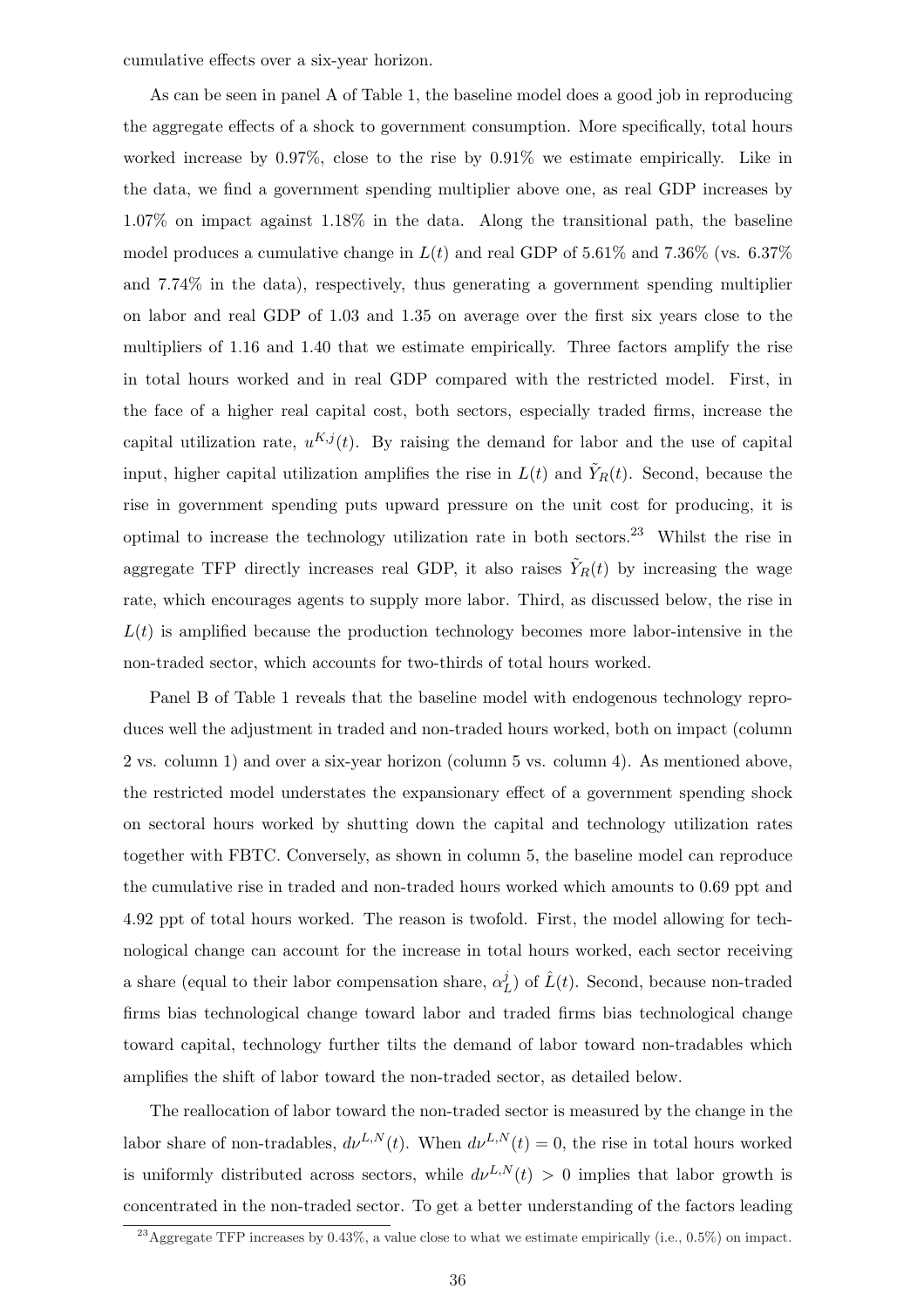cumulative effects over a six-year horizon.

As can be seen in panel A of Table 1, the baseline model does a good job in reproducing the aggregate effects of a shock to government consumption. More specifically, total hours worked increase by 0.97%, close to the rise by 0.91% we estimate empirically. Like in the data, we find a government spending multiplier above one, as real GDP increases by 1.07% on impact against 1.18% in the data. Along the transitional path, the baseline model produces a cumulative change in $L(t)$ and real GDP of 5.61% and 7.36% (vs. 6.37% and 7.74% in the data), respectively, thus generating a government spending multiplier on labor and real GDP of 1.03 and 1.35 on average over the first six years close to the multipliers of 1.16 and 1.40 that we estimate empirically. Three factors amplify the rise in total hours worked and in real GDP compared with the restricted model. First, in the face of a higher real capital cost, both sectors, especially traded firms, increase the capital utilization rate, $u^{K,j}(t)$. By raising the demand for labor and the use of capital input, higher capital utilization amplifies the rise in $L(t)$ and $\tilde{Y}_R(t)$. Second, because the rise in government spending puts upward pressure on the unit cost for producing, it is optimal to increase the technology utilization rate in both sectors.[23] Whilst the rise in aggregate TFP directly increases real GDP, it also raises $\tilde{Y}_R(t)$ by increasing the wage rate, which encourages agents to supply more labor. Third, as discussed below, the rise in $L(t)$ is amplified because the production technology becomes more labor-intensive in the non-traded sector, which accounts for two-thirds of total hours worked.

Panel B of Table 1 reveals that the baseline model with endogenous technology reproduces well the adjustment in traded and non-traded hours worked, both on impact (column 2 vs. column 1) and over a six-year horizon (column 5 vs. column 4). As mentioned above, the restricted model understates the expansionary effect of a government spending shock on sectoral hours worked by shutting down the capital and technology utilization rates together with FBTC. Conversely, as shown in column 5, the baseline model can reproduce the cumulative rise in traded and non-traded hours worked which amounts to 0.69 ppt and 4.92 ppt of total hours worked. The reason is twofold. First, the model allowing for technological change can account for the increase in total hours worked, each sector receiving a share (equal to their labor compensation share, $\alpha_L^j$) of $\hat{L}(t)$. Second, because non-traded firms bias technological change toward labor and traded firms bias technological change toward capital, technology further tilts the demand of labor toward non-tradables which amplifies the shift of labor toward the non-traded sector, as detailed below.

The reallocation of labor toward the non-traded sector is measured by the change in the labor share of non-tradables, $d\nu^{L,N}(t)$. When $d\nu^{L,N}(t) = 0$, the rise in total hours worked is uniformly distributed across sectors, while $d\nu^{L,N}(t) > 0$ implies that labor growth is concentrated in the non-traded sector. To get a better understanding of the factors leading

[23] Aggregate TFP increases by 0.43%, a value close to what we estimate empirically (i.e., 0.5%) on impact.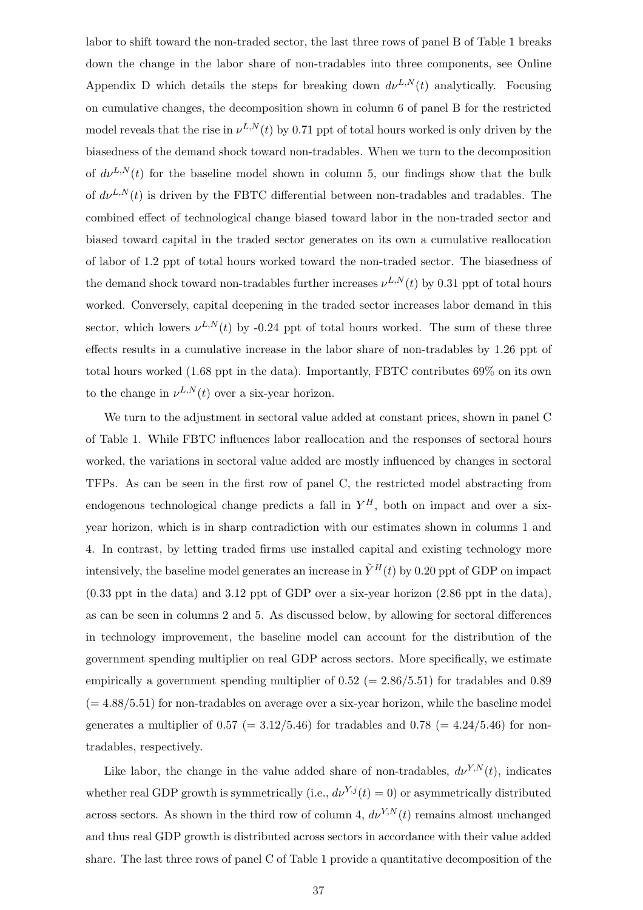labor to shift toward the non-traded sector, the last three rows of panel B of Table 1 breaks down the change in the labor share of non-tradables into three components, see Online Appendix D which details the steps for breaking down $d\nu^{L,N}(t)$ analytically. Focusing on cumulative changes, the decomposition shown in column 6 of panel B for the restricted model reveals that the rise in $\nu^{L,N}(t)$ by 0.71 ppt of total hours worked is only driven by the biasedness of the demand shock toward non-tradables. When we turn to the decomposition of $d\nu^{L,N}(t)$ for the baseline model shown in column 5, our findings show that the bulk of $d\nu^{L,N}(t)$ is driven by the FBTC differential between non-tradables and tradables. The combined effect of technological change biased toward labor in the non-traded sector and biased toward capital in the traded sector generates on its own a cumulative reallocation of labor of 1.2 ppt of total hours worked toward the non-traded sector. The biasedness of the demand shock toward non-tradables further increases $\nu^{L,N}(t)$ by 0.31 ppt of total hours worked. Conversely, capital deepening in the traded sector increases labor demand in this sector, which lowers $\nu^{L,N}(t)$ by -0.24 ppt of total hours worked. The sum of these three effects results in a cumulative increase in the labor share of non-tradables by 1.26 ppt of total hours worked (1.68 ppt in the data). Importantly, FBTC contributes 69% on its own to the change in $\nu^{L,N}(t)$ over a six-year horizon.

We turn to the adjustment in sectoral value added at constant prices, shown in panel C of Table 1. While FBTC influences labor reallocation and the responses of sectoral hours worked, the variations in sectoral value added are mostly influenced by changes in sectoral TFPs. As can be seen in the first row of panel C, the restricted model abstracting from endogenous technological change predicts a fall in $Y^H$, both on impact and over a six-year horizon, which is in sharp contradiction with our estimates shown in columns 1 and 4. In contrast, by letting traded firms use installed capital and existing technology more intensively, the baseline model generates an increase in $\tilde{Y}^H(t)$ by 0.20 ppt of GDP on impact (0.33 ppt in the data) and 3.12 ppt of GDP over a six-year horizon (2.86 ppt in the data), as can be seen in columns 2 and 5. As discussed below, by allowing for sectoral differences in technology improvement, the baseline model can account for the distribution of the government spending multiplier on real GDP across sectors. More specifically, we estimate empirically a government spending multiplier of 0.52 (= 2.86/5.51) for tradables and 0.89 (= 4.88/5.51) for non-tradables on average over a six-year horizon, while the baseline model generates a multiplier of 0.57 (= 3.12/5.46) for tradables and 0.78 (= 4.24/5.46) for non-tradables, respectively.

Like labor, the change in the value added share of non-tradables, $d\nu^{Y,N}(t)$, indicates whether real GDP growth is symmetrically (i.e., $d\nu^{Y,j}(t) = 0$) or asymmetrically distributed across sectors. As shown in the third row of column 4, $d\nu^{Y,N}(t)$ remains almost unchanged and thus real GDP growth is distributed across sectors in accordance with their value added share. The last three rows of panel C of Table 1 provide a quantitative decomposition of the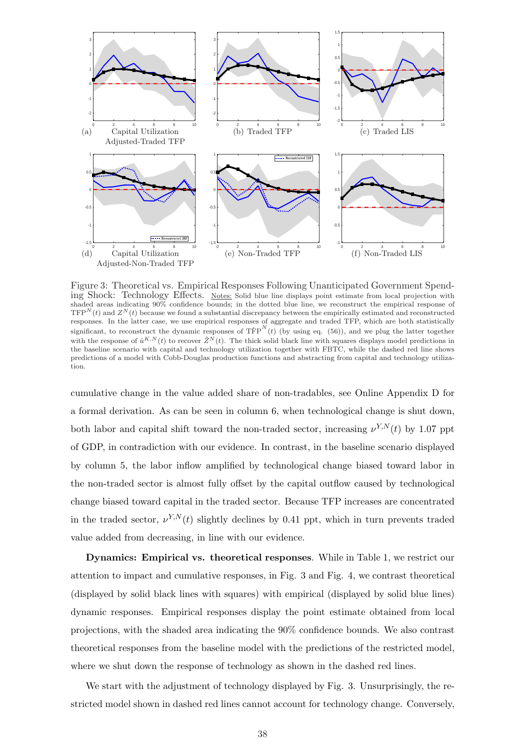Figure 3: Theoretical vs. Empirical Responses Following Unanticipated Government Spending Shock: Technology Effects. Notes: Solid blue line displays point estimate from local projection with shaded areas indicating 90% confidence bounds; in the dotted blue line, we reconstruct the empirical response of $\text{TFP}^N(t)$ and $Z^N(t)$ because we found a substantial discrepancy between the empirically estimated and reconstructed responses. In the latter case, we use empirical responses of aggregate and traded TFP, which are both statistically significant, to reconstruct the dynamic responses of $\hat{\text{TFP}}^N(t)$ (by using eq. (56)), and we plug the latter together with the response of $\hat{u}^{K,N}(t)$ to recover $\hat{Z}^N(t)$. The thick solid black line with squares displays model predictions in the baseline scenario with capital and technology utilization together with FBTC, while the dashed red line shows predictions of a model with Cobb-Douglas production functions and abstracting from capital and technology utilization.

cumulative change in the value added share of non-tradables, see Online Appendix D for a formal derivation. As can be seen in column 6, when technological change is shut down, both labor and capital shift toward the non-traded sector, increasing $\nu^{Y,N}(t)$ by 1.07 ppt of GDP, in contradiction with our evidence. In contrast, in the baseline scenario displayed by column 5, the labor inflow amplified by technological change biased toward labor in the non-traded sector is almost fully offset by the capital outflow caused by technological change biased toward capital in the traded sector. Because TFP increases are concentrated in the traded sector, $\nu^{Y,N}(t)$ slightly declines by 0.41 ppt, which in turn prevents traded value added from decreasing, in line with our evidence.

**Dynamics: Empirical vs. theoretical responses**. While in Table 1, we restrict our attention to impact and cumulative responses, in Fig. 3 and Fig. 4, we contrast theoretical (displayed by solid black lines with squares) with empirical (displayed by solid blue lines) dynamic responses. Empirical responses display the point estimate obtained from local projections, with the shaded area indicating the 90% confidence bounds. We also contrast theoretical responses from the baseline model with the predictions of the restricted model, where we shut down the response of technology as shown in the dashed red lines.

We start with the adjustment of technology displayed by Fig. 3. Unsurprisingly, the restricted model shown in dashed red lines cannot account for technology change. Conversely,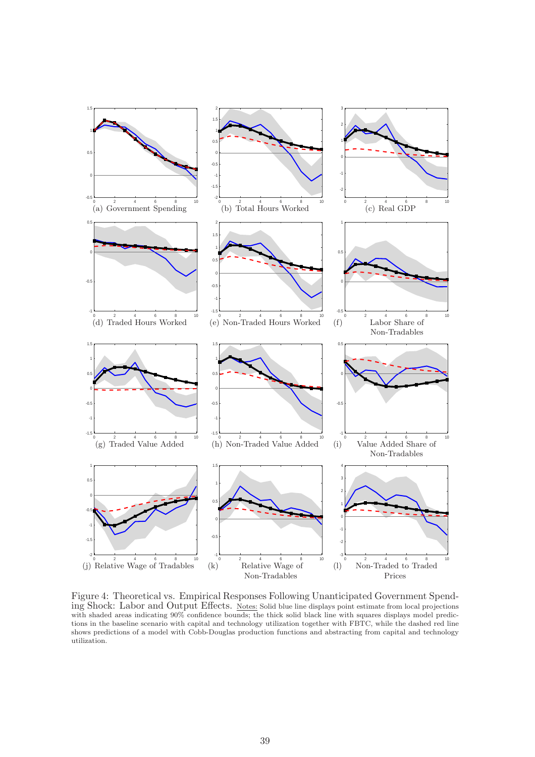(a) Government Spending

(b) Total Hours Worked

(c) Real GDP

(d) Traded Hours Worked

(e) Non-Traded Hours Worked

(f) Labor Share of Non-Tradables

(g) Traded Value Added

(h) Non-Traded Value Added

(i) Value Added Share of Non-Tradables

(j) Relative Wage of Tradables

(k) Relative Wage of Non-Tradables

(l) Non-Traded to Traded Prices

Figure 4: Theoretical vs. Empirical Responses Following Unanticipated Government Spending Shock: Labor and Output Effects. Notes: Solid blue line displays point estimate from local projections with shaded areas indicating 90% confidence bounds; the thick solid black line with squares displays model predictions in the baseline scenario with capital and technology utilization together with FBTC, while the dashed red line shows predictions of a model with Cobb-Douglas production functions and abstracting from capital and technology utilization.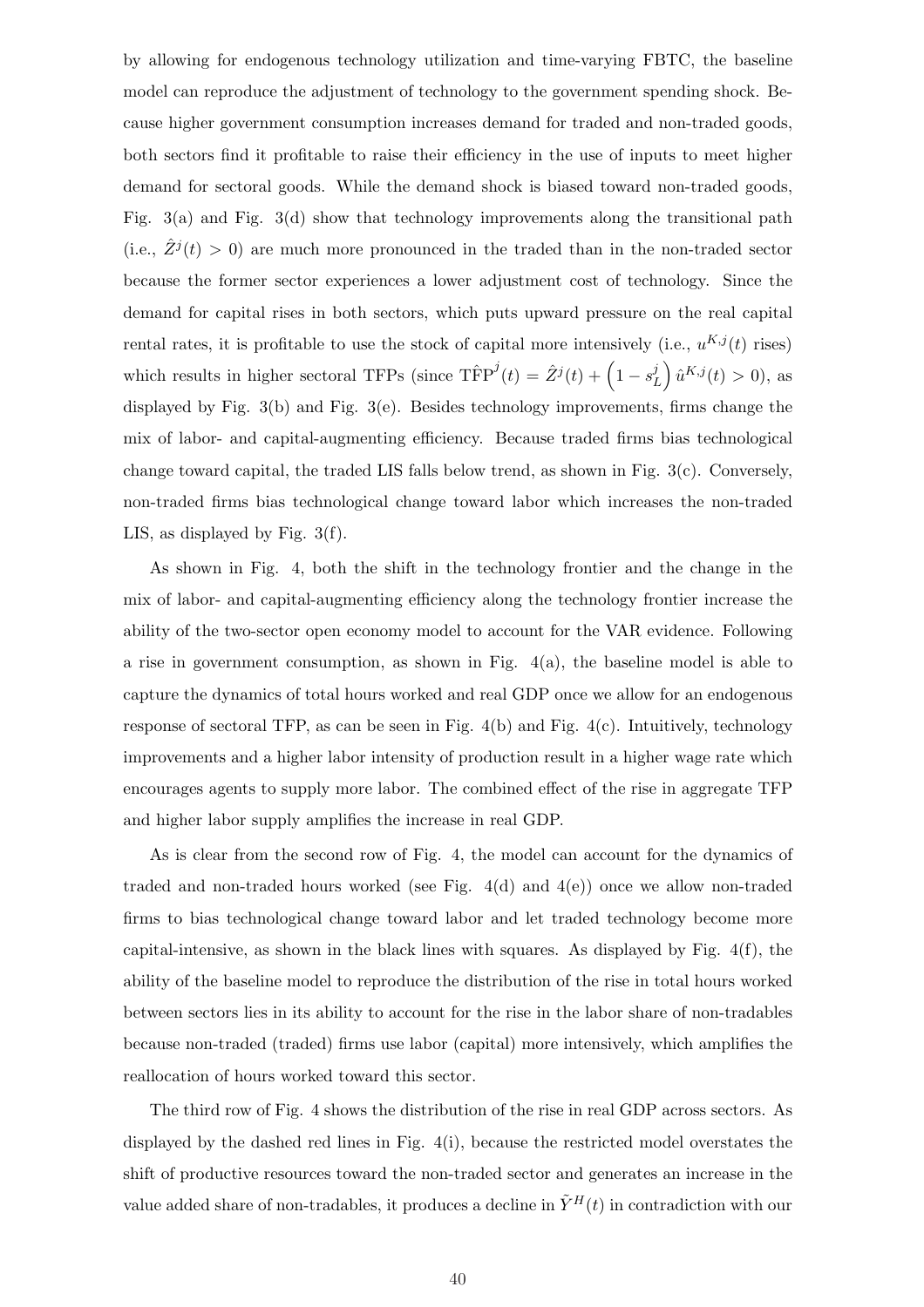by allowing for endogenous technology utilization and time-varying FBTC, the baseline model can reproduce the adjustment of technology to the government spending shock. Because higher government consumption increases demand for traded and non-traded goods, both sectors find it profitable to raise their efficiency in the use of inputs to meet higher demand for sectoral goods. While the demand shock is biased toward non-traded goods, Fig. 3(a) and Fig. 3(d) show that technology improvements along the transitional path (i.e., $\hat{Z}^j(t) > 0$) are much more pronounced in the traded than in the non-traded sector because the former sector experiences a lower adjustment cost of technology. Since the demand for capital rises in both sectors, which puts upward pressure on the real capital rental rates, it is profitable to use the stock of capital more intensively (i.e., $u^{K,j}(t)$ rises) which results in higher sectoral TFPs (since $\hat{\text{TFP}}^j(t) = \hat{Z}^j(t) + \left(1 - s_L^j\right) \hat{u}^{K,j}(t) > 0$), as displayed by Fig. 3(b) and Fig. 3(e). Besides technology improvements, firms change the mix of labor- and capital-augmenting efficiency. Because traded firms bias technological change toward capital, the traded LIS falls below trend, as shown in Fig. 3(c). Conversely, non-traded firms bias technological change toward labor which increases the non-traded LIS, as displayed by Fig. 3(f).

As shown in Fig. 4, both the shift in the technology frontier and the change in the mix of labor- and capital-augmenting efficiency along the technology frontier increase the ability of the two-sector open economy model to account for the VAR evidence. Following a rise in government consumption, as shown in Fig. 4(a), the baseline model is able to capture the dynamics of total hours worked and real GDP once we allow for an endogenous response of sectoral TFP, as can be seen in Fig. 4(b) and Fig. 4(c). Intuitively, technology improvements and a higher labor intensity of production result in a higher wage rate which encourages agents to supply more labor. The combined effect of the rise in aggregate TFP and higher labor supply amplifies the increase in real GDP.

As is clear from the second row of Fig. 4, the model can account for the dynamics of traded and non-traded hours worked (see Fig. 4(d) and 4(e)) once we allow non-traded firms to bias technological change toward labor and let traded technology become more capital-intensive, as shown in the black lines with squares. As displayed by Fig. 4(f), the ability of the baseline model to reproduce the distribution of the rise in total hours worked between sectors lies in its ability to account for the rise in the labor share of non-tradables because non-traded (traded) firms use labor (capital) more intensively, which amplifies the reallocation of hours worked toward this sector.

The third row of Fig. 4 shows the distribution of the rise in real GDP across sectors. As displayed by the dashed red lines in Fig. 4(i), because the restricted model overstates the shift of productive resources toward the non-traded sector and generates an increase in the value added share of non-tradables, it produces a decline in $\tilde{Y}^H(t)$ in contradiction with our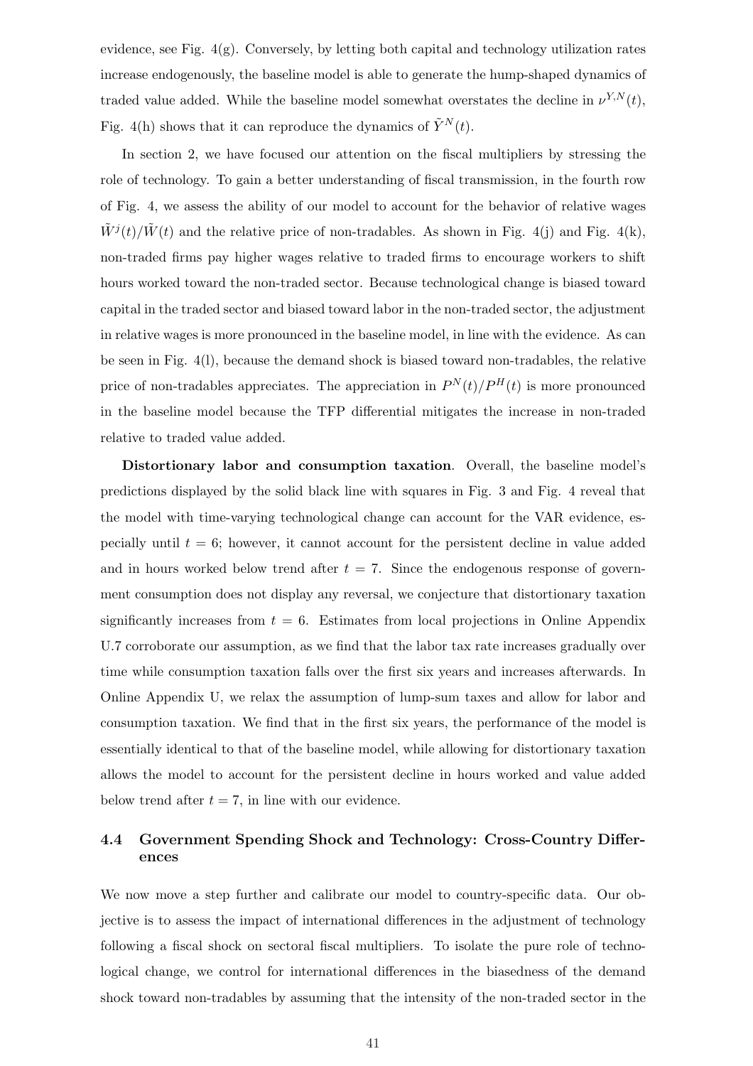evidence, see Fig. 4(g). Conversely, by letting both capital and technology utilization rates increase endogenously, the baseline model is able to generate the hump-shaped dynamics of traded value added. While the baseline model somewhat overstates the decline in $\nu^{Y,N}(t)$, Fig. 4(h) shows that it can reproduce the dynamics of $\tilde{Y}^N(t)$.

In section 2, we have focused our attention on the fiscal multipliers by stressing the role of technology. To gain a better understanding of fiscal transmission, in the fourth row of Fig. 4, we assess the ability of our model to account for the behavior of relative wages $\tilde{W}^j(t)/\tilde{W}(t)$ and the relative price of non-tradables. As shown in Fig. 4(j) and Fig. 4(k), non-traded firms pay higher wages relative to traded firms to encourage workers to shift hours worked toward the non-traded sector. Because technological change is biased toward capital in the traded sector and biased toward labor in the non-traded sector, the adjustment in relative wages is more pronounced in the baseline model, in line with the evidence. As can be seen in Fig. 4(l), because the demand shock is biased toward non-tradables, the relative price of non-tradables appreciates. The appreciation in $P^N(t)/P^H(t)$ is more pronounced in the baseline model because the TFP differential mitigates the increase in non-traded relative to traded value added.

**Distortionary labor and consumption taxation**. Overall, the baseline model's predictions displayed by the solid black line with squares in Fig. 3 and Fig. 4 reveal that the model with time-varying technological change can account for the VAR evidence, especially until $t = 6$; however, it cannot account for the persistent decline in value added and in hours worked below trend after $t = 7$. Since the endogenous response of government consumption does not display any reversal, we conjecture that distortionary taxation significantly increases from $t = 6$. Estimates from local projections in Online Appendix U.7 corroborate our assumption, as we find that the labor tax rate increases gradually over time while consumption taxation falls over the first six years and increases afterwards. In Online Appendix U, we relax the assumption of lump-sum taxes and allow for labor and consumption taxation. We find that in the first six years, the performance of the model is essentially identical to that of the baseline model, while allowing for distortionary taxation allows the model to account for the persistent decline in hours worked and value added below trend after $t = 7$, in line with our evidence.

### 4.4 Government Spending Shock and Technology: Cross-Country Differences

We now move a step further and calibrate our model to country-specific data. Our objective is to assess the impact of international differences in the adjustment of technology following a fiscal shock on sectoral fiscal multipliers. To isolate the pure role of technological change, we control for international differences in the biasedness of the demand shock toward non-tradables by assuming that the intensity of the non-traded sector in the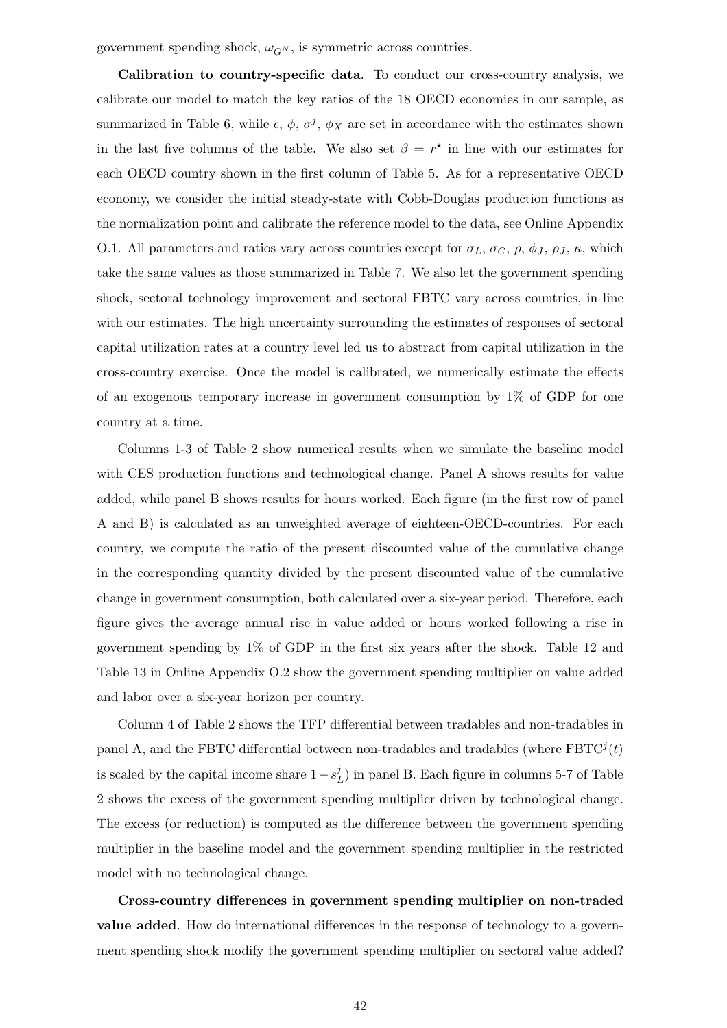government spending shock, $\omega_{G^N}$, is symmetric across countries.

**Calibration to country-specific data**. To conduct our cross-country analysis, we calibrate our model to match the key ratios of the 18 OECD economies in our sample, as summarized in Table 6, while $\epsilon$, $\phi$, $\sigma^j$, $\phi_X$ are set in accordance with the estimates shown in the last five columns of the table. We also set $\beta = r^\star$ in line with our estimates for each OECD country shown in the first column of Table 5. As for a representative OECD economy, we consider the initial steady-state with Cobb-Douglas production functions as the normalization point and calibrate the reference model to the data, see Online Appendix O.1. All parameters and ratios vary across countries except for $\sigma_L$, $\sigma_C$, $\rho$, $\phi_J$, $\rho_J$, $\kappa$, which take the same values as those summarized in Table 7. We also let the government spending shock, sectoral technology improvement and sectoral FBTC vary across countries, in line with our estimates. The high uncertainty surrounding the estimates of responses of sectoral capital utilization rates at a country level led us to abstract from capital utilization in the cross-country exercise. Once the model is calibrated, we numerically estimate the effects of an exogenous temporary increase in government consumption by 1% of GDP for one country at a time.

Columns 1-3 of Table 2 show numerical results when we simulate the baseline model with CES production functions and technological change. Panel A shows results for value added, while panel B shows results for hours worked. Each figure (in the first row of panel A and B) is calculated as an unweighted average of eighteen-OECD-countries. For each country, we compute the ratio of the present discounted value of the cumulative change in the corresponding quantity divided by the present discounted value of the cumulative change in government consumption, both calculated over a six-year period. Therefore, each figure gives the average annual rise in value added or hours worked following a rise in government spending by 1% of GDP in the first six years after the shock. Table 12 and Table 13 in Online Appendix O.2 show the government spending multiplier on value added and labor over a six-year horizon per country.

Column 4 of Table 2 shows the TFP differential between tradables and non-tradables in panel A, and the FBTC differential between non-tradables and tradables (where $\text{FBTC}^j(t)$ is scaled by the capital income share $1 - s_L^j$) in panel B. Each figure in columns 5-7 of Table 2 shows the excess of the government spending multiplier driven by technological change. The excess (or reduction) is computed as the difference between the government spending multiplier in the baseline model and the government spending multiplier in the restricted model with no technological change.

**Cross-country differences in government spending multiplier on non-traded value added**. How do international differences in the response of technology to a government spending shock modify the government spending multiplier on sectoral value added?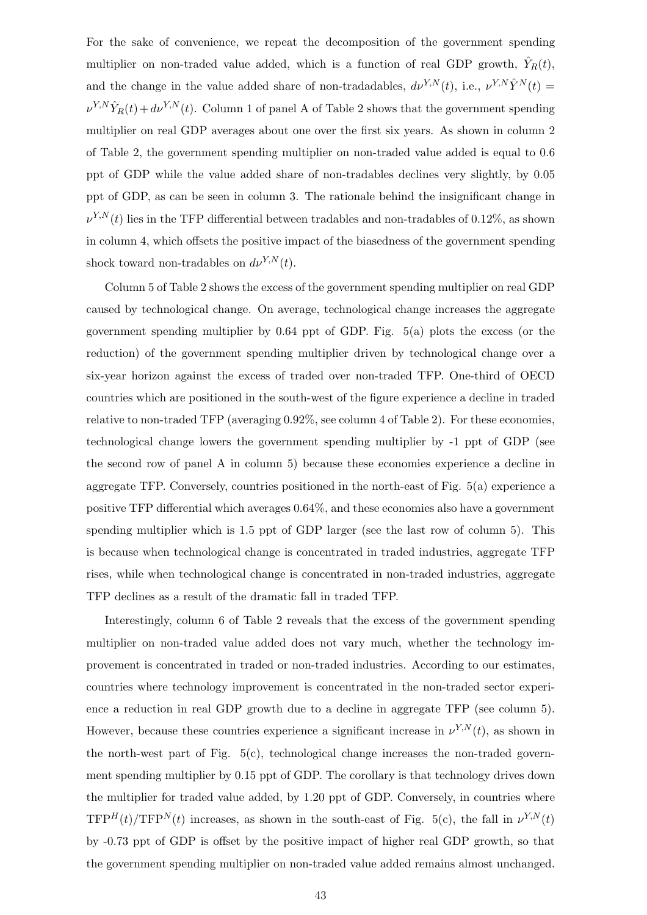For the sake of convenience, we repeat the decomposition of the government spending multiplier on non-traded value added, which is a function of real GDP growth, $\hat{Y}_R(t)$, and the change in the value added share of non-tradadables, $d\nu^{Y,N}(t)$, i.e., $\nu^{Y,N}\hat{Y}^N(t) = \nu^{Y,N}\hat{Y}_R(t) + d\nu^{Y,N}(t)$. Column 1 of panel A of Table 2 shows that the government spending multiplier on real GDP averages about one over the first six years. As shown in column 2 of Table 2, the government spending multiplier on non-traded value added is equal to 0.6 ppt of GDP while the value added share of non-tradables declines very slightly, by 0.05 ppt of GDP, as can be seen in column 3. The rationale behind the insignificant change in $\nu^{Y,N}(t)$ lies in the TFP differential between tradables and non-tradables of 0.12%, as shown in column 4, which offsets the positive impact of the biasedness of the government spending shock toward non-tradables on $d\nu^{Y,N}(t)$.

Column 5 of Table 2 shows the excess of the government spending multiplier on real GDP caused by technological change. On average, technological change increases the aggregate government spending multiplier by 0.64 ppt of GDP. Fig. 5(a) plots the excess (or the reduction) of the government spending multiplier driven by technological change over a six-year horizon against the excess of traded over non-traded TFP. One-third of OECD countries which are positioned in the south-west of the figure experience a decline in traded relative to non-traded TFP (averaging 0.92%, see column 4 of Table 2). For these economies, technological change lowers the government spending multiplier by -1 ppt of GDP (see the second row of panel A in column 5) because these economies experience a decline in aggregate TFP. Conversely, countries positioned in the north-east of Fig. 5(a) experience a positive TFP differential which averages 0.64%, and these economies also have a government spending multiplier which is 1.5 ppt of GDP larger (see the last row of column 5). This is because when technological change is concentrated in traded industries, aggregate TFP rises, while when technological change is concentrated in non-traded industries, aggregate TFP declines as a result of the dramatic fall in traded TFP.

Interestingly, column 6 of Table 2 reveals that the excess of the government spending multiplier on non-traded value added does not vary much, whether the technology improvement is concentrated in traded or non-traded industries. According to our estimates, countries where technology improvement is concentrated in the non-traded sector experience a reduction in real GDP growth due to a decline in aggregate TFP (see column 5). However, because these countries experience a significant increase in $\nu^{Y,N}(t)$, as shown in the north-west part of Fig. 5(c), technological change increases the non-traded government spending multiplier by 0.15 ppt of GDP. The corollary is that technology drives down the multiplier for traded value added, by 1.20 ppt of GDP. Conversely, in countries where $\text{TFP}^H(t)/\text{TFP}^N(t)$ increases, as shown in the south-east of Fig. 5(c), the fall in $\nu^{Y,N}(t)$ by -0.73 ppt of GDP is offset by the positive impact of higher real GDP growth, so that the government spending multiplier on non-traded value added remains almost unchanged.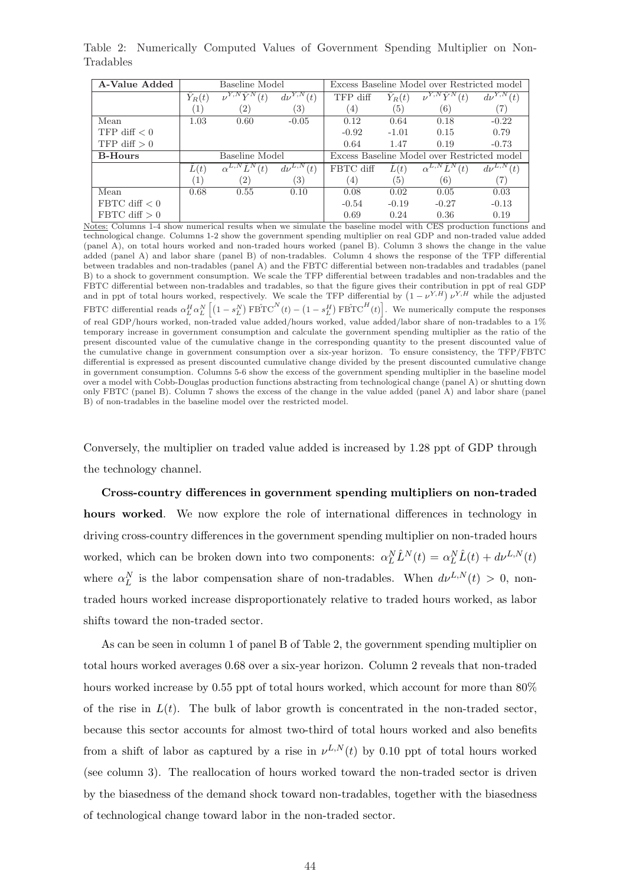Table 2: Numerically Computed Values of Government Spending Multiplier on Non-Tradables

| A-Value Added | Baseline Model | | | Excess Baseline Model over Restricted model | | | |
|---|---|---|---|---|---|---|---|
| | $\hat{Y}_R(t)$ | $\nu^{Y,N}\hat{Y}^N(t)$ | $d\nu^{Y,N}(t)$ | TFP diff | $\hat{Y}_R(t)$ | $\nu^{Y,N}\hat{Y}^N(t)$ | $d\nu^{Y,N}(t)$ |
| | (1) | (2) | (3) | (4) | (5) | (6) | (7) |
| Mean | 1.03 | 0.60 | -0.05 | 0.12 | 0.64 | 0.18 | -0.22 |
| TFP diff $< 0$ | | | | -0.92 | -1.01 | 0.15 | 0.79 |
| TFP diff $> 0$ | | | | 0.64 | 1.47 | 0.19 | -0.73 |
| **B-Hours** | Baseline Model | | | Excess Baseline Model over Restricted model | | | |
| | $\hat{L}(t)$ | $\alpha^{L,N}\hat{L}^N(t)$ | $d\nu^{L,N}(t)$ | FBTC diff | $\hat{L}(t)$ | $\alpha^{L,N}\hat{L}^N(t)$ | $d\nu^{L,N}(t)$ |
| | (1) | (2) | (3) | (4) | (5) | (6) | (7) |
| Mean | 0.68 | 0.55 | 0.10 | 0.08 | 0.02 | 0.05 | 0.03 |
| FBTC diff $< 0$ | | | | -0.54 | -0.19 | -0.27 | -0.13 |
| FBTC diff $> 0$ | | | | 0.69 | 0.24 | 0.36 | 0.19 |

Notes: Columns 1-4 show numerical results when we simulate the baseline model with CES production functions and technological change. Columns 1-2 show the government spending multiplier on real GDP and non-traded value added (panel A), on total hours worked and non-traded hours worked (panel B). Column 3 shows the change in the value added (panel A) and labor share (panel B) of non-tradables. Column 4 shows the response of the TFP differential between tradables and non-tradables (panel A) and the FBTC differential between non-tradables and tradables (panel B) to a shock to government consumption. We scale the TFP differential between tradables and non-tradables and the FBTC differential between non-tradables and tradables, so that the figure gives their contribution in ppt of real GDP and in ppt of total hours worked, respectively. We scale the TFP differential by $\left(1-\nu^{Y,H}\right)\nu^{Y,H}$ while the adjusted FBTC differential reads $\alpha^H_L\alpha^N_L\left[\left(1-s^N_L\right)\hat{\text{FBTC}}^N(t)-\left(1-s^H_L\right)\hat{\text{FBTC}}^H(t)\right]$. We numerically compute the responses of real GDP/hours worked, non-traded value added/hours worked, value added/labor share of non-tradables to a 1% temporary increase in government consumption and calculate the government spending multiplier as the ratio of the present discounted value of the cumulative change in the corresponding quantity to the present discounted value of the cumulative change in government consumption over a six-year horizon. To ensure consistency, the TFP/FBTC differential is expressed as present discounted cumulative change divided by the present discounted cumulative change in government consumption. Columns 5-6 show the excess of the government spending multiplier in the baseline model over a model with Cobb-Douglas production functions abstracting from technological change (panel A) or shutting down only FBTC (panel B). Column 7 shows the excess of the change in the value added (panel A) and labor share (panel B) of non-tradables in the baseline model over the restricted model.

Conversely, the multiplier on traded value added is increased by 1.28 ppt of GDP through the technology channel.

**Cross-country differences in government spending multipliers on non-traded hours worked**. We now explore the role of international differences in technology in driving cross-country differences in the government spending multiplier on non-traded hours worked, which can be broken down into two components: $\alpha^N_L\hat{L}^N(t) = \alpha^N_L\hat{L}(t) + d\nu^{L,N}(t)$ where $\alpha^N_L$ is the labor compensation share of non-tradables. When $d\nu^{L,N}(t) > 0$, non-traded hours worked increase disproportionately relative to traded hours worked, as labor shifts toward the non-traded sector.

As can be seen in column 1 of panel B of Table 2, the government spending multiplier on total hours worked averages 0.68 over a six-year horizon. Column 2 reveals that non-traded hours worked increase by 0.55 ppt of total hours worked, which account for more than 80% of the rise in $L(t)$. The bulk of labor growth is concentrated in the non-traded sector, because this sector accounts for almost two-third of total hours worked and also benefits from a shift of labor as captured by a rise in $\nu^{L,N}(t)$ by 0.10 ppt of total hours worked (see column 3). The reallocation of hours worked toward the non-traded sector is driven by the biasedness of the demand shock toward non-tradables, together with the biasedness of technological change toward labor in the non-traded sector.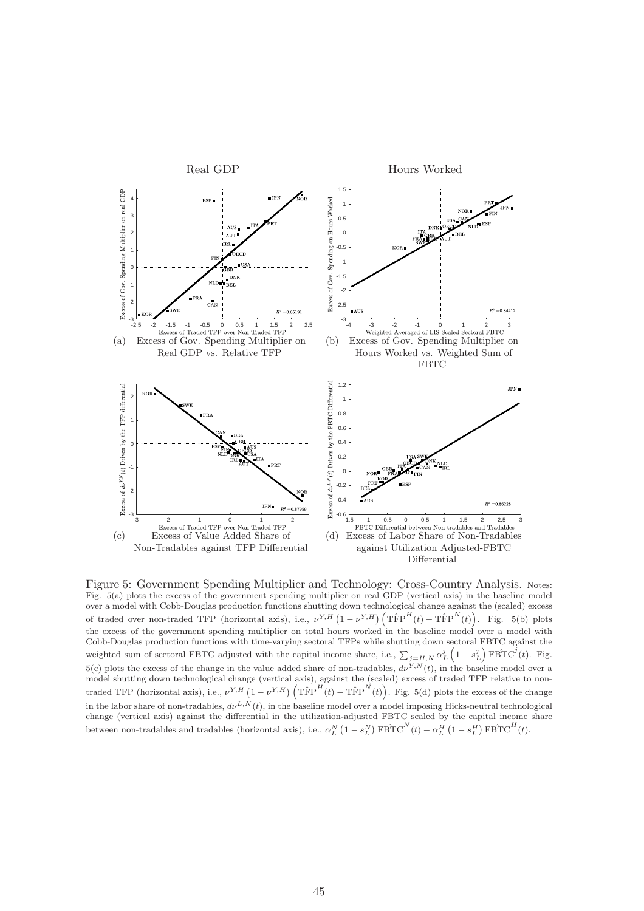Real GDP

Hours Worked

(a) Excess of Gov. Spending Multiplier on Real GDP vs. Relative TFP

(b) Excess of Gov. Spending Multiplier on Hours Worked vs. Weighted Sum of FBTC

(c) Excess of Value Added Share of Non-Tradables against TFP Differential

(d) Excess of Labor Share of Non-Tradables against Utilization Adjusted-FBTC Differential

Figure 5: Government Spending Multiplier and Technology: Cross-Country Analysis. Notes: Fig. 5(a) plots the excess of the government spending multiplier on real GDP (vertical axis) in the baseline model over a model with Cobb-Douglas production functions shutting down technological change against the (scaled) excess of traded over non-traded TFP (horizontal axis), i.e., $\nu^{Y,H}\left(1-\nu^{Y,H}\right)\left(\hat{\text{TFP}}^{H}(t)-\hat{\text{TFP}}^{N}(t)\right)$. Fig. 5(b) plots the excess of the government spending multiplier on total hours worked in the baseline model over a model with Cobb-Douglas production functions with time-varying sectoral TFPs while shutting down sectoral FBTC against the weighted sum of sectoral FBTC adjusted with the capital income share, i.e., $\sum_{j=H,N}\alpha_L^j\left(1-s_L^j\right)\hat{\text{FBTC}}^{j}(t)$. Fig. 5(c) plots the excess of the change in the value added share of non-tradables, $d\nu^{Y,N}(t)$, in the baseline model over a model shutting down technological change (vertical axis), against the (scaled) excess of traded TFP relative to non-traded TFP (horizontal axis), i.e., $\nu^{Y,H}\left(1-\nu^{Y,H}\right)\left(\hat{\text{TFP}}^{H}(t)-\hat{\text{TFP}}^{N}(t)\right)$. Fig. 5(d) plots the excess of the change in the labor share of non-tradables, $d\nu^{L,N}(t)$, in the baseline model over a model imposing Hicks-neutral technological change (vertical axis) against the differential in the utilization-adjusted FBTC scaled by the capital income share between non-tradables and tradables (horizontal axis), i.e., $\alpha_L^N\left(1-s_L^N\right)\hat{\text{FBTC}}^{N}(t)-\alpha_L^H\left(1-s_L^H\right)\hat{\text{FBTC}}^{H}(t)$.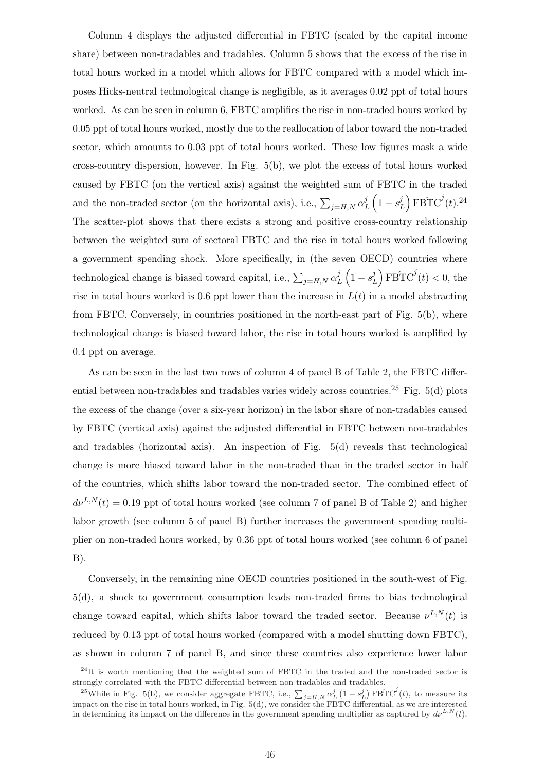Column 4 displays the adjusted differential in FBTC (scaled by the capital income share) between non-tradables and tradables. Column 5 shows that the excess of the rise in total hours worked in a model which allows for FBTC compared with a model which imposes Hicks-neutral technological change is negligible, as it averages 0.02 ppt of total hours worked. As can be seen in column 6, FBTC amplifies the rise in non-traded hours worked by 0.05 ppt of total hours worked, mostly due to the reallocation of labor toward the non-traded sector, which amounts to 0.03 ppt of total hours worked. These low figures mask a wide cross-country dispersion, however. In Fig. 5(b), we plot the excess of total hours worked caused by FBTC (on the vertical axis) against the weighted sum of FBTC in the traded and the non-traded sector (on the horizontal axis), i.e., $\sum_{j=H,N} \alpha_L^j \left(1 - s_L^j\right) \hat{\text{FBTC}}^j(t)$.[24] The scatter-plot shows that there exists a strong and positive cross-country relationship between the weighted sum of sectoral FBTC and the rise in total hours worked following a government spending shock. More specifically, in (the seven OECD) countries where technological change is biased toward capital, i.e., $\sum_{j=H,N} \alpha_L^j \left(1 - s_L^j\right) \hat{\text{FBTC}}^j(t) < 0$, the rise in total hours worked is 0.6 ppt lower than the increase in $L(t)$ in a model abstracting from FBTC. Conversely, in countries positioned in the north-east part of Fig. 5(b), where technological change is biased toward labor, the rise in total hours worked is amplified by 0.4 ppt on average.

As can be seen in the last two rows of column 4 of panel B of Table 2, the FBTC differential between non-tradables and tradables varies widely across countries.[25] Fig. 5(d) plots the excess of the change (over a six-year horizon) in the labor share of non-tradables caused by FBTC (vertical axis) against the adjusted differential in FBTC between non-tradables and tradables (horizontal axis). An inspection of Fig. 5(d) reveals that technological change is more biased toward labor in the non-traded than in the traded sector in half of the countries, which shifts labor toward the non-traded sector. The combined effect of $d\nu^{L,N}(t) = 0.19$ ppt of total hours worked (see column 7 of panel B of Table 2) and higher labor growth (see column 5 of panel B) further increases the government spending multiplier on non-traded hours worked, by 0.36 ppt of total hours worked (see column 6 of panel B).

Conversely, in the remaining nine OECD countries positioned in the south-west of Fig. 5(d), a shock to government consumption leads non-traded firms to bias technological change toward capital, which shifts labor toward the traded sector. Because $\nu^{L,N}(t)$ is reduced by 0.13 ppt of total hours worked (compared with a model shutting down FBTC), as shown in column 7 of panel B, and since these countries also experience lower labor

[24] It is worth mentioning that the weighted sum of FBTC in the traded and the non-traded sector is strongly correlated with the FBTC differential between non-tradables and tradables.

[25] While in Fig. 5(b), we consider aggregate FBTC, i.e., $\sum_{j=H,N} \alpha_L^j \left(1 - s_L^j\right) \hat{\text{FBTC}}^j(t)$, to measure its impact on the rise in total hours worked, in Fig. 5(d), we consider the FBTC differential, as we are interested in determining its impact on the difference in the government spending multiplier as captured by $d\nu^{L,N}(t)$.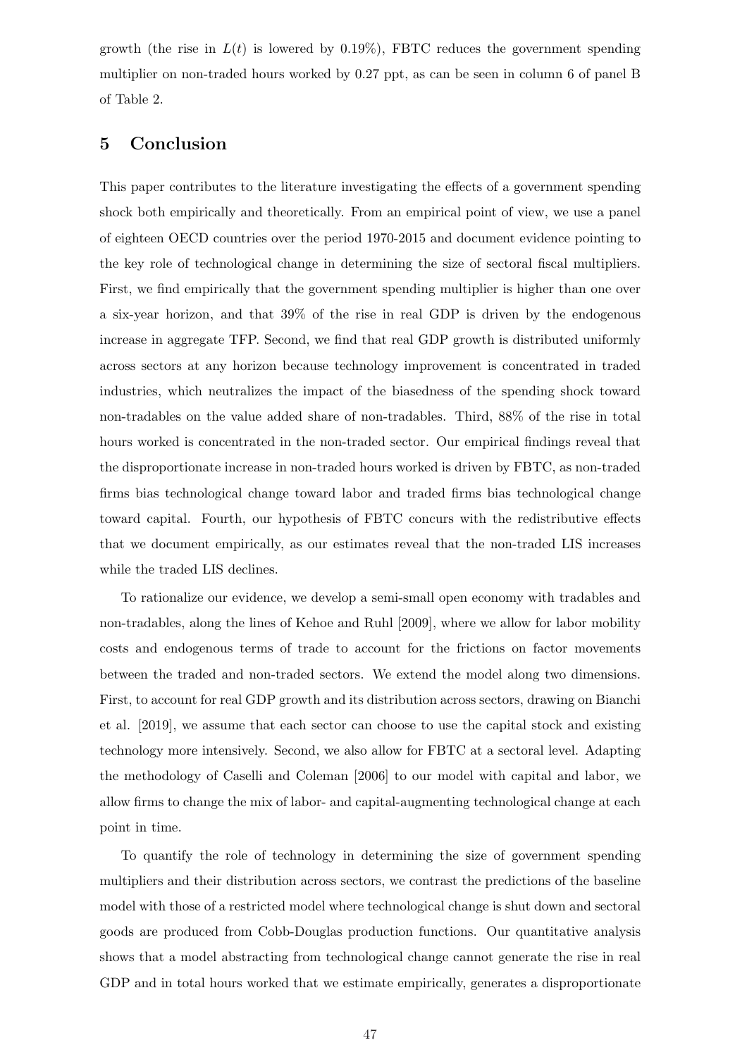growth (the rise in $L(t)$ is lowered by 0.19%), FBTC reduces the government spending multiplier on non-traded hours worked by 0.27 ppt, as can be seen in column 6 of panel B of Table 2.

## 5 Conclusion

This paper contributes to the literature investigating the effects of a government spending shock both empirically and theoretically. From an empirical point of view, we use a panel of eighteen OECD countries over the period 1970-2015 and document evidence pointing to the key role of technological change in determining the size of sectoral fiscal multipliers. First, we find empirically that the government spending multiplier is higher than one over a six-year horizon, and that 39% of the rise in real GDP is driven by the endogenous increase in aggregate TFP. Second, we find that real GDP growth is distributed uniformly across sectors at any horizon because technology improvement is concentrated in traded industries, which neutralizes the impact of the biasedness of the spending shock toward non-tradables on the value added share of non-tradables. Third, 88% of the rise in total hours worked is concentrated in the non-traded sector. Our empirical findings reveal that the disproportionate increase in non-traded hours worked is driven by FBTC, as non-traded firms bias technological change toward labor and traded firms bias technological change toward capital. Fourth, our hypothesis of FBTC concurs with the redistributive effects that we document empirically, as our estimates reveal that the non-traded LIS increases while the traded LIS declines.

To rationalize our evidence, we develop a semi-small open economy with tradables and non-tradables, along the lines of Kehoe and Ruhl [2009], where we allow for labor mobility costs and endogenous terms of trade to account for the frictions on factor movements between the traded and non-traded sectors. We extend the model along two dimensions. First, to account for real GDP growth and its distribution across sectors, drawing on Bianchi et al. [2019], we assume that each sector can choose to use the capital stock and existing technology more intensively. Second, we also allow for FBTC at a sectoral level. Adapting the methodology of Caselli and Coleman [2006] to our model with capital and labor, we allow firms to change the mix of labor- and capital-augmenting technological change at each point in time.

To quantify the role of technology in determining the size of government spending multipliers and their distribution across sectors, we contrast the predictions of the baseline model with those of a restricted model where technological change is shut down and sectoral goods are produced from Cobb-Douglas production functions. Our quantitative analysis shows that a model abstracting from technological change cannot generate the rise in real GDP and in total hours worked that we estimate empirically, generates a disproportionate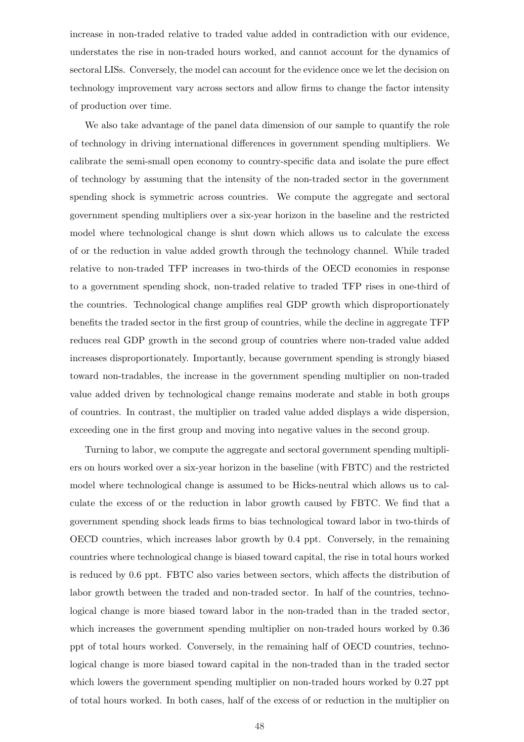increase in non-traded relative to traded value added in contradiction with our evidence, understates the rise in non-traded hours worked, and cannot account for the dynamics of sectoral LISs. Conversely, the model can account for the evidence once we let the decision on technology improvement vary across sectors and allow firms to change the factor intensity of production over time.

We also take advantage of the panel data dimension of our sample to quantify the role of technology in driving international differences in government spending multipliers. We calibrate the semi-small open economy to country-specific data and isolate the pure effect of technology by assuming that the intensity of the non-traded sector in the government spending shock is symmetric across countries. We compute the aggregate and sectoral government spending multipliers over a six-year horizon in the baseline and the restricted model where technological change is shut down which allows us to calculate the excess of or the reduction in value added growth through the technology channel. While traded relative to non-traded TFP increases in two-thirds of the OECD economies in response to a government spending shock, non-traded relative to traded TFP rises in one-third of the countries. Technological change amplifies real GDP growth which disproportionately benefits the traded sector in the first group of countries, while the decline in aggregate TFP reduces real GDP growth in the second group of countries where non-traded value added increases disproportionately. Importantly, because government spending is strongly biased toward non-tradables, the increase in the government spending multiplier on non-traded value added driven by technological change remains moderate and stable in both groups of countries. In contrast, the multiplier on traded value added displays a wide dispersion, exceeding one in the first group and moving into negative values in the second group.

Turning to labor, we compute the aggregate and sectoral government spending multipliers on hours worked over a six-year horizon in the baseline (with FBTC) and the restricted model where technological change is assumed to be Hicks-neutral which allows us to calculate the excess of or the reduction in labor growth caused by FBTC. We find that a government spending shock leads firms to bias technological toward labor in two-thirds of OECD countries, which increases labor growth by 0.4 ppt. Conversely, in the remaining countries where technological change is biased toward capital, the rise in total hours worked is reduced by 0.6 ppt. FBTC also varies between sectors, which affects the distribution of labor growth between the traded and non-traded sector. In half of the countries, technological change is more biased toward labor in the non-traded than in the traded sector, which increases the government spending multiplier on non-traded hours worked by 0.36 ppt of total hours worked. Conversely, in the remaining half of OECD countries, technological change is more biased toward capital in the non-traded than in the traded sector which lowers the government spending multiplier on non-traded hours worked by 0.27 ppt of total hours worked. In both cases, half of the excess of or reduction in the multiplier on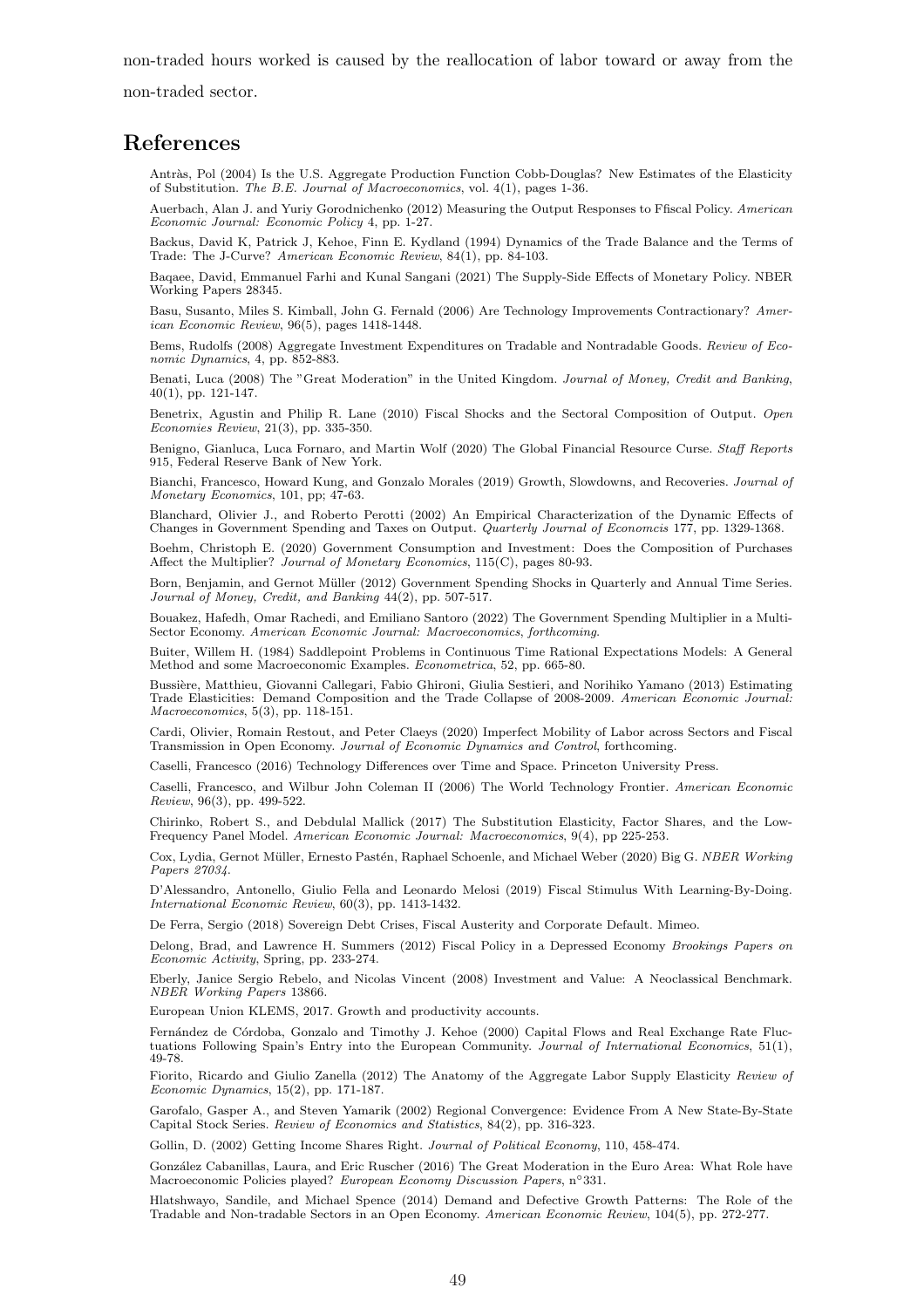non-traded hours worked is caused by the reallocation of labor toward or away from the non-traded sector.

## References

Antràs, Pol (2004) Is the U.S. Aggregate Production Function Cobb-Douglas? New Estimates of the Elasticity of Substitution. *The B.E. Journal of Macroeconomics*, vol. 4(1), pages 1-36.

Auerbach, Alan J. and Yuriy Gorodnichenko (2012) Measuring the Output Responses to Ffiscal Policy. *American Economic Journal: Economic Policy* 4, pp. 1-27.

Backus, David K, Patrick J, Kehoe, Finn E. Kydland (1994) Dynamics of the Trade Balance and the Terms of Trade: The J-Curve? *American Economic Review*, 84(1), pp. 84-103.

Baqaee, David, Emmanuel Farhi and Kunal Sangani (2021) The Supply-Side Effects of Monetary Policy. NBER Working Papers 28345.

Basu, Susanto, Miles S. Kimball, John G. Fernald (2006) Are Technology Improvements Contractionary? *American Economic Review*, 96(5), pages 1418-1448.

Bems, Rudolfs (2008) Aggregate Investment Expenditures on Tradable and Nontradable Goods. *Review of Economic Dynamics*, 4, pp. 852-883.

Benati, Luca (2008) The "Great Moderation" in the United Kingdom. *Journal of Money, Credit and Banking*, 40(1), pp. 121-147.

Benetrix, Agustin and Philip R. Lane (2010) Fiscal Shocks and the Sectoral Composition of Output. *Open Economies Review*, 21(3), pp. 335-350.

Benigno, Gianluca, Luca Fornaro, and Martin Wolf (2020) The Global Financial Resource Curse. *Staff Reports* 915, Federal Reserve Bank of New York.

Bianchi, Francesco, Howard Kung, and Gonzalo Morales (2019) Growth, Slowdowns, and Recoveries. *Journal of Monetary Economics*, 101, pp; 47-63.

Blanchard, Olivier J., and Roberto Perotti (2002) An Empirical Characterization of the Dynamic Effects of Changes in Government Spending and Taxes on Output. *Quarterly Journal of Economcis* 177, pp. 1329-1368.

Boehm, Christoph E. (2020) Government Consumption and Investment: Does the Composition of Purchases Affect the Multiplier? *Journal of Monetary Economics*, 115(C), pages 80-93.

Born, Benjamin, and Gernot Müller (2012) Government Spending Shocks in Quarterly and Annual Time Series. *Journal of Money, Credit, and Banking* 44(2), pp. 507-517.

Bouakez, Hafedh, Omar Rachedi, and Emiliano Santoro (2022) The Government Spending Multiplier in a Multi-Sector Economy. *American Economic Journal: Macroeconomics, forthcoming*.

Buiter, Willem H. (1984) Saddlepoint Problems in Continuous Time Rational Expectations Models: A General Method and some Macroeconomic Examples. *Econometrica*, 52, pp. 665-80.

Bussière, Matthieu, Giovanni Callegari, Fabio Ghironi, Giulia Sestieri, and Norihiko Yamano (2013) Estimating Trade Elasticities: Demand Composition and the Trade Collapse of 2008-2009. *American Economic Journal: Macroeconomics*, 5(3), pp. 118-151.

Cardi, Olivier, Romain Restout, and Peter Claeys (2020) Imperfect Mobility of Labor across Sectors and Fiscal Transmission in Open Economy. *Journal of Economic Dynamics and Control*, forthcoming.

Caselli, Francesco (2016) Technology Differences over Time and Space. Princeton University Press.

Caselli, Francesco, and Wilbur John Coleman II (2006) The World Technology Frontier. *American Economic Review*, 96(3), pp. 499-522.

Chirinko, Robert S., and Debdulal Mallick (2017) The Substitution Elasticity, Factor Shares, and the Low-Frequency Panel Model. *American Economic Journal: Macroeconomics*, 9(4), pp 225-253.

Cox, Lydia, Gernot Müller, Ernesto Pastén, Raphael Schoenle, and Michael Weber (2020) Big G. *NBER Working Papers 27034*.

D'Alessandro, Antonello, Giulio Fella and Leonardo Melosi (2019) Fiscal Stimulus With Learning-By-Doing. *International Economic Review*, 60(3), pp. 1413-1432.

De Ferra, Sergio (2018) Sovereign Debt Crises, Fiscal Austerity and Corporate Default. Mimeo.

Delong, Brad, and Lawrence H. Summers (2012) Fiscal Policy in a Depressed Economy *Brookings Papers on Economic Activity*, Spring, pp. 233-274.

Eberly, Janice Sergio Rebelo, and Nicolas Vincent (2008) Investment and Value: A Neoclassical Benchmark. *NBER Working Papers* 13866.

European Union KLEMS, 2017. Growth and productivity accounts.

Fernández de Córdoba, Gonzalo and Timothy J. Kehoe (2000) Capital Flows and Real Exchange Rate Fluctuations Following Spain's Entry into the European Community. *Journal of International Economics*, 51(1), 49-78.

Fiorito, Ricardo and Giulio Zanella (2012) The Anatomy of the Aggregate Labor Supply Elasticity *Review of Economic Dynamics*, 15(2), pp. 171-187.

Garofalo, Gasper A., and Steven Yamarik (2002) Regional Convergence: Evidence From A New State-By-State Capital Stock Series. *Review of Economics and Statistics*, 84(2), pp. 316-323.

Gollin, D. (2002) Getting Income Shares Right. *Journal of Political Economy*, 110, 458-474.

González Cabanillas, Laura, and Eric Ruscher (2016) The Great Moderation in the Euro Area: What Role have Macroeconomic Policies played? *European Economy Discussion Papers*, n°331.

Hlatshwayo, Sandile, and Michael Spence (2014) Demand and Defective Growth Patterns: The Role of the Tradable and Non-tradable Sectors in an Open Economy. *American Economic Review*, 104(5), pp. 272-277.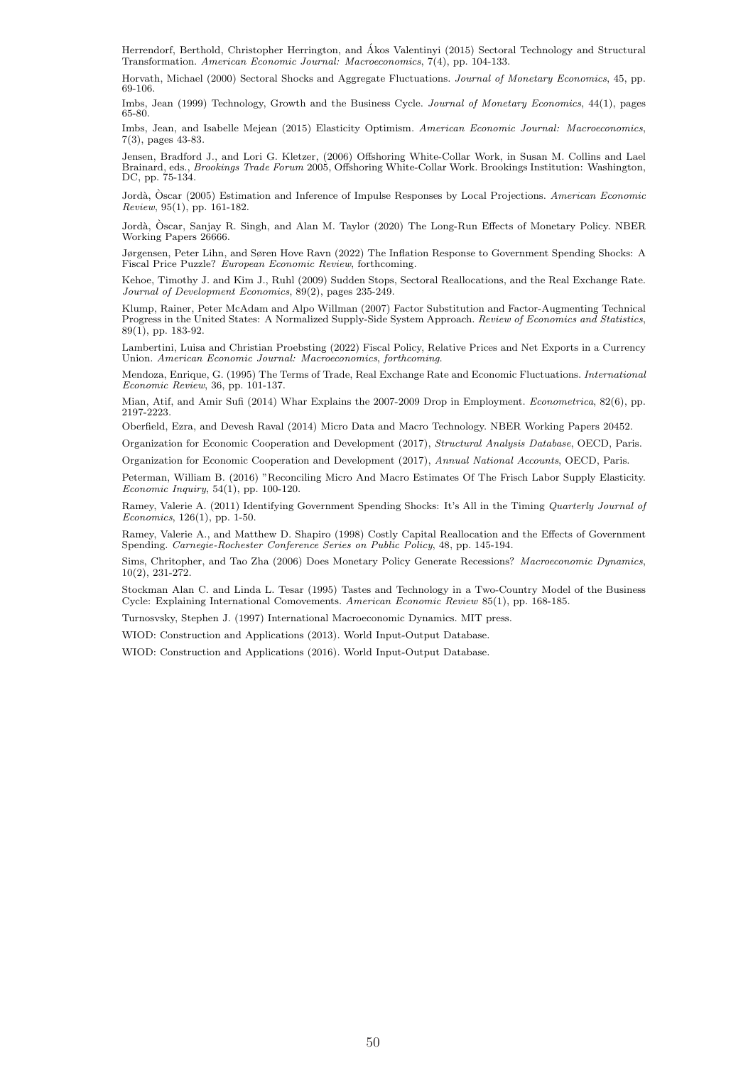Herrendorf, Berthold, Christopher Herrington, and Ákos Valentinyi (2015) Sectoral Technology and Structural Transformation. *American Economic Journal: Macroeconomics*, 7(4), pp. 104-133.

Horvath, Michael (2000) Sectoral Shocks and Aggregate Fluctuations. *Journal of Monetary Economics*, 45, pp. 69-106.

Imbs, Jean (1999) Technology, Growth and the Business Cycle. *Journal of Monetary Economics*, 44(1), pages 65-80.

Imbs, Jean, and Isabelle Mejean (2015) Elasticity Optimism. *American Economic Journal: Macroeconomics*, 7(3), pages 43-83.

Jensen, Bradford J., and Lori G. Kletzer, (2006) Offshoring White-Collar Work, in Susan M. Collins and Lael Brainard, eds., *Brookings Trade Forum* 2005, Offshoring White-Collar Work. Brookings Institution: Washington, DC, pp. 75-134.

Jordà, Òscar (2005) Estimation and Inference of Impulse Responses by Local Projections. *American Economic Review*, 95(1), pp. 161-182.

Jordà, Òscar, Sanjay R. Singh, and Alan M. Taylor (2020) The Long-Run Effects of Monetary Policy. NBER Working Papers 26666.

Jørgensen, Peter Lihn, and Søren Hove Ravn (2022) The Inflation Response to Government Spending Shocks: A Fiscal Price Puzzle? *European Economic Review*, forthcoming.

Kehoe, Timothy J. and Kim J., Ruhl (2009) Sudden Stops, Sectoral Reallocations, and the Real Exchange Rate. *Journal of Development Economics*, 89(2), pages 235-249.

Klump, Rainer, Peter McAdam and Alpo Willman (2007) Factor Substitution and Factor-Augmenting Technical Progress in the United States: A Normalized Supply-Side System Approach. *Review of Economics and Statistics*, 89(1), pp. 183-92.

Lambertini, Luisa and Christian Proebsting (2022) Fiscal Policy, Relative Prices and Net Exports in a Currency Union. *American Economic Journal: Macroeconomics*, *forthcoming*.

Mendoza, Enrique, G. (1995) The Terms of Trade, Real Exchange Rate and Economic Fluctuations. *International Economic Review*, 36, pp. 101-137.

Mian, Atif, and Amir Sufi (2014) Whar Explains the 2007-2009 Drop in Employment. *Econometrica*, 82(6), pp. 2197-2223.

Oberfield, Ezra, and Devesh Raval (2014) Micro Data and Macro Technology. NBER Working Papers 20452.

Organization for Economic Cooperation and Development (2017), *Structural Analysis Database*, OECD, Paris.

Organization for Economic Cooperation and Development (2017), *Annual National Accounts*, OECD, Paris.

Peterman, William B. (2016) "Reconciling Micro And Macro Estimates Of The Frisch Labor Supply Elasticity. *Economic Inquiry*, 54(1), pp. 100-120.

Ramey, Valerie A. (2011) Identifying Government Spending Shocks: It's All in the Timing *Quarterly Journal of Economics*, 126(1), pp. 1-50.

Ramey, Valerie A., and Matthew D. Shapiro (1998) Costly Capital Reallocation and the Effects of Government Spending. *Carnegie-Rochester Conference Series on Public Policy*, 48, pp. 145-194.

Sims, Chritopher, and Tao Zha (2006) Does Monetary Policy Generate Recessions? *Macroeconomic Dynamics*, 10(2), 231-272.

Stockman Alan C. and Linda L. Tesar (1995) Tastes and Technology in a Two-Country Model of the Business Cycle: Explaining International Comovements. *American Economic Review* 85(1), pp. 168-185.

Turnosvsky, Stephen J. (1997) International Macroeconomic Dynamics. MIT press.

WIOD: Construction and Applications (2013). World Input-Output Database.

WIOD: Construction and Applications (2016). World Input-Output Database.